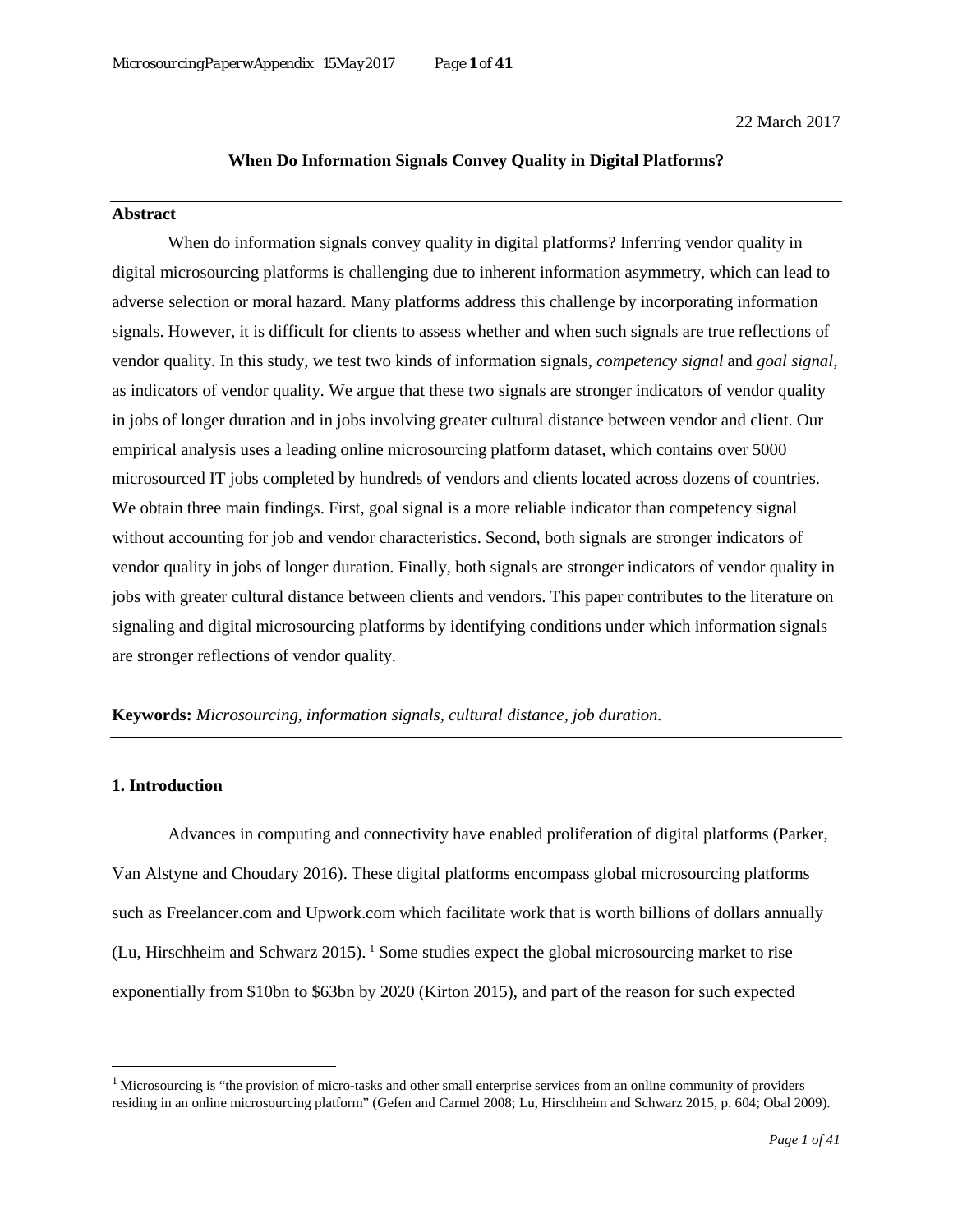22 March 2017

# When Do Information Signals Convey Quality in Digital Platforms?

## Abstract

When do information signals convey quality in digital platforms? Inferring vendor quality in digital microsourcing platforms is challenging due to inherent information asymmetry, which can lead to adverse selection or moral hazard. Many platforms address this challenge by incorporating information signals. However, it is difficult for clients to assess whether and when such signals are true reflections of vendor quality. In this study, we test two kinds of information signals, *competency signal* and *goal signal*, as indicators of vendor quality. We argue that these two signals are stronger indicators of vendor quality in jobs of longer duration and in jobs involving greater cultural distance between vendor and client. Our empirical analysis uses a leading online microsourcing platform dataset, which contains over 5000 microsourced IT jobs completed by hundreds of vendors and clients located across dozens of countries. We obtain three main findings. First, goal signal is a more reliable indicator than competency signal without accounting for job and vendor characteristics. Second, both signals are stronger indicators of vendor quality in jobs of longer duration. Finally, both signals are stronger indicators of vendor quality in jobs with greater cultural distance between clients and vendors. This paper contributes to the literature on signaling and digital microsourcing platforms by identifying conditions under which information signals are stronger reflections of vendor quality.

**Keywords:** *Microsourcing, information signals, cultural distance, job duration.*

## 1. Introduction

Advances in computing and connectivity have enabled proliferation of digital platforms (Parker, Van Alstyne and Choudary 2016). These digital platforms encompass global microsourcing platforms such as Freelancer.com and Upwork.com which facilitate work that is worth billions of dollars annually (Lu, Hirschheim and Schwarz 2015). [1] Some studies expect the global microsourcing market to rise exponentially from $10bn to $63bn by 2020 (Kirton 2015), and part of the reason for such expected

[1] Microsourcing is "the provision of micro-tasks and other small enterprise services from an online community of providers residing in an online microsourcing platform" (Gefen and Carmel 2008; Lu, Hirschheim and Schwarz 2015, p. 604; Obal 2009).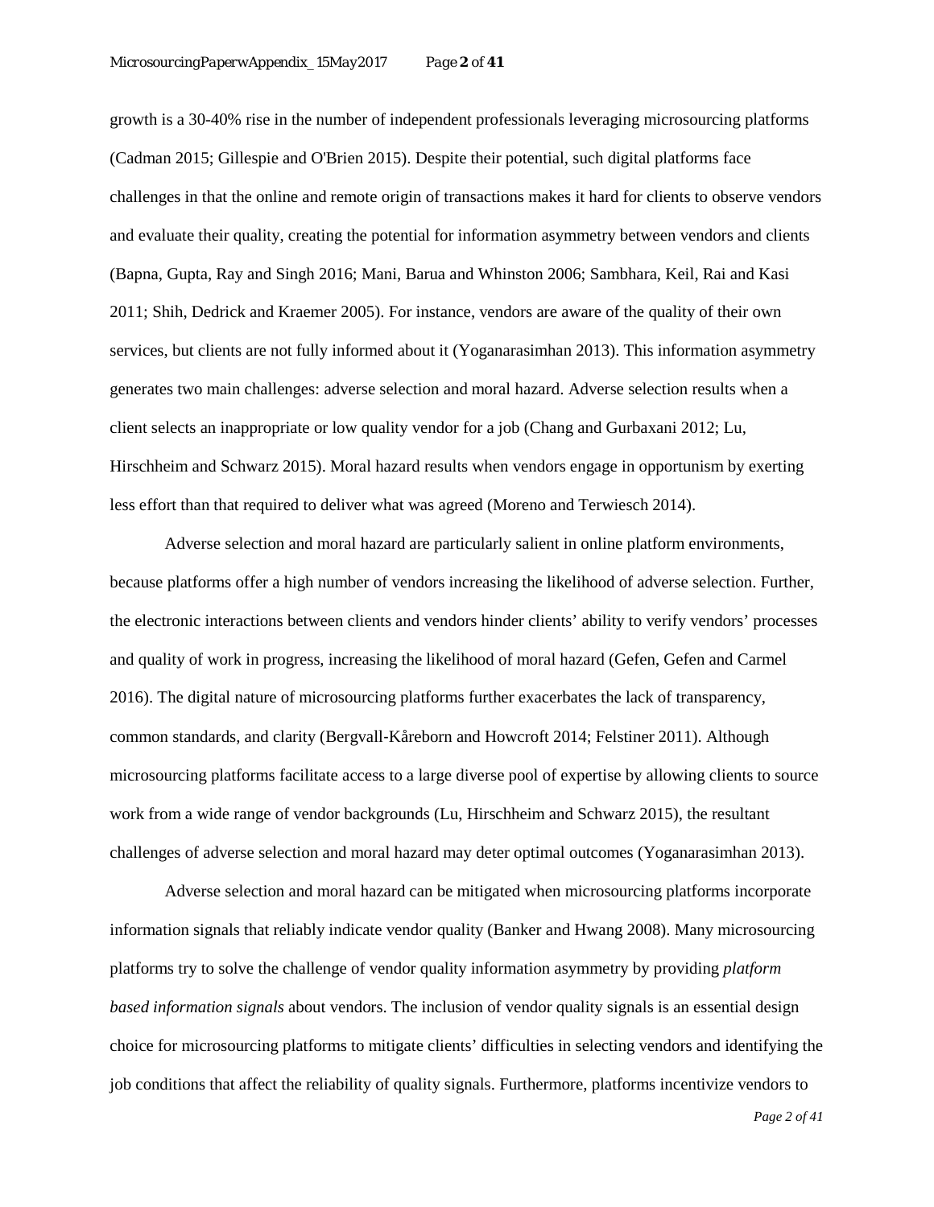growth is a 30-40% rise in the number of independent professionals leveraging microsourcing platforms (Cadman 2015; Gillespie and O'Brien 2015). Despite their potential, such digital platforms face challenges in that the online and remote origin of transactions makes it hard for clients to observe vendors and evaluate their quality, creating the potential for information asymmetry between vendors and clients (Bapna, Gupta, Ray and Singh 2016; Mani, Barua and Whinston 2006; Sambhara, Keil, Rai and Kasi 2011; Shih, Dedrick and Kraemer 2005). For instance, vendors are aware of the quality of their own services, but clients are not fully informed about it (Yoganarasimhan 2013). This information asymmetry generates two main challenges: adverse selection and moral hazard. Adverse selection results when a client selects an inappropriate or low quality vendor for a job (Chang and Gurbaxani 2012; Lu, Hirschheim and Schwarz 2015). Moral hazard results when vendors engage in opportunism by exerting less effort than that required to deliver what was agreed (Moreno and Terwiesch 2014).

Adverse selection and moral hazard are particularly salient in online platform environments, because platforms offer a high number of vendors increasing the likelihood of adverse selection. Further, the electronic interactions between clients and vendors hinder clients' ability to verify vendors' processes and quality of work in progress, increasing the likelihood of moral hazard (Gefen, Gefen and Carmel 2016). The digital nature of microsourcing platforms further exacerbates the lack of transparency, common standards, and clarity (Bergvall-Kåreborn and Howcroft 2014; Felstiner 2011). Although microsourcing platforms facilitate access to a large diverse pool of expertise by allowing clients to source work from a wide range of vendor backgrounds (Lu, Hirschheim and Schwarz 2015), the resultant challenges of adverse selection and moral hazard may deter optimal outcomes (Yoganarasimhan 2013).

Adverse selection and moral hazard can be mitigated when microsourcing platforms incorporate information signals that reliably indicate vendor quality (Banker and Hwang 2008). Many microsourcing platforms try to solve the challenge of vendor quality information asymmetry by providing *platform based information signals* about vendors. The inclusion of vendor quality signals is an essential design choice for microsourcing platforms to mitigate clients' difficulties in selecting vendors and identifying the job conditions that affect the reliability of quality signals. Furthermore, platforms incentivize vendors to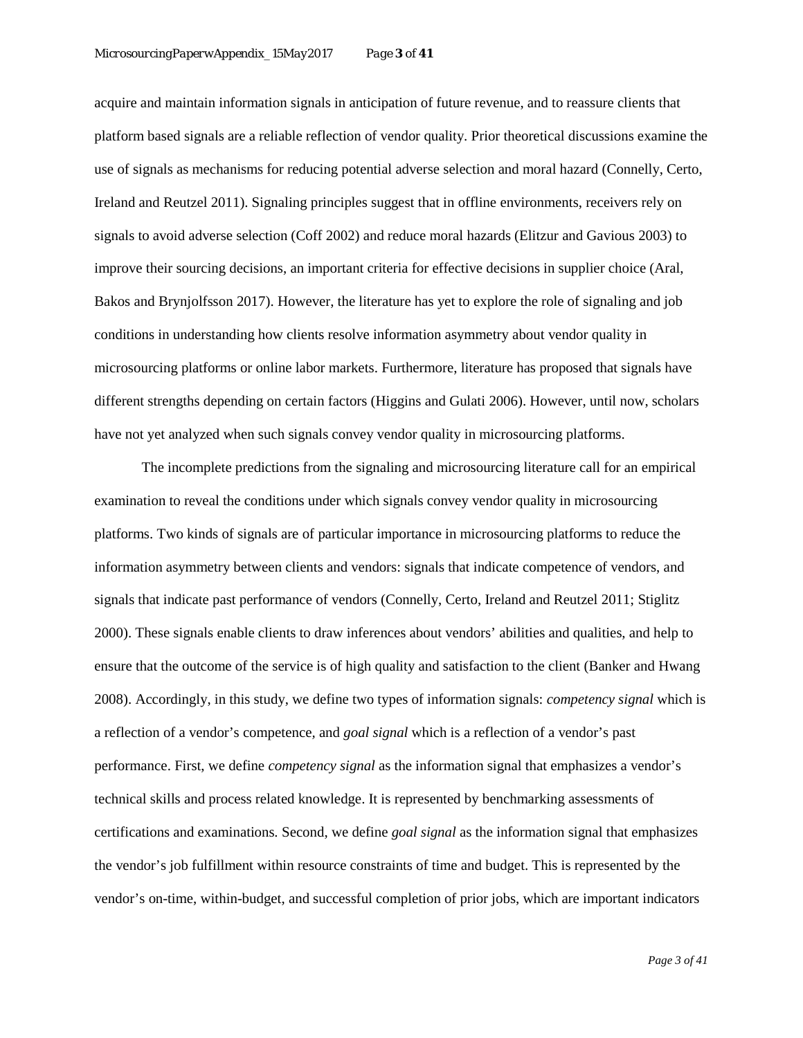acquire and maintain information signals in anticipation of future revenue, and to reassure clients that platform based signals are a reliable reflection of vendor quality. Prior theoretical discussions examine the use of signals as mechanisms for reducing potential adverse selection and moral hazard (Connelly, Certo, Ireland and Reutzel 2011). Signaling principles suggest that in offline environments, receivers rely on signals to avoid adverse selection (Coff 2002) and reduce moral hazards (Elitzur and Gavious 2003) to improve their sourcing decisions, an important criteria for effective decisions in supplier choice (Aral, Bakos and Brynjolfsson 2017). However, the literature has yet to explore the role of signaling and job conditions in understanding how clients resolve information asymmetry about vendor quality in microsourcing platforms or online labor markets. Furthermore, literature has proposed that signals have different strengths depending on certain factors (Higgins and Gulati 2006). However, until now, scholars have not yet analyzed when such signals convey vendor quality in microsourcing platforms.

The incomplete predictions from the signaling and microsourcing literature call for an empirical examination to reveal the conditions under which signals convey vendor quality in microsourcing platforms. Two kinds of signals are of particular importance in microsourcing platforms to reduce the information asymmetry between clients and vendors: signals that indicate competence of vendors, and signals that indicate past performance of vendors (Connelly, Certo, Ireland and Reutzel 2011; Stiglitz 2000). These signals enable clients to draw inferences about vendors' abilities and qualities, and help to ensure that the outcome of the service is of high quality and satisfaction to the client (Banker and Hwang 2008). Accordingly, in this study, we define two types of information signals: *competency signal* which is a reflection of a vendor's competence, and *goal signal* which is a reflection of a vendor's past performance. First, we define *competency signal* as the information signal that emphasizes a vendor's technical skills and process related knowledge. It is represented by benchmarking assessments of certifications and examinations. Second, we define *goal signal* as the information signal that emphasizes the vendor's job fulfillment within resource constraints of time and budget. This is represented by the vendor's on-time, within-budget, and successful completion of prior jobs, which are important indicators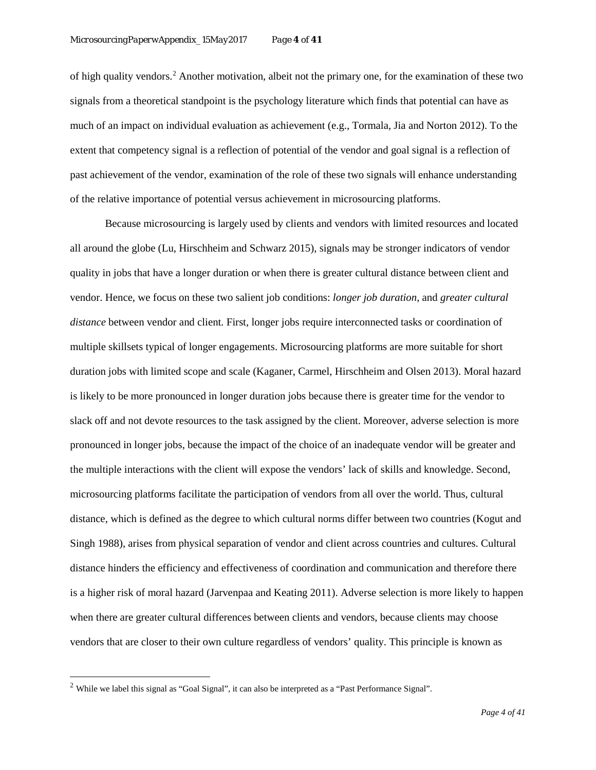of high quality vendors.[2] Another motivation, albeit not the primary one, for the examination of these two signals from a theoretical standpoint is the psychology literature which finds that potential can have as much of an impact on individual evaluation as achievement (e.g., Tormala, Jia and Norton 2012). To the extent that competency signal is a reflection of potential of the vendor and goal signal is a reflection of past achievement of the vendor, examination of the role of these two signals will enhance understanding of the relative importance of potential versus achievement in microsourcing platforms.

Because microsourcing is largely used by clients and vendors with limited resources and located all around the globe (Lu, Hirschheim and Schwarz 2015), signals may be stronger indicators of vendor quality in jobs that have a longer duration or when there is greater cultural distance between client and vendor. Hence, we focus on these two salient job conditions: *longer job duration,* and *greater cultural distance* between vendor and client. First, longer jobs require interconnected tasks or coordination of multiple skillsets typical of longer engagements. Microsourcing platforms are more suitable for short duration jobs with limited scope and scale (Kaganer, Carmel, Hirschheim and Olsen 2013). Moral hazard is likely to be more pronounced in longer duration jobs because there is greater time for the vendor to slack off and not devote resources to the task assigned by the client. Moreover, adverse selection is more pronounced in longer jobs, because the impact of the choice of an inadequate vendor will be greater and the multiple interactions with the client will expose the vendors' lack of skills and knowledge. Second, microsourcing platforms facilitate the participation of vendors from all over the world. Thus, cultural distance, which is defined as the degree to which cultural norms differ between two countries (Kogut and Singh 1988), arises from physical separation of vendor and client across countries and cultures. Cultural distance hinders the efficiency and effectiveness of coordination and communication and therefore there is a higher risk of moral hazard (Jarvenpaa and Keating 2011). Adverse selection is more likely to happen when there are greater cultural differences between clients and vendors, because clients may choose vendors that are closer to their own culture regardless of vendors' quality. This principle is known as

[2] While we label this signal as "Goal Signal", it can also be interpreted as a "Past Performance Signal".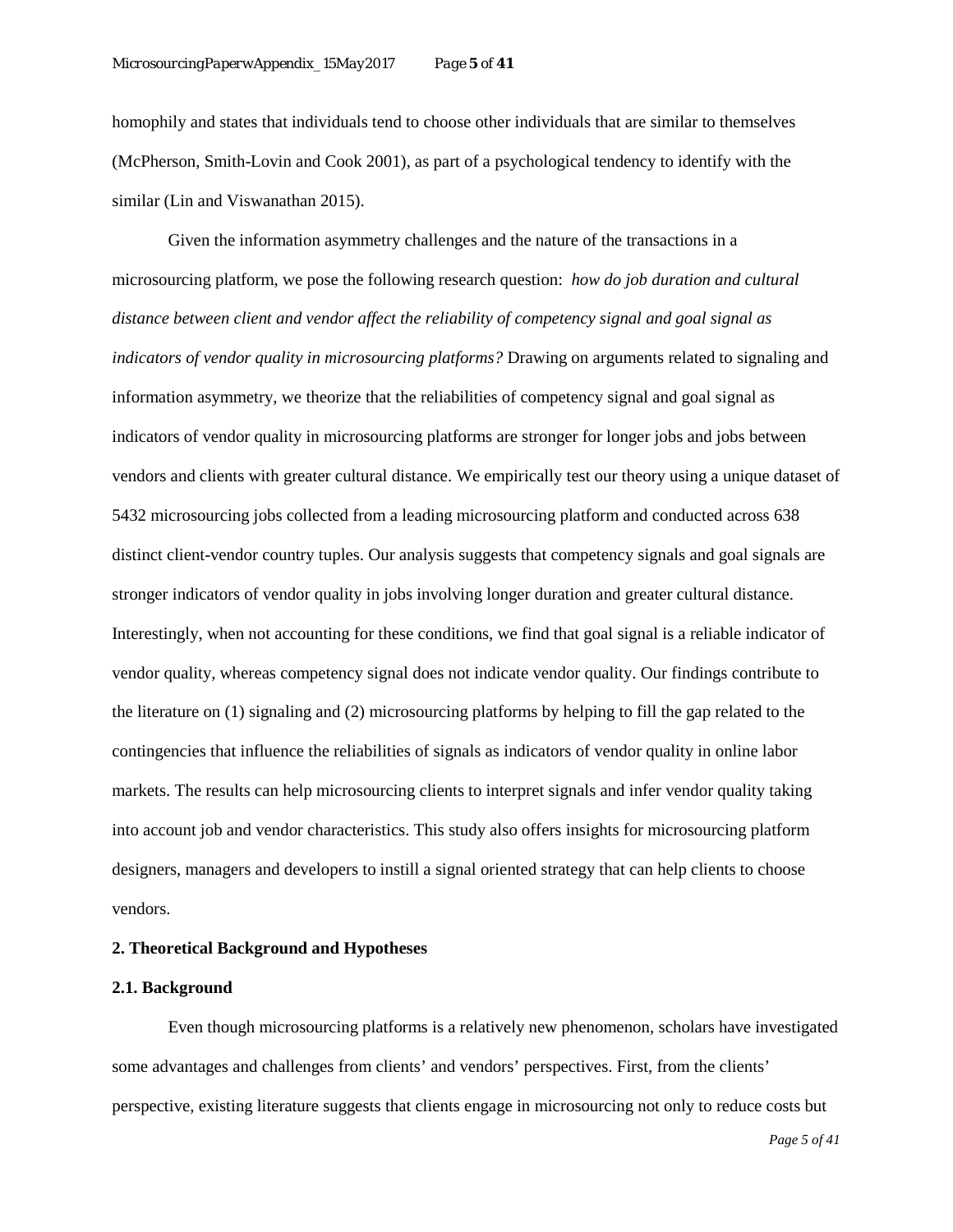homophily and states that individuals tend to choose other individuals that are similar to themselves (McPherson, Smith-Lovin and Cook 2001), as part of a psychological tendency to identify with the similar (Lin and Viswanathan 2015).

Given the information asymmetry challenges and the nature of the transactions in a microsourcing platform, we pose the following research question: *how do job duration and cultural distance between client and vendor affect the reliability of competency signal and goal signal as indicators of vendor quality in microsourcing platforms?* Drawing on arguments related to signaling and information asymmetry, we theorize that the reliabilities of competency signal and goal signal as indicators of vendor quality in microsourcing platforms are stronger for longer jobs and jobs between vendors and clients with greater cultural distance. We empirically test our theory using a unique dataset of 5432 microsourcing jobs collected from a leading microsourcing platform and conducted across 638 distinct client-vendor country tuples. Our analysis suggests that competency signals and goal signals are stronger indicators of vendor quality in jobs involving longer duration and greater cultural distance. Interestingly, when not accounting for these conditions, we find that goal signal is a reliable indicator of vendor quality, whereas competency signal does not indicate vendor quality. Our findings contribute to the literature on (1) signaling and (2) microsourcing platforms by helping to fill the gap related to the contingencies that influence the reliabilities of signals as indicators of vendor quality in online labor markets. The results can help microsourcing clients to interpret signals and infer vendor quality taking into account job and vendor characteristics. This study also offers insights for microsourcing platform designers, managers and developers to instill a signal oriented strategy that can help clients to choose vendors.

## 2. Theoretical Background and Hypotheses

### 2.1. Background

Even though microsourcing platforms is a relatively new phenomenon, scholars have investigated some advantages and challenges from clients' and vendors' perspectives. First, from the clients' perspective, existing literature suggests that clients engage in microsourcing not only to reduce costs but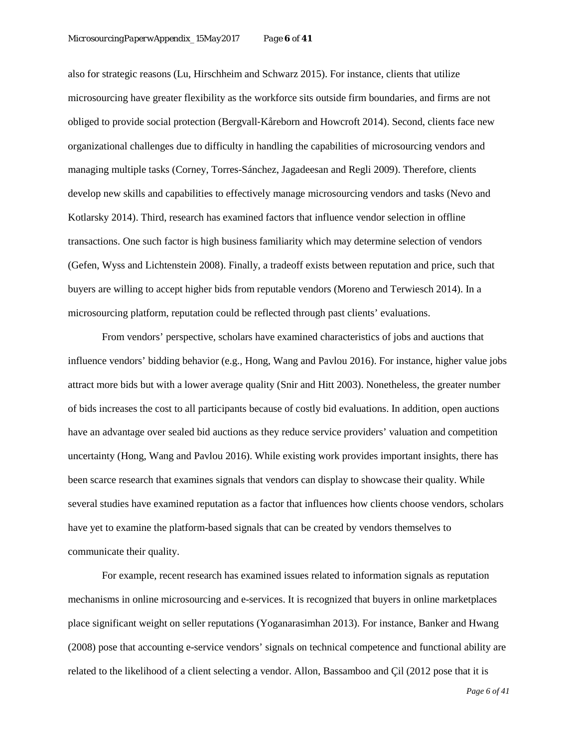also for strategic reasons (Lu, Hirschheim and Schwarz 2015). For instance, clients that utilize microsourcing have greater flexibility as the workforce sits outside firm boundaries, and firms are not obliged to provide social protection (Bergvall-Kåreborn and Howcroft 2014). Second, clients face new organizational challenges due to difficulty in handling the capabilities of microsourcing vendors and managing multiple tasks (Corney, Torres-Sánchez, Jagadeesan and Regli 2009). Therefore, clients develop new skills and capabilities to effectively manage microsourcing vendors and tasks (Nevo and Kotlarsky 2014). Third, research has examined factors that influence vendor selection in offline transactions. One such factor is high business familiarity which may determine selection of vendors (Gefen, Wyss and Lichtenstein 2008). Finally, a tradeoff exists between reputation and price, such that buyers are willing to accept higher bids from reputable vendors (Moreno and Terwiesch 2014). In a microsourcing platform, reputation could be reflected through past clients' evaluations.

From vendors' perspective, scholars have examined characteristics of jobs and auctions that influence vendors' bidding behavior (e.g., Hong, Wang and Pavlou 2016). For instance, higher value jobs attract more bids but with a lower average quality (Snir and Hitt 2003). Nonetheless, the greater number of bids increases the cost to all participants because of costly bid evaluations. In addition, open auctions have an advantage over sealed bid auctions as they reduce service providers' valuation and competition uncertainty (Hong, Wang and Pavlou 2016). While existing work provides important insights, there has been scarce research that examines signals that vendors can display to showcase their quality. While several studies have examined reputation as a factor that influences how clients choose vendors, scholars have yet to examine the platform-based signals that can be created by vendors themselves to communicate their quality.

For example, recent research has examined issues related to information signals as reputation mechanisms in online microsourcing and e-services. It is recognized that buyers in online marketplaces place significant weight on seller reputations (Yoganarasimhan 2013). For instance, Banker and Hwang (2008) pose that accounting e-service vendors' signals on technical competence and functional ability are related to the likelihood of a client selecting a vendor. Allon, Bassamboo and Çil (2012 pose that it is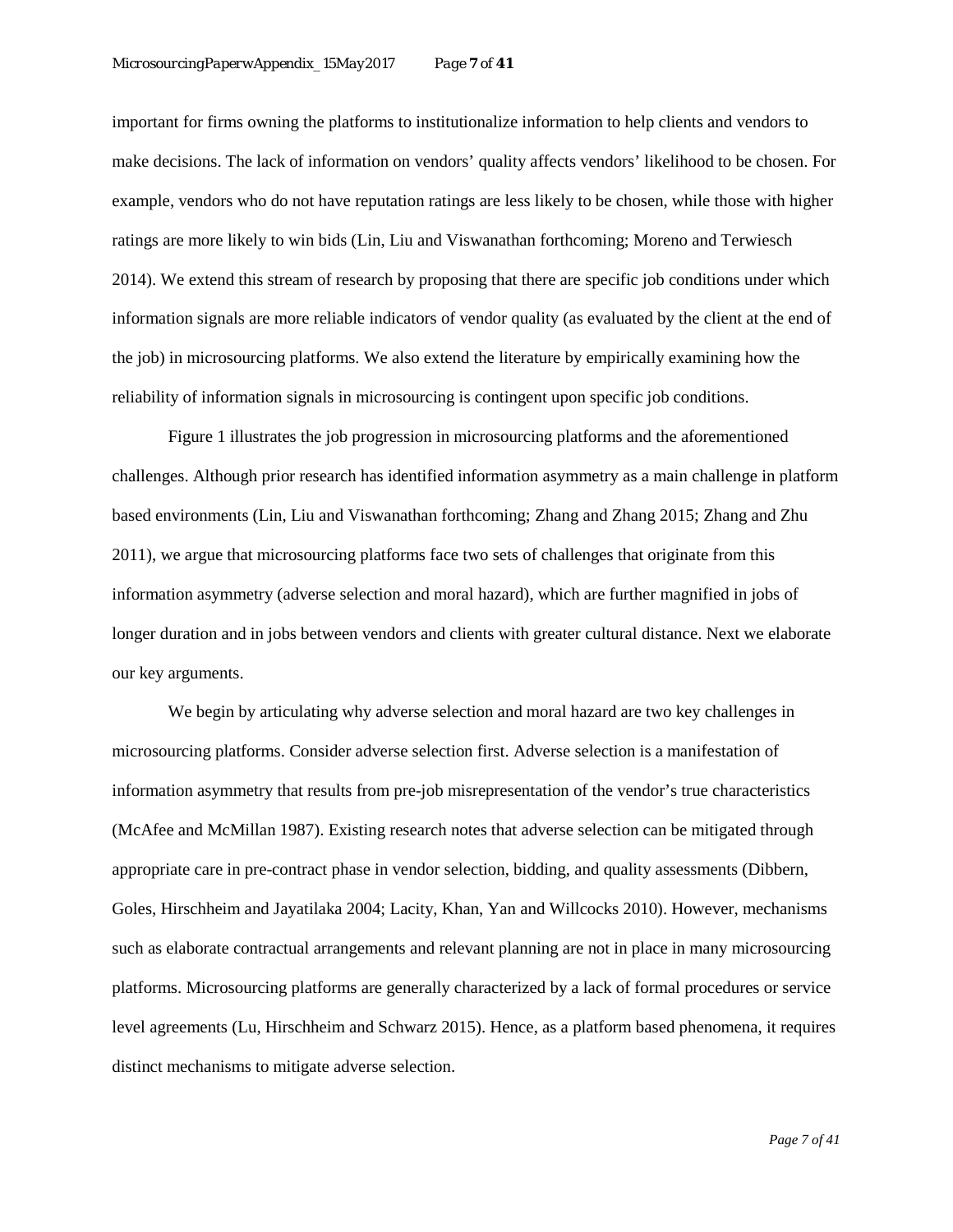important for firms owning the platforms to institutionalize information to help clients and vendors to make decisions. The lack of information on vendors' quality affects vendors' likelihood to be chosen. For example, vendors who do not have reputation ratings are less likely to be chosen, while those with higher ratings are more likely to win bids (Lin, Liu and Viswanathan forthcoming; Moreno and Terwiesch 2014). We extend this stream of research by proposing that there are specific job conditions under which information signals are more reliable indicators of vendor quality (as evaluated by the client at the end of the job) in microsourcing platforms. We also extend the literature by empirically examining how the reliability of information signals in microsourcing is contingent upon specific job conditions.

Figure 1 illustrates the job progression in microsourcing platforms and the aforementioned challenges. Although prior research has identified information asymmetry as a main challenge in platform based environments (Lin, Liu and Viswanathan forthcoming; Zhang and Zhang 2015; Zhang and Zhu 2011), we argue that microsourcing platforms face two sets of challenges that originate from this information asymmetry (adverse selection and moral hazard), which are further magnified in jobs of longer duration and in jobs between vendors and clients with greater cultural distance. Next we elaborate our key arguments.

We begin by articulating why adverse selection and moral hazard are two key challenges in microsourcing platforms. Consider adverse selection first. Adverse selection is a manifestation of information asymmetry that results from pre-job misrepresentation of the vendor's true characteristics (McAfee and McMillan 1987). Existing research notes that adverse selection can be mitigated through appropriate care in pre-contract phase in vendor selection, bidding, and quality assessments (Dibbern, Goles, Hirschheim and Jayatilaka 2004; Lacity, Khan, Yan and Willcocks 2010). However, mechanisms such as elaborate contractual arrangements and relevant planning are not in place in many microsourcing platforms. Microsourcing platforms are generally characterized by a lack of formal procedures or service level agreements (Lu, Hirschheim and Schwarz 2015). Hence, as a platform based phenomena, it requires distinct mechanisms to mitigate adverse selection.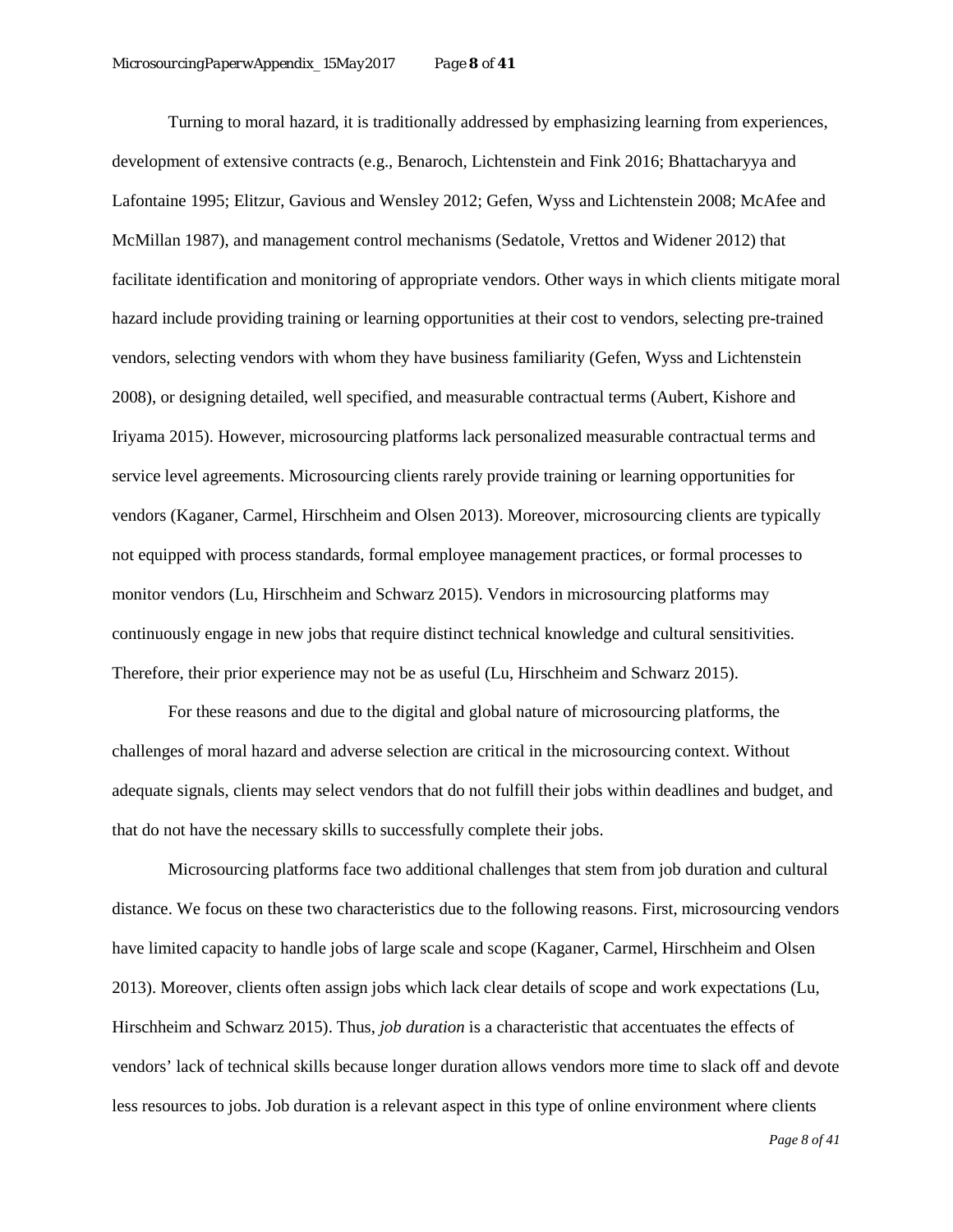Turning to moral hazard, it is traditionally addressed by emphasizing learning from experiences, development of extensive contracts (e.g., Benaroch, Lichtenstein and Fink 2016; Bhattacharyya and Lafontaine 1995; Elitzur, Gavious and Wensley 2012; Gefen, Wyss and Lichtenstein 2008; McAfee and McMillan 1987), and management control mechanisms (Sedatole, Vrettos and Widener 2012) that facilitate identification and monitoring of appropriate vendors. Other ways in which clients mitigate moral hazard include providing training or learning opportunities at their cost to vendors, selecting pre-trained vendors, selecting vendors with whom they have business familiarity (Gefen, Wyss and Lichtenstein 2008), or designing detailed, well specified, and measurable contractual terms (Aubert, Kishore and Iriyama 2015). However, microsourcing platforms lack personalized measurable contractual terms and service level agreements. Microsourcing clients rarely provide training or learning opportunities for vendors (Kaganer, Carmel, Hirschheim and Olsen 2013). Moreover, microsourcing clients are typically not equipped with process standards, formal employee management practices, or formal processes to monitor vendors (Lu, Hirschheim and Schwarz 2015). Vendors in microsourcing platforms may continuously engage in new jobs that require distinct technical knowledge and cultural sensitivities. Therefore, their prior experience may not be as useful (Lu, Hirschheim and Schwarz 2015).

For these reasons and due to the digital and global nature of microsourcing platforms, the challenges of moral hazard and adverse selection are critical in the microsourcing context. Without adequate signals, clients may select vendors that do not fulfill their jobs within deadlines and budget, and that do not have the necessary skills to successfully complete their jobs.

Microsourcing platforms face two additional challenges that stem from job duration and cultural distance. We focus on these two characteristics due to the following reasons. First, microsourcing vendors have limited capacity to handle jobs of large scale and scope (Kaganer, Carmel, Hirschheim and Olsen 2013). Moreover, clients often assign jobs which lack clear details of scope and work expectations (Lu, Hirschheim and Schwarz 2015). Thus, *job duration* is a characteristic that accentuates the effects of vendors' lack of technical skills because longer duration allows vendors more time to slack off and devote less resources to jobs. Job duration is a relevant aspect in this type of online environment where clients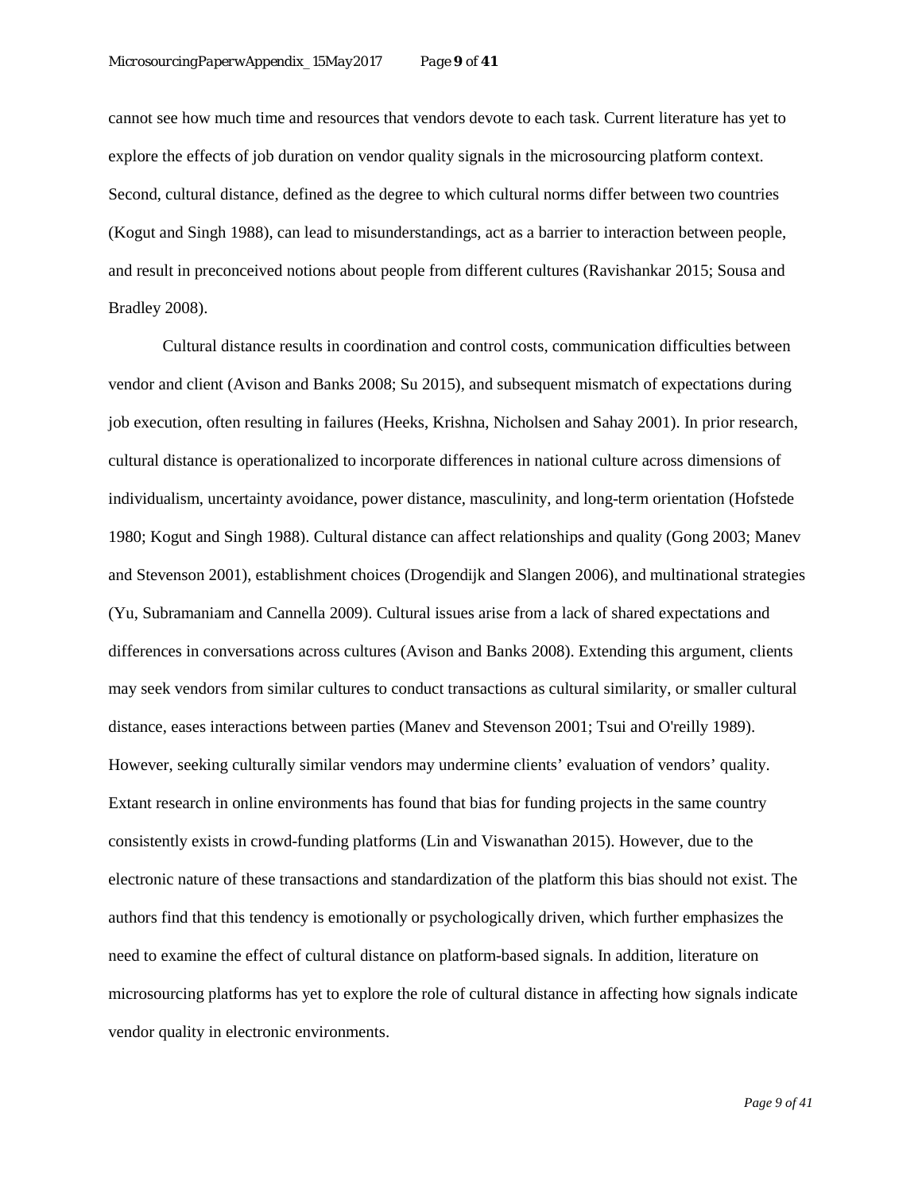cannot see how much time and resources that vendors devote to each task. Current literature has yet to explore the effects of job duration on vendor quality signals in the microsourcing platform context. Second, cultural distance, defined as the degree to which cultural norms differ between two countries (Kogut and Singh 1988), can lead to misunderstandings, act as a barrier to interaction between people, and result in preconceived notions about people from different cultures (Ravishankar 2015; Sousa and Bradley 2008).

Cultural distance results in coordination and control costs, communication difficulties between vendor and client (Avison and Banks 2008; Su 2015), and subsequent mismatch of expectations during job execution, often resulting in failures (Heeks, Krishna, Nicholsen and Sahay 2001). In prior research, cultural distance is operationalized to incorporate differences in national culture across dimensions of individualism, uncertainty avoidance, power distance, masculinity, and long-term orientation (Hofstede 1980; Kogut and Singh 1988). Cultural distance can affect relationships and quality (Gong 2003; Manev and Stevenson 2001), establishment choices (Drogendijk and Slangen 2006), and multinational strategies (Yu, Subramaniam and Cannella 2009). Cultural issues arise from a lack of shared expectations and differences in conversations across cultures (Avison and Banks 2008). Extending this argument, clients may seek vendors from similar cultures to conduct transactions as cultural similarity, or smaller cultural distance, eases interactions between parties (Manev and Stevenson 2001; Tsui and O'reilly 1989). However, seeking culturally similar vendors may undermine clients' evaluation of vendors' quality. Extant research in online environments has found that bias for funding projects in the same country consistently exists in crowd-funding platforms (Lin and Viswanathan 2015). However, due to the electronic nature of these transactions and standardization of the platform this bias should not exist. The authors find that this tendency is emotionally or psychologically driven, which further emphasizes the need to examine the effect of cultural distance on platform-based signals. In addition, literature on microsourcing platforms has yet to explore the role of cultural distance in affecting how signals indicate vendor quality in electronic environments.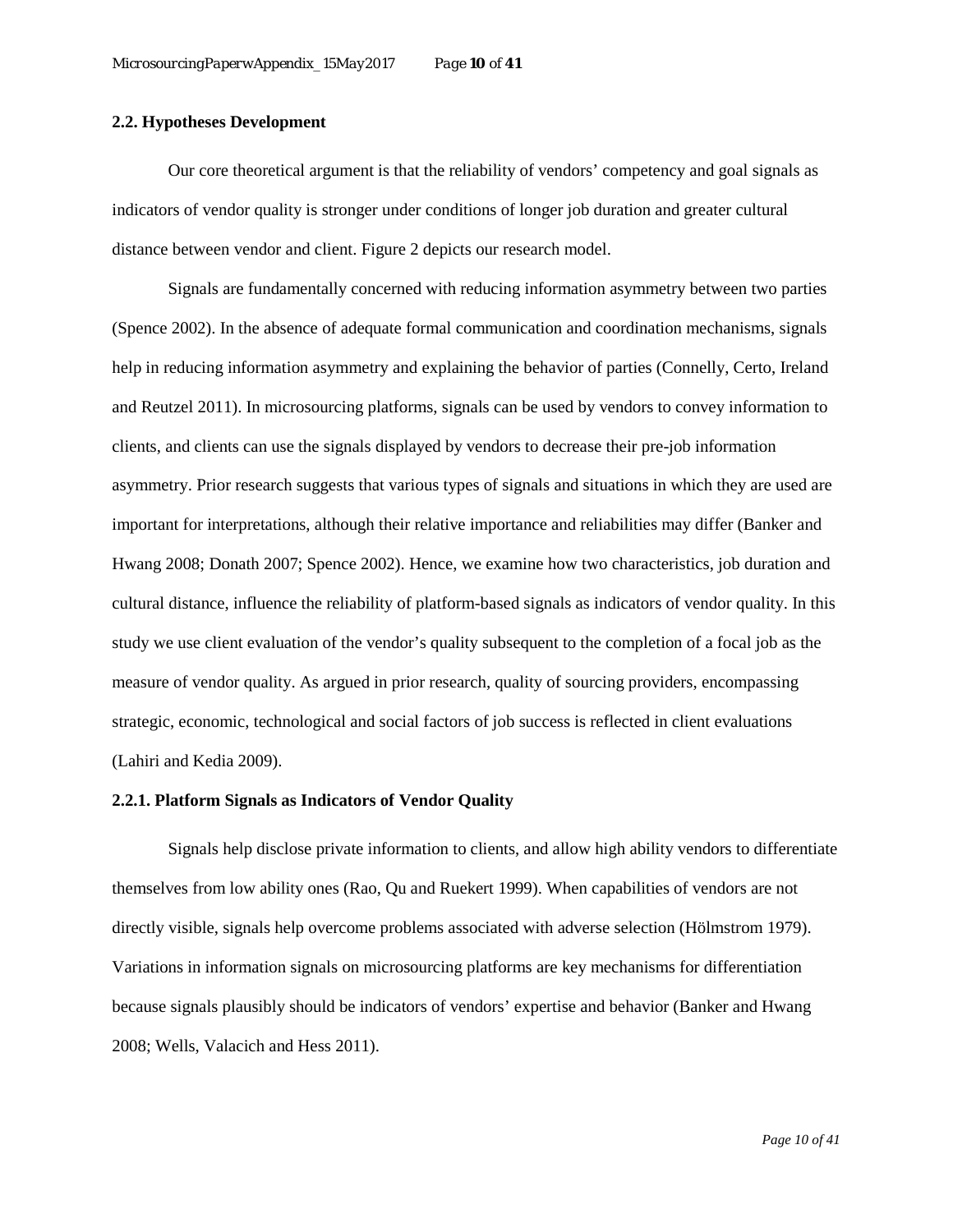### 2.2. Hypotheses Development

Our core theoretical argument is that the reliability of vendors' competency and goal signals as indicators of vendor quality is stronger under conditions of longer job duration and greater cultural distance between vendor and client. Figure 2 depicts our research model.

Signals are fundamentally concerned with reducing information asymmetry between two parties (Spence 2002). In the absence of adequate formal communication and coordination mechanisms, signals help in reducing information asymmetry and explaining the behavior of parties (Connelly, Certo, Ireland and Reutzel 2011). In microsourcing platforms, signals can be used by vendors to convey information to clients, and clients can use the signals displayed by vendors to decrease their pre-job information asymmetry. Prior research suggests that various types of signals and situations in which they are used are important for interpretations, although their relative importance and reliabilities may differ (Banker and Hwang 2008; Donath 2007; Spence 2002). Hence, we examine how two characteristics, job duration and cultural distance, influence the reliability of platform-based signals as indicators of vendor quality. In this study we use client evaluation of the vendor's quality subsequent to the completion of a focal job as the measure of vendor quality. As argued in prior research, quality of sourcing providers, encompassing strategic, economic, technological and social factors of job success is reflected in client evaluations (Lahiri and Kedia 2009).

#### 2.2.1. Platform Signals as Indicators of Vendor Quality

Signals help disclose private information to clients, and allow high ability vendors to differentiate themselves from low ability ones (Rao, Qu and Ruekert 1999). When capabilities of vendors are not directly visible, signals help overcome problems associated with adverse selection (Hölmstrom 1979). Variations in information signals on microsourcing platforms are key mechanisms for differentiation because signals plausibly should be indicators of vendors' expertise and behavior (Banker and Hwang 2008; Wells, Valacich and Hess 2011).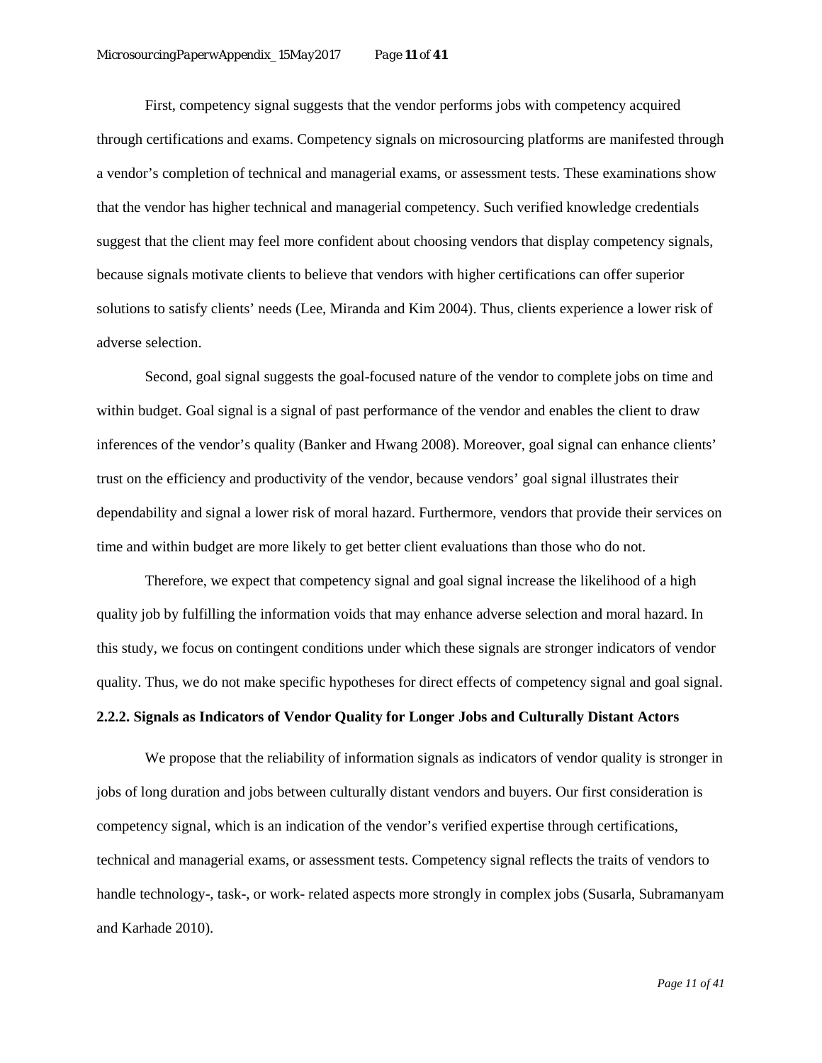First, competency signal suggests that the vendor performs jobs with competency acquired through certifications and exams. Competency signals on microsourcing platforms are manifested through a vendor's completion of technical and managerial exams, or assessment tests. These examinations show that the vendor has higher technical and managerial competency. Such verified knowledge credentials suggest that the client may feel more confident about choosing vendors that display competency signals, because signals motivate clients to believe that vendors with higher certifications can offer superior solutions to satisfy clients' needs (Lee, Miranda and Kim 2004). Thus, clients experience a lower risk of adverse selection.

Second, goal signal suggests the goal-focused nature of the vendor to complete jobs on time and within budget. Goal signal is a signal of past performance of the vendor and enables the client to draw inferences of the vendor's quality (Banker and Hwang 2008). Moreover, goal signal can enhance clients' trust on the efficiency and productivity of the vendor, because vendors' goal signal illustrates their dependability and signal a lower risk of moral hazard. Furthermore, vendors that provide their services on time and within budget are more likely to get better client evaluations than those who do not.

Therefore, we expect that competency signal and goal signal increase the likelihood of a high quality job by fulfilling the information voids that may enhance adverse selection and moral hazard. In this study, we focus on contingent conditions under which these signals are stronger indicators of vendor quality. Thus, we do not make specific hypotheses for direct effects of competency signal and goal signal.

### 2.2.2. Signals as Indicators of Vendor Quality for Longer Jobs and Culturally Distant Actors

We propose that the reliability of information signals as indicators of vendor quality is stronger in jobs of long duration and jobs between culturally distant vendors and buyers. Our first consideration is competency signal, which is an indication of the vendor's verified expertise through certifications, technical and managerial exams, or assessment tests. Competency signal reflects the traits of vendors to handle technology-, task-, or work- related aspects more strongly in complex jobs (Susarla, Subramanyam and Karhade 2010).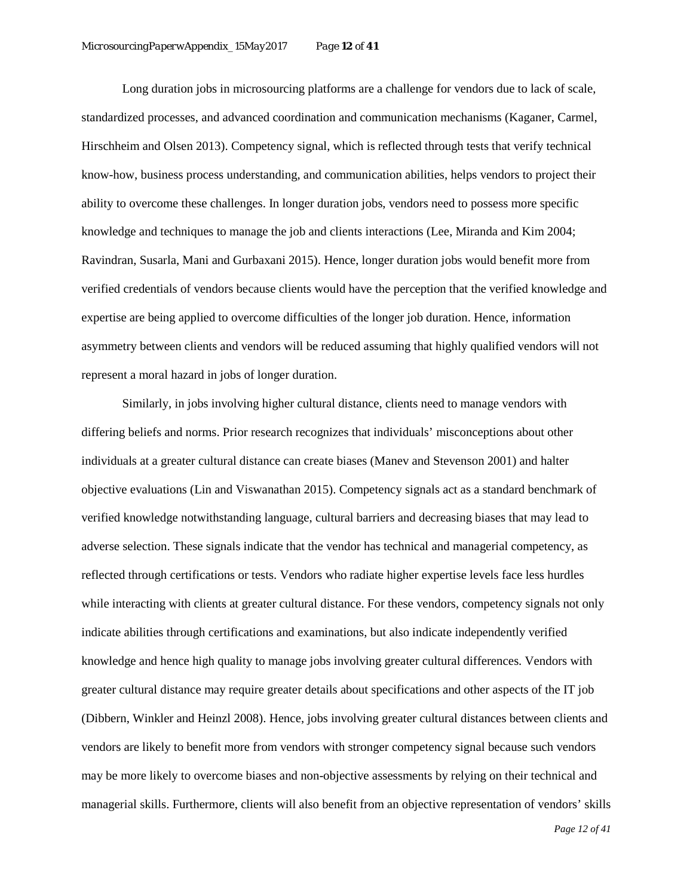Long duration jobs in microsourcing platforms are a challenge for vendors due to lack of scale, standardized processes, and advanced coordination and communication mechanisms (Kaganer, Carmel, Hirschheim and Olsen 2013). Competency signal, which is reflected through tests that verify technical know-how, business process understanding, and communication abilities, helps vendors to project their ability to overcome these challenges. In longer duration jobs, vendors need to possess more specific knowledge and techniques to manage the job and clients interactions (Lee, Miranda and Kim 2004; Ravindran, Susarla, Mani and Gurbaxani 2015). Hence, longer duration jobs would benefit more from verified credentials of vendors because clients would have the perception that the verified knowledge and expertise are being applied to overcome difficulties of the longer job duration. Hence, information asymmetry between clients and vendors will be reduced assuming that highly qualified vendors will not represent a moral hazard in jobs of longer duration.

Similarly, in jobs involving higher cultural distance, clients need to manage vendors with differing beliefs and norms. Prior research recognizes that individuals' misconceptions about other individuals at a greater cultural distance can create biases (Manev and Stevenson 2001) and halter objective evaluations (Lin and Viswanathan 2015). Competency signals act as a standard benchmark of verified knowledge notwithstanding language, cultural barriers and decreasing biases that may lead to adverse selection. These signals indicate that the vendor has technical and managerial competency, as reflected through certifications or tests. Vendors who radiate higher expertise levels face less hurdles while interacting with clients at greater cultural distance. For these vendors, competency signals not only indicate abilities through certifications and examinations, but also indicate independently verified knowledge and hence high quality to manage jobs involving greater cultural differences. Vendors with greater cultural distance may require greater details about specifications and other aspects of the IT job (Dibbern, Winkler and Heinzl 2008). Hence, jobs involving greater cultural distances between clients and vendors are likely to benefit more from vendors with stronger competency signal because such vendors may be more likely to overcome biases and non-objective assessments by relying on their technical and managerial skills. Furthermore, clients will also benefit from an objective representation of vendors' skills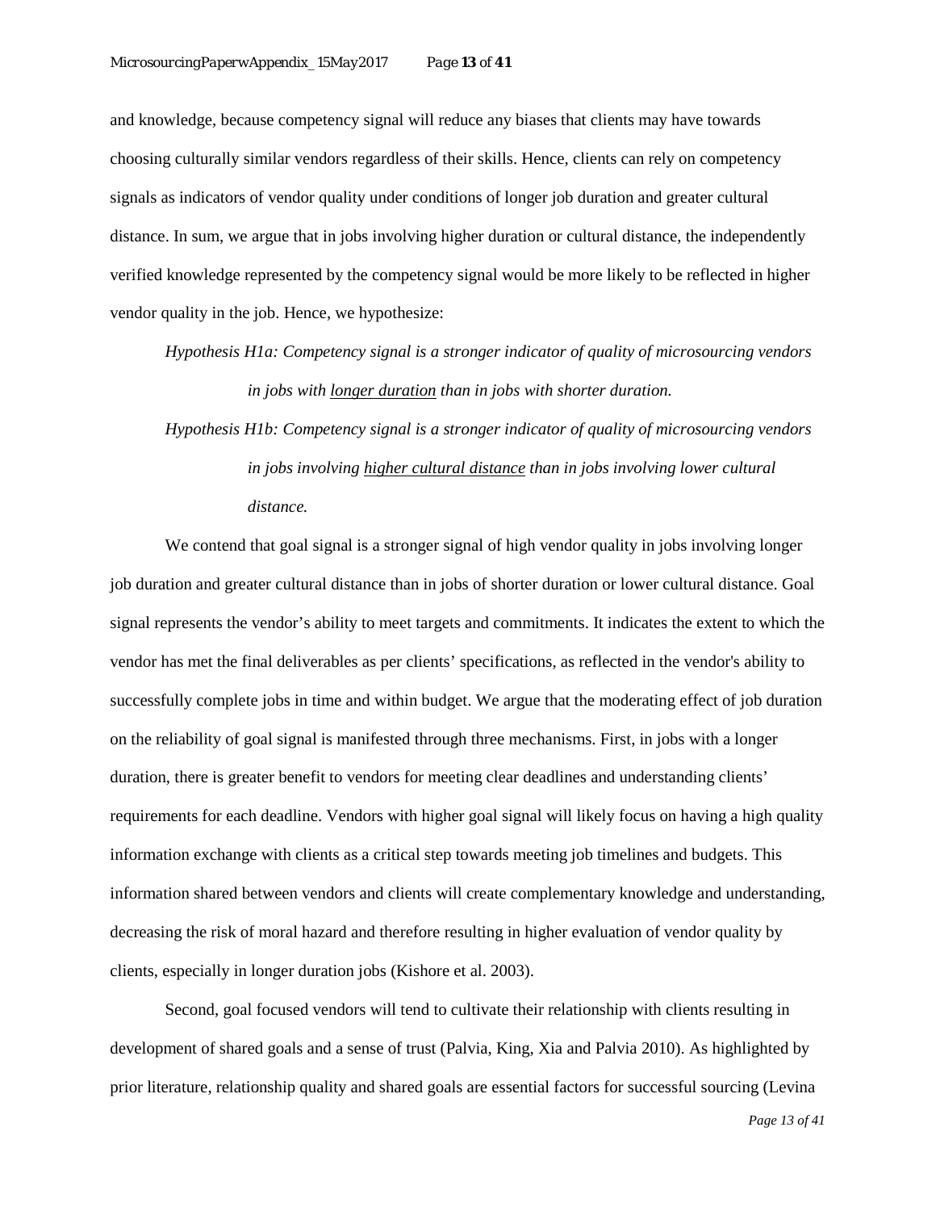and knowledge, because competency signal will reduce any biases that clients may have towards choosing culturally similar vendors regardless of their skills. Hence, clients can rely on competency signals as indicators of vendor quality under conditions of longer job duration and greater cultural distance. In sum, we argue that in jobs involving higher duration or cultural distance, the independently verified knowledge represented by the competency signal would be more likely to be reflected in higher vendor quality in the job. Hence, we hypothesize:

*Hypothesis H1a: Competency signal is a stronger indicator of quality of microsourcing vendors in jobs with <u>longer duration</u> than in jobs with shorter duration.*

*Hypothesis H1b: Competency signal is a stronger indicator of quality of microsourcing vendors in jobs involving <u>higher cultural distance</u> than in jobs involving lower cultural distance.*

We contend that goal signal is a stronger signal of high vendor quality in jobs involving longer job duration and greater cultural distance than in jobs of shorter duration or lower cultural distance. Goal signal represents the vendor's ability to meet targets and commitments. It indicates the extent to which the vendor has met the final deliverables as per clients' specifications, as reflected in the vendor's ability to successfully complete jobs in time and within budget. We argue that the moderating effect of job duration on the reliability of goal signal is manifested through three mechanisms. First, in jobs with a longer duration, there is greater benefit to vendors for meeting clear deadlines and understanding clients' requirements for each deadline. Vendors with higher goal signal will likely focus on having a high quality information exchange with clients as a critical step towards meeting job timelines and budgets. This information shared between vendors and clients will create complementary knowledge and understanding, decreasing the risk of moral hazard and therefore resulting in higher evaluation of vendor quality by clients, especially in longer duration jobs (Kishore et al. 2003).

Second, goal focused vendors will tend to cultivate their relationship with clients resulting in development of shared goals and a sense of trust (Palvia, King, Xia and Palvia 2010). As highlighted by prior literature, relationship quality and shared goals are essential factors for successful sourcing (Levina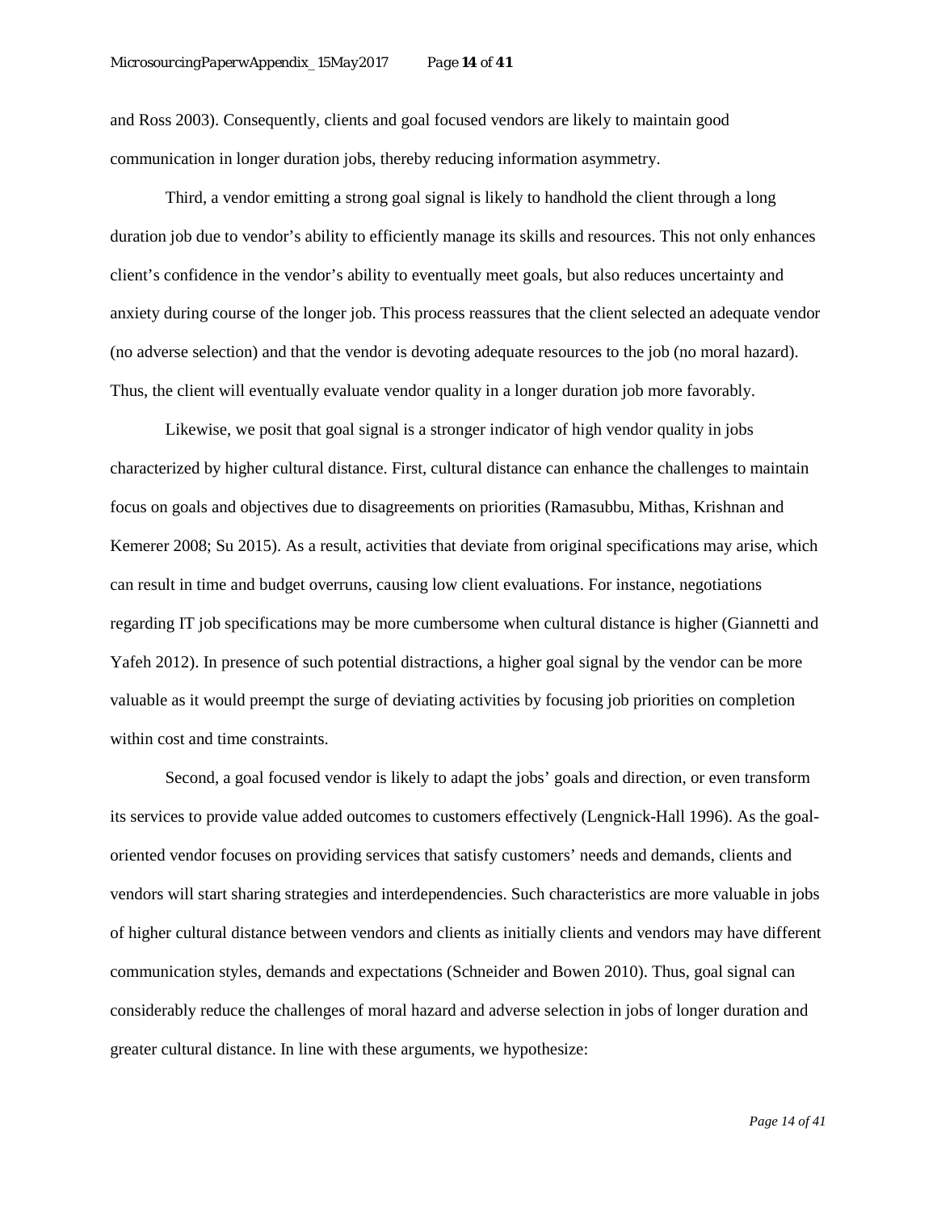and Ross 2003). Consequently, clients and goal focused vendors are likely to maintain good communication in longer duration jobs, thereby reducing information asymmetry.

Third, a vendor emitting a strong goal signal is likely to handhold the client through a long duration job due to vendor's ability to efficiently manage its skills and resources. This not only enhances client's confidence in the vendor's ability to eventually meet goals, but also reduces uncertainty and anxiety during course of the longer job. This process reassures that the client selected an adequate vendor (no adverse selection) and that the vendor is devoting adequate resources to the job (no moral hazard). Thus, the client will eventually evaluate vendor quality in a longer duration job more favorably.

Likewise, we posit that goal signal is a stronger indicator of high vendor quality in jobs characterized by higher cultural distance. First, cultural distance can enhance the challenges to maintain focus on goals and objectives due to disagreements on priorities (Ramasubbu, Mithas, Krishnan and Kemerer 2008; Su 2015). As a result, activities that deviate from original specifications may arise, which can result in time and budget overruns, causing low client evaluations. For instance, negotiations regarding IT job specifications may be more cumbersome when cultural distance is higher (Giannetti and Yafeh 2012). In presence of such potential distractions, a higher goal signal by the vendor can be more valuable as it would preempt the surge of deviating activities by focusing job priorities on completion within cost and time constraints.

Second, a goal focused vendor is likely to adapt the jobs' goals and direction, or even transform its services to provide value added outcomes to customers effectively (Lengnick-Hall 1996). As the goal-oriented vendor focuses on providing services that satisfy customers' needs and demands, clients and vendors will start sharing strategies and interdependencies. Such characteristics are more valuable in jobs of higher cultural distance between vendors and clients as initially clients and vendors may have different communication styles, demands and expectations (Schneider and Bowen 2010). Thus, goal signal can considerably reduce the challenges of moral hazard and adverse selection in jobs of longer duration and greater cultural distance. In line with these arguments, we hypothesize: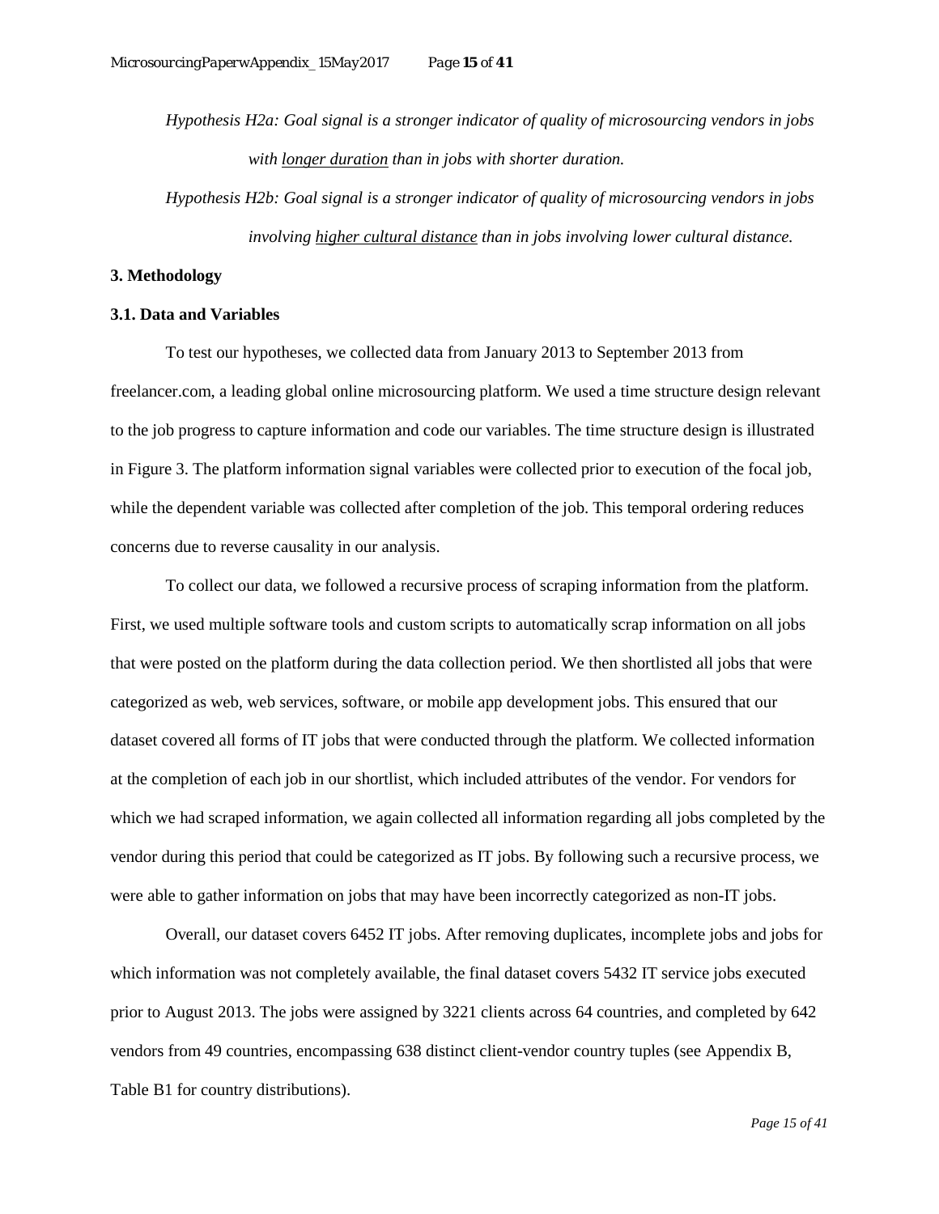*Hypothesis H2a: Goal signal is a stronger indicator of quality of microsourcing vendors in jobs with <u>longer duration</u> than in jobs with shorter duration.*

*Hypothesis H2b: Goal signal is a stronger indicator of quality of microsourcing vendors in jobs involving <u>higher cultural distance</u> than in jobs involving lower cultural distance.*

## 3. Methodology

### 3.1. Data and Variables

To test our hypotheses, we collected data from January 2013 to September 2013 from freelancer.com, a leading global online microsourcing platform. We used a time structure design relevant to the job progress to capture information and code our variables. The time structure design is illustrated in Figure 3. The platform information signal variables were collected prior to execution of the focal job, while the dependent variable was collected after completion of the job. This temporal ordering reduces concerns due to reverse causality in our analysis.

To collect our data, we followed a recursive process of scraping information from the platform. First, we used multiple software tools and custom scripts to automatically scrap information on all jobs that were posted on the platform during the data collection period. We then shortlisted all jobs that were categorized as web, web services, software, or mobile app development jobs. This ensured that our dataset covered all forms of IT jobs that were conducted through the platform. We collected information at the completion of each job in our shortlist, which included attributes of the vendor. For vendors for which we had scraped information, we again collected all information regarding all jobs completed by the vendor during this period that could be categorized as IT jobs. By following such a recursive process, we were able to gather information on jobs that may have been incorrectly categorized as non-IT jobs.

Overall, our dataset covers 6452 IT jobs. After removing duplicates, incomplete jobs and jobs for which information was not completely available, the final dataset covers 5432 IT service jobs executed prior to August 2013. The jobs were assigned by 3221 clients across 64 countries, and completed by 642 vendors from 49 countries, encompassing 638 distinct client-vendor country tuples (see Appendix B, Table B1 for country distributions).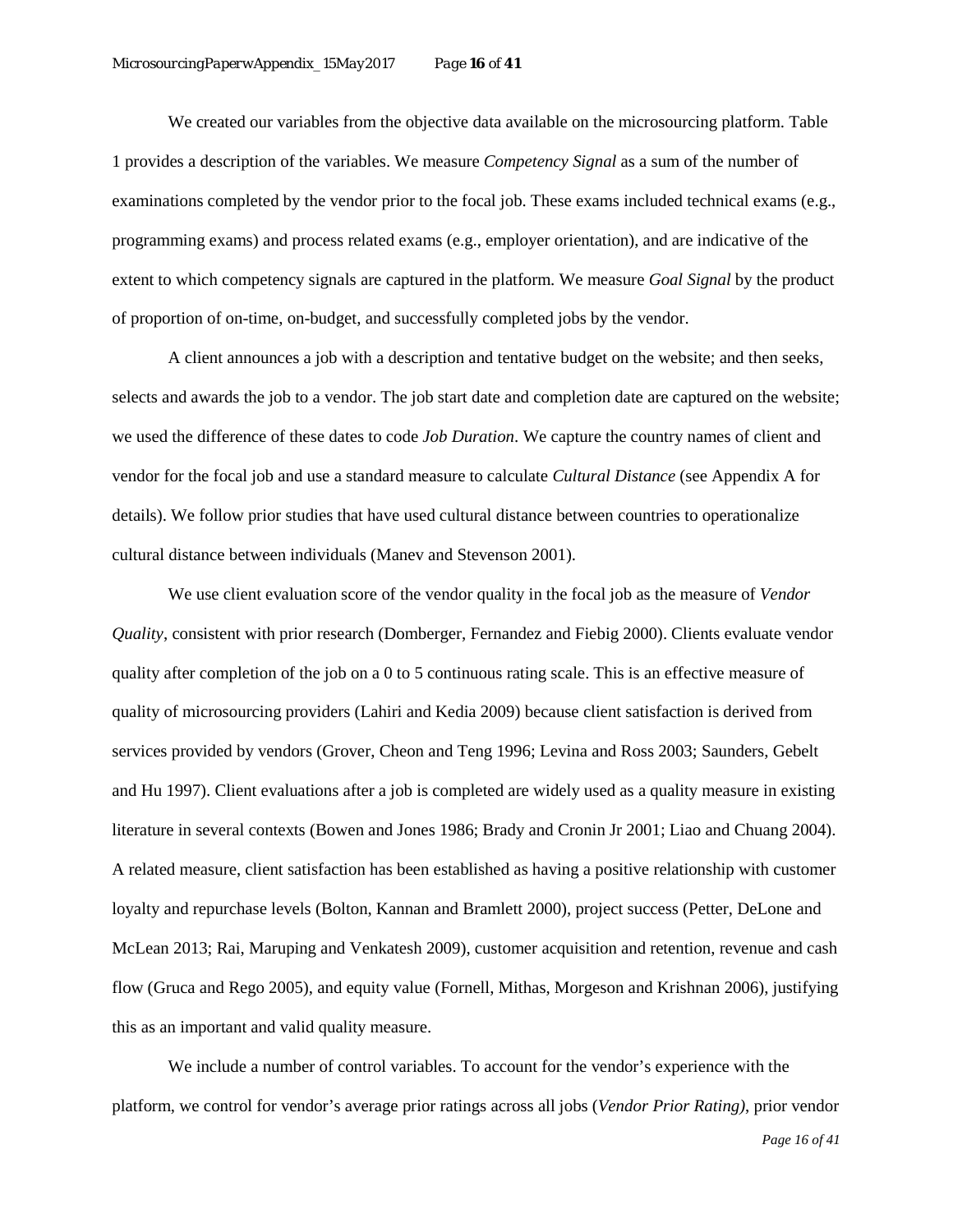We created our variables from the objective data available on the microsourcing platform. Table 1 provides a description of the variables. We measure *Competency Signal* as a sum of the number of examinations completed by the vendor prior to the focal job. These exams included technical exams (e.g., programming exams) and process related exams (e.g., employer orientation), and are indicative of the extent to which competency signals are captured in the platform. We measure *Goal Signal* by the product of proportion of on-time, on-budget, and successfully completed jobs by the vendor.

A client announces a job with a description and tentative budget on the website; and then seeks, selects and awards the job to a vendor. The job start date and completion date are captured on the website; we used the difference of these dates to code *Job Duration*. We capture the country names of client and vendor for the focal job and use a standard measure to calculate *Cultural Distance* (see Appendix A for details). We follow prior studies that have used cultural distance between countries to operationalize cultural distance between individuals (Manev and Stevenson 2001).

We use client evaluation score of the vendor quality in the focal job as the measure of *Vendor Quality*, consistent with prior research (Domberger, Fernandez and Fiebig 2000). Clients evaluate vendor quality after completion of the job on a 0 to 5 continuous rating scale. This is an effective measure of quality of microsourcing providers (Lahiri and Kedia 2009) because client satisfaction is derived from services provided by vendors (Grover, Cheon and Teng 1996; Levina and Ross 2003; Saunders, Gebelt and Hu 1997). Client evaluations after a job is completed are widely used as a quality measure in existing literature in several contexts (Bowen and Jones 1986; Brady and Cronin Jr 2001; Liao and Chuang 2004). A related measure, client satisfaction has been established as having a positive relationship with customer loyalty and repurchase levels (Bolton, Kannan and Bramlett 2000), project success (Petter, DeLone and McLean 2013; Rai, Maruping and Venkatesh 2009), customer acquisition and retention, revenue and cash flow (Gruca and Rego 2005), and equity value (Fornell, Mithas, Morgeson and Krishnan 2006), justifying this as an important and valid quality measure.

We include a number of control variables. To account for the vendor's experience with the platform, we control for vendor's average prior ratings across all jobs (*Vendor Prior Rating)*, prior vendor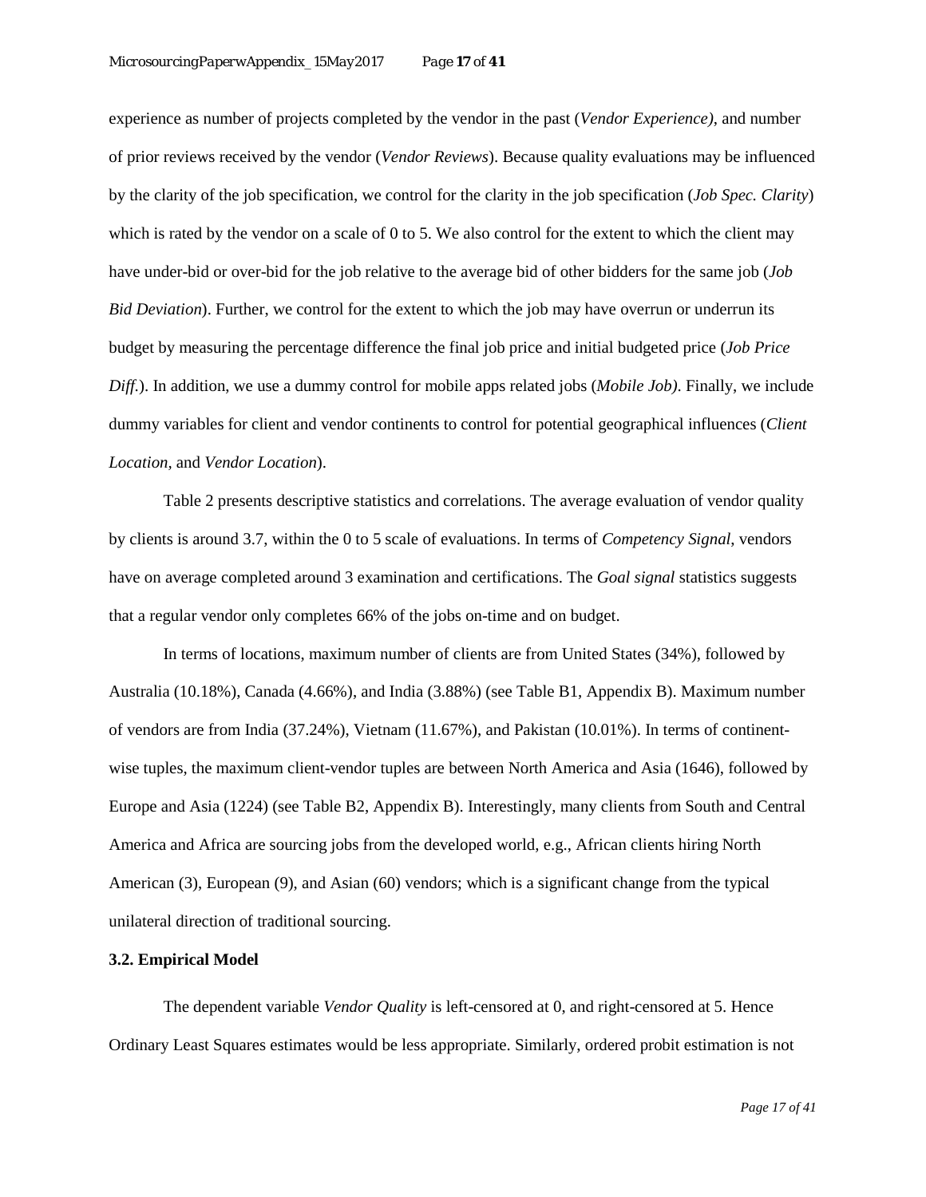experience as number of projects completed by the vendor in the past (*Vendor Experience)*, and number of prior reviews received by the vendor (*Vendor Reviews*). Because quality evaluations may be influenced by the clarity of the job specification, we control for the clarity in the job specification (*Job Spec. Clarity*) which is rated by the vendor on a scale of 0 to 5. We also control for the extent to which the client may have under-bid or over-bid for the job relative to the average bid of other bidders for the same job (*Job Bid Deviation*). Further, we control for the extent to which the job may have overrun or underrun its budget by measuring the percentage difference the final job price and initial budgeted price (*Job Price Diff.*). In addition, we use a dummy control for mobile apps related jobs (*Mobile Job)*. Finally, we include dummy variables for client and vendor continents to control for potential geographical influences (*Client Location*, and *Vendor Location*).

Table 2 presents descriptive statistics and correlations. The average evaluation of vendor quality by clients is around 3.7, within the 0 to 5 scale of evaluations. In terms of *Competency Signal*, vendors have on average completed around 3 examination and certifications. The *Goal signal* statistics suggests that a regular vendor only completes 66% of the jobs on-time and on budget.

In terms of locations, maximum number of clients are from United States (34%), followed by Australia (10.18%), Canada (4.66%), and India (3.88%) (see Table B1, Appendix B). Maximum number of vendors are from India (37.24%), Vietnam (11.67%), and Pakistan (10.01%). In terms of continent-wise tuples, the maximum client-vendor tuples are between North America and Asia (1646), followed by Europe and Asia (1224) (see Table B2, Appendix B). Interestingly, many clients from South and Central America and Africa are sourcing jobs from the developed world, e.g., African clients hiring North American (3), European (9), and Asian (60) vendors; which is a significant change from the typical unilateral direction of traditional sourcing.

### 3.2. Empirical Model

The dependent variable *Vendor Quality* is left-censored at 0, and right-censored at 5. Hence Ordinary Least Squares estimates would be less appropriate. Similarly, ordered probit estimation is not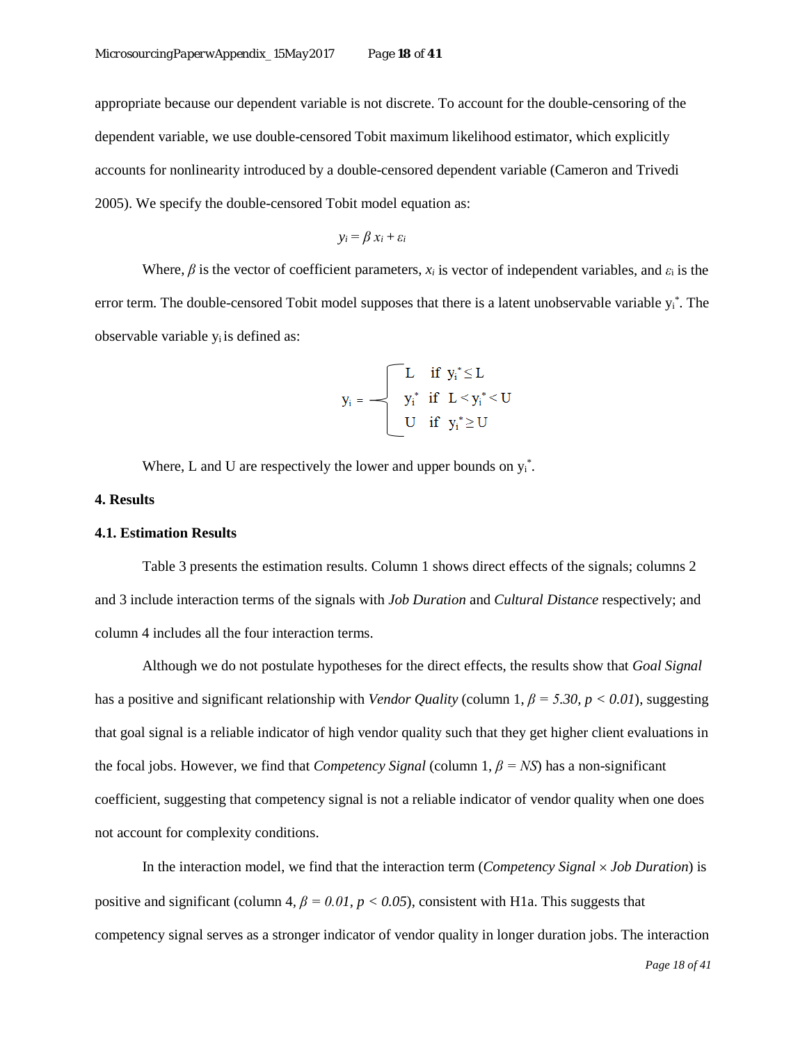appropriate because our dependent variable is not discrete. To account for the double-censoring of the dependent variable, we use double-censored Tobit maximum likelihood estimator, which explicitly accounts for nonlinearity introduced by a double-censored dependent variable (Cameron and Trivedi 2005). We specify the double-censored Tobit model equation as:

$$y_i = \beta\, x_i + \varepsilon_i$$

Where, $\beta$ is the vector of coefficient parameters, $x_i$ is vector of independent variables, and $\varepsilon_i$ is the error term. The double-censored Tobit model supposes that there is a latent unobservable variable $y_i^*$. The observable variable $y_i$ is defined as:

$$y_i = \begin{cases} L & \text{if } y_i^* \leq L \\ y_i^* & \text{if } L < y_i^* < U \\ U & \text{if } y_i^* \geq U \end{cases}$$

Where, L and U are respectively the lower and upper bounds on $y_i^*$.

## 4. Results

### 4.1. Estimation Results

Table 3 presents the estimation results. Column 1 shows direct effects of the signals; columns 2 and 3 include interaction terms of the signals with *Job Duration* and *Cultural Distance* respectively; and column 4 includes all the four interaction terms.

Although we do not postulate hypotheses for the direct effects, the results show that *Goal Signal* has a positive and significant relationship with *Vendor Quality* (column 1, $\beta = 5.30$, $p < 0.01$), suggesting that goal signal is a reliable indicator of high vendor quality such that they get higher client evaluations in the focal jobs. However, we find that *Competency Signal* (column 1, $\beta = NS$) has a non-significant coefficient, suggesting that competency signal is not a reliable indicator of vendor quality when one does not account for complexity conditions.

In the interaction model, we find that the interaction term (*Competency Signal* × *Job Duration*) is positive and significant (column 4, $\beta = 0.01$, $p < 0.05$), consistent with H1a. This suggests that competency signal serves as a stronger indicator of vendor quality in longer duration jobs. The interaction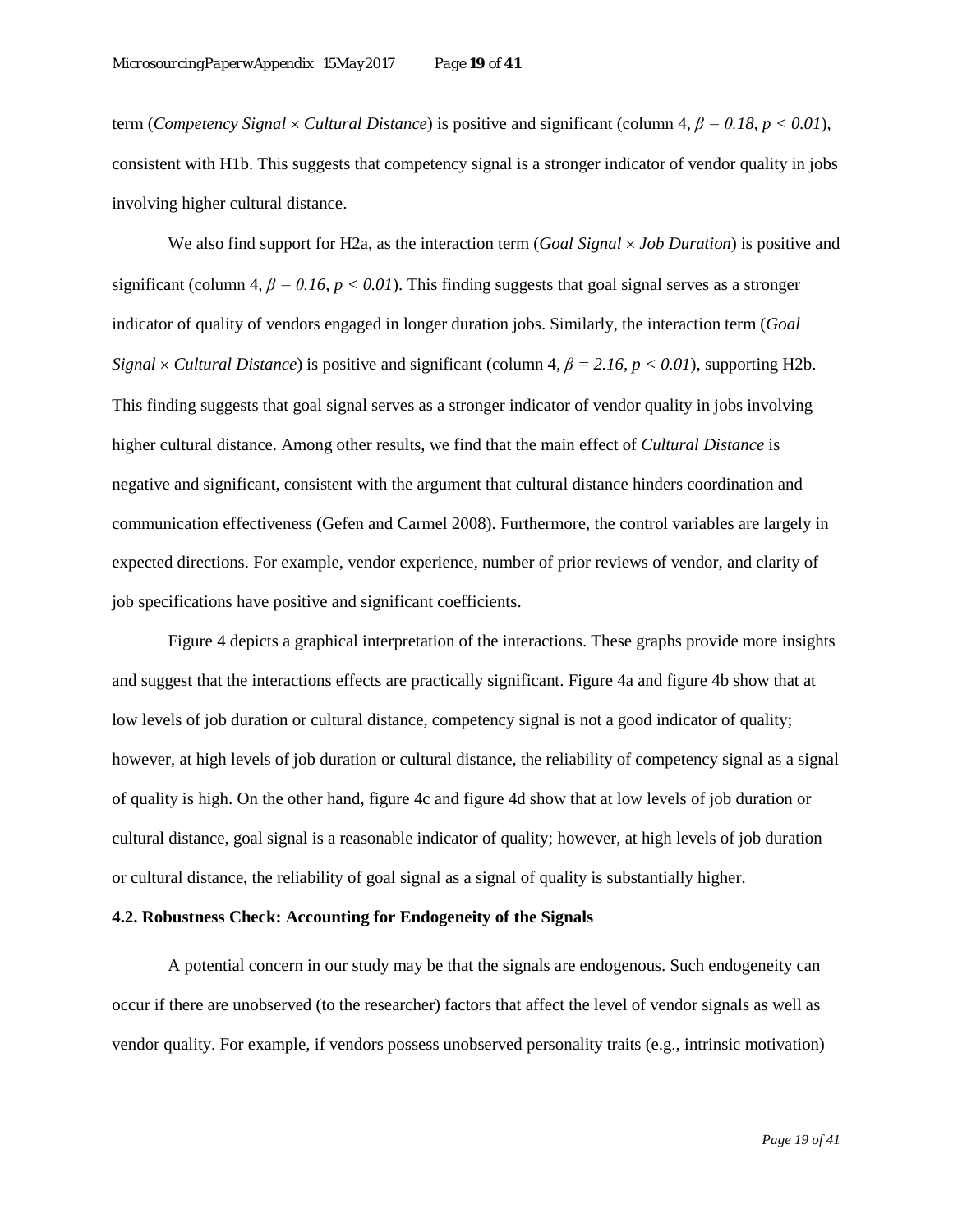term (*Competency Signal* × *Cultural Distance*) is positive and significant (column 4, $\beta = 0.18, p < 0.01$), consistent with H1b. This suggests that competency signal is a stronger indicator of vendor quality in jobs involving higher cultural distance.

We also find support for H2a, as the interaction term (*Goal Signal* × *Job Duration*) is positive and significant (column 4, $\beta = 0.16, p < 0.01$). This finding suggests that goal signal serves as a stronger indicator of quality of vendors engaged in longer duration jobs. Similarly, the interaction term (*Goal Signal* × *Cultural Distance*) is positive and significant (column 4, $\beta = 2.16, p < 0.01$), supporting H2b. This finding suggests that goal signal serves as a stronger indicator of vendor quality in jobs involving higher cultural distance. Among other results, we find that the main effect of *Cultural Distance* is negative and significant, consistent with the argument that cultural distance hinders coordination and communication effectiveness (Gefen and Carmel 2008). Furthermore, the control variables are largely in expected directions. For example, vendor experience, number of prior reviews of vendor, and clarity of job specifications have positive and significant coefficients.

Figure 4 depicts a graphical interpretation of the interactions. These graphs provide more insights and suggest that the interactions effects are practically significant. Figure 4a and figure 4b show that at low levels of job duration or cultural distance, competency signal is not a good indicator of quality; however, at high levels of job duration or cultural distance, the reliability of competency signal as a signal of quality is high. On the other hand, figure 4c and figure 4d show that at low levels of job duration or cultural distance, goal signal is a reasonable indicator of quality; however, at high levels of job duration or cultural distance, the reliability of goal signal as a signal of quality is substantially higher.

### 4.2. Robustness Check: Accounting for Endogeneity of the Signals

A potential concern in our study may be that the signals are endogenous. Such endogeneity can occur if there are unobserved (to the researcher) factors that affect the level of vendor signals as well as vendor quality. For example, if vendors possess unobserved personality traits (e.g., intrinsic motivation)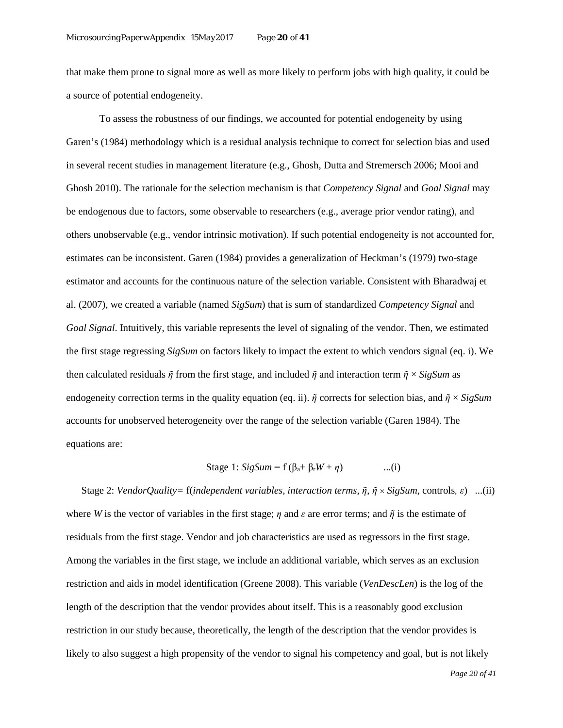that make them prone to signal more as well as more likely to perform jobs with high quality, it could be a source of potential endogeneity.

To assess the robustness of our findings, we accounted for potential endogeneity by using Garen's (1984) methodology which is a residual analysis technique to correct for selection bias and used in several recent studies in management literature (e.g., Ghosh, Dutta and Stremersch 2006; Mooi and Ghosh 2010). The rationale for the selection mechanism is that *Competency Signal* and *Goal Signal* may be endogenous due to factors, some observable to researchers (e.g., average prior vendor rating), and others unobservable (e.g., vendor intrinsic motivation). If such potential endogeneity is not accounted for, estimates can be inconsistent. Garen (1984) provides a generalization of Heckman's (1979) two-stage estimator and accounts for the continuous nature of the selection variable. Consistent with Bharadwaj et al. (2007), we created a variable (named *SigSum*) that is sum of standardized *Competency Signal* and *Goal Signal*. Intuitively, this variable represents the level of signaling of the vendor. Then, we estimated the first stage regressing *SigSum* on factors likely to impact the extent to which vendors signal (eq. i). We then calculated residuals $\tilde{\eta}$ from the first stage, and included $\tilde{\eta}$ and interaction term $\tilde{\eta} \times SigSum$ as endogeneity correction terms in the quality equation (eq. ii). $\tilde{\eta}$ corrects for selection bias, and $\tilde{\eta} \times SigSum$ accounts for unobserved heterogeneity over the range of the selection variable (Garen 1984). The equations are:

$$\text{Stage 1: } SigSum = \text{f}\,(\beta_a + \beta_r W + \eta) \qquad \text{...(i)}$$

$$\text{Stage 2: } VendorQuality = \text{f}(\textit{independent variables, interaction terms}, \tilde{\eta}, \tilde{\eta} \times SigSum, \text{controls}, \varepsilon) \quad \text{...(ii)}$$

where $W$ is the vector of variables in the first stage; $\eta$ and $\varepsilon$ are error terms; and $\tilde{\eta}$ is the estimate of residuals from the first stage. Vendor and job characteristics are used as regressors in the first stage. Among the variables in the first stage, we include an additional variable, which serves as an exclusion restriction and aids in model identification (Greene 2008). This variable (*VenDescLen*) is the log of the length of the description that the vendor provides about itself. This is a reasonably good exclusion restriction in our study because, theoretically, the length of the description that the vendor provides is likely to also suggest a high propensity of the vendor to signal his competency and goal, but is not likely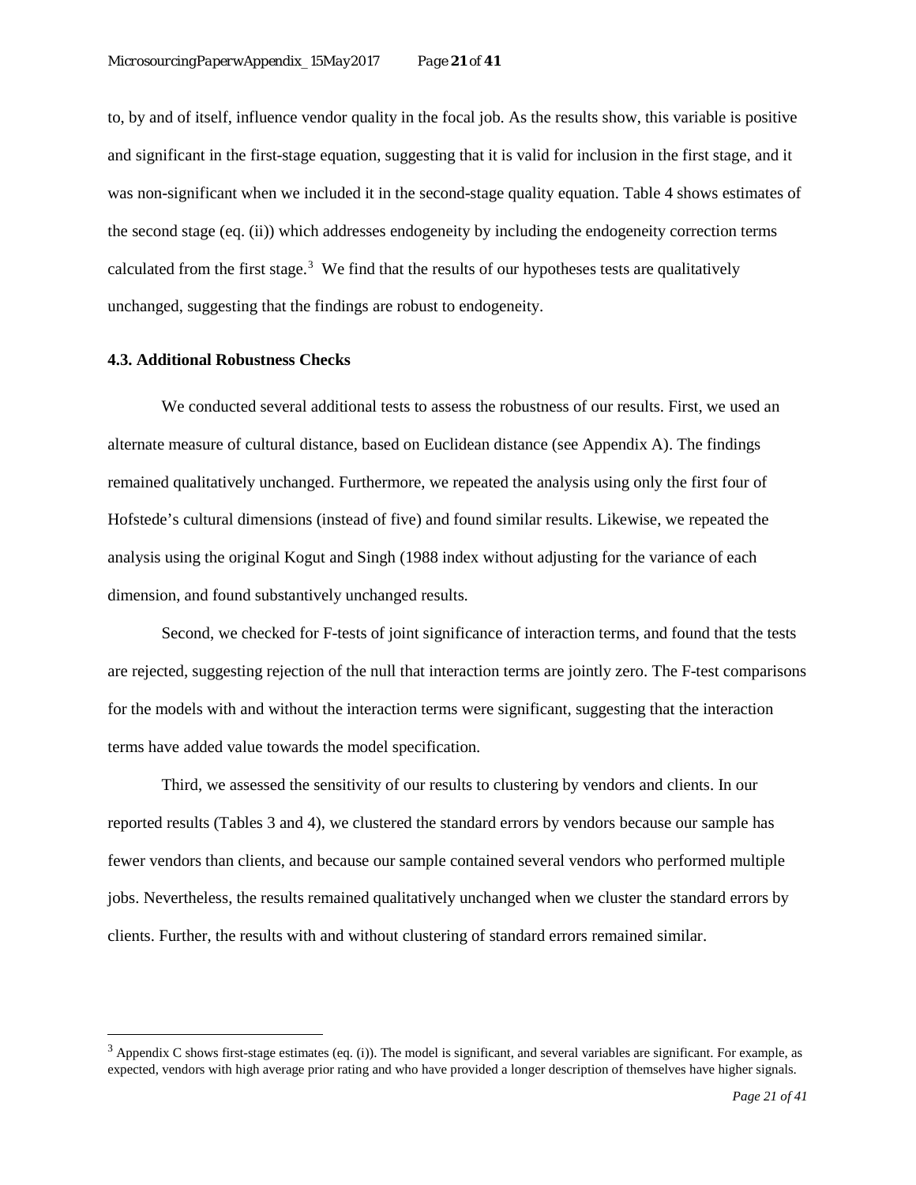to, by and of itself, influence vendor quality in the focal job. As the results show, this variable is positive and significant in the first-stage equation, suggesting that it is valid for inclusion in the first stage, and it was non-significant when we included it in the second-stage quality equation. Table 4 shows estimates of the second stage (eq. (ii)) which addresses endogeneity by including the endogeneity correction terms calculated from the first stage.[3] We find that the results of our hypotheses tests are qualitatively unchanged, suggesting that the findings are robust to endogeneity.

### 4.3. Additional Robustness Checks

We conducted several additional tests to assess the robustness of our results. First, we used an alternate measure of cultural distance, based on Euclidean distance (see Appendix A). The findings remained qualitatively unchanged. Furthermore, we repeated the analysis using only the first four of Hofstede's cultural dimensions (instead of five) and found similar results. Likewise, we repeated the analysis using the original Kogut and Singh (1988 index without adjusting for the variance of each dimension, and found substantively unchanged results.

Second, we checked for F-tests of joint significance of interaction terms, and found that the tests are rejected, suggesting rejection of the null that interaction terms are jointly zero. The F-test comparisons for the models with and without the interaction terms were significant, suggesting that the interaction terms have added value towards the model specification.

Third, we assessed the sensitivity of our results to clustering by vendors and clients. In our reported results (Tables 3 and 4), we clustered the standard errors by vendors because our sample has fewer vendors than clients, and because our sample contained several vendors who performed multiple jobs. Nevertheless, the results remained qualitatively unchanged when we cluster the standard errors by clients. Further, the results with and without clustering of standard errors remained similar.

---

[3] Appendix C shows first-stage estimates (eq. (i)). The model is significant, and several variables are significant. For example, as expected, vendors with high average prior rating and who have provided a longer description of themselves have higher signals.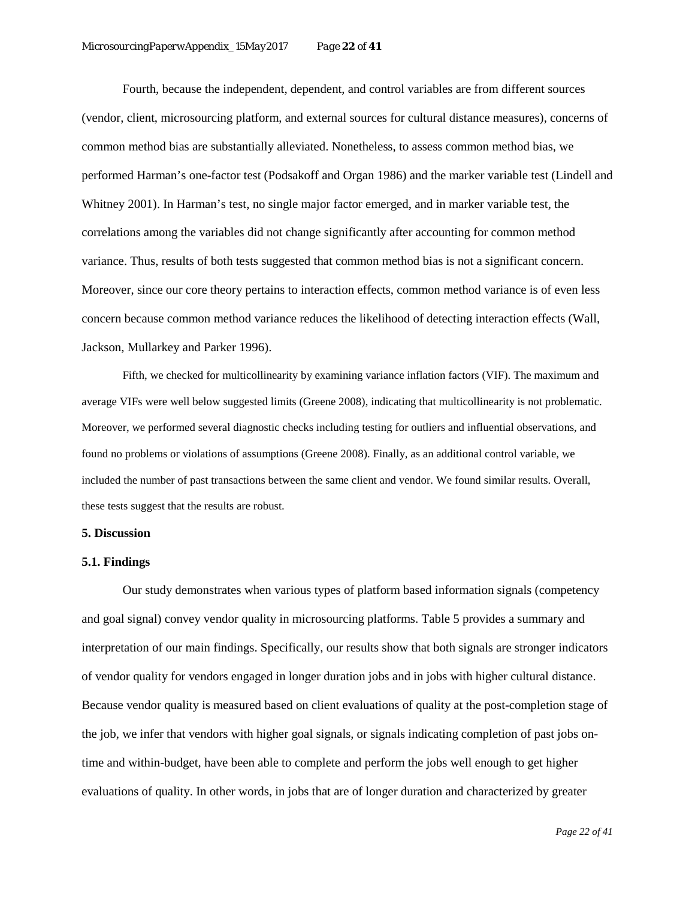Fourth, because the independent, dependent, and control variables are from different sources (vendor, client, microsourcing platform, and external sources for cultural distance measures), concerns of common method bias are substantially alleviated. Nonetheless, to assess common method bias, we performed Harman's one-factor test (Podsakoff and Organ 1986) and the marker variable test (Lindell and Whitney 2001). In Harman's test, no single major factor emerged, and in marker variable test, the correlations among the variables did not change significantly after accounting for common method variance. Thus, results of both tests suggested that common method bias is not a significant concern. Moreover, since our core theory pertains to interaction effects, common method variance is of even less concern because common method variance reduces the likelihood of detecting interaction effects (Wall, Jackson, Mullarkey and Parker 1996).

Fifth, we checked for multicollinearity by examining variance inflation factors (VIF). The maximum and average VIFs were well below suggested limits (Greene 2008), indicating that multicollinearity is not problematic. Moreover, we performed several diagnostic checks including testing for outliers and influential observations, and found no problems or violations of assumptions (Greene 2008). Finally, as an additional control variable, we included the number of past transactions between the same client and vendor. We found similar results. Overall, these tests suggest that the results are robust.

## 5. Discussion

### 5.1. Findings

Our study demonstrates when various types of platform based information signals (competency and goal signal) convey vendor quality in microsourcing platforms. Table 5 provides a summary and interpretation of our main findings. Specifically, our results show that both signals are stronger indicators of vendor quality for vendors engaged in longer duration jobs and in jobs with higher cultural distance. Because vendor quality is measured based on client evaluations of quality at the post-completion stage of the job, we infer that vendors with higher goal signals, or signals indicating completion of past jobs on-time and within-budget, have been able to complete and perform the jobs well enough to get higher evaluations of quality. In other words, in jobs that are of longer duration and characterized by greater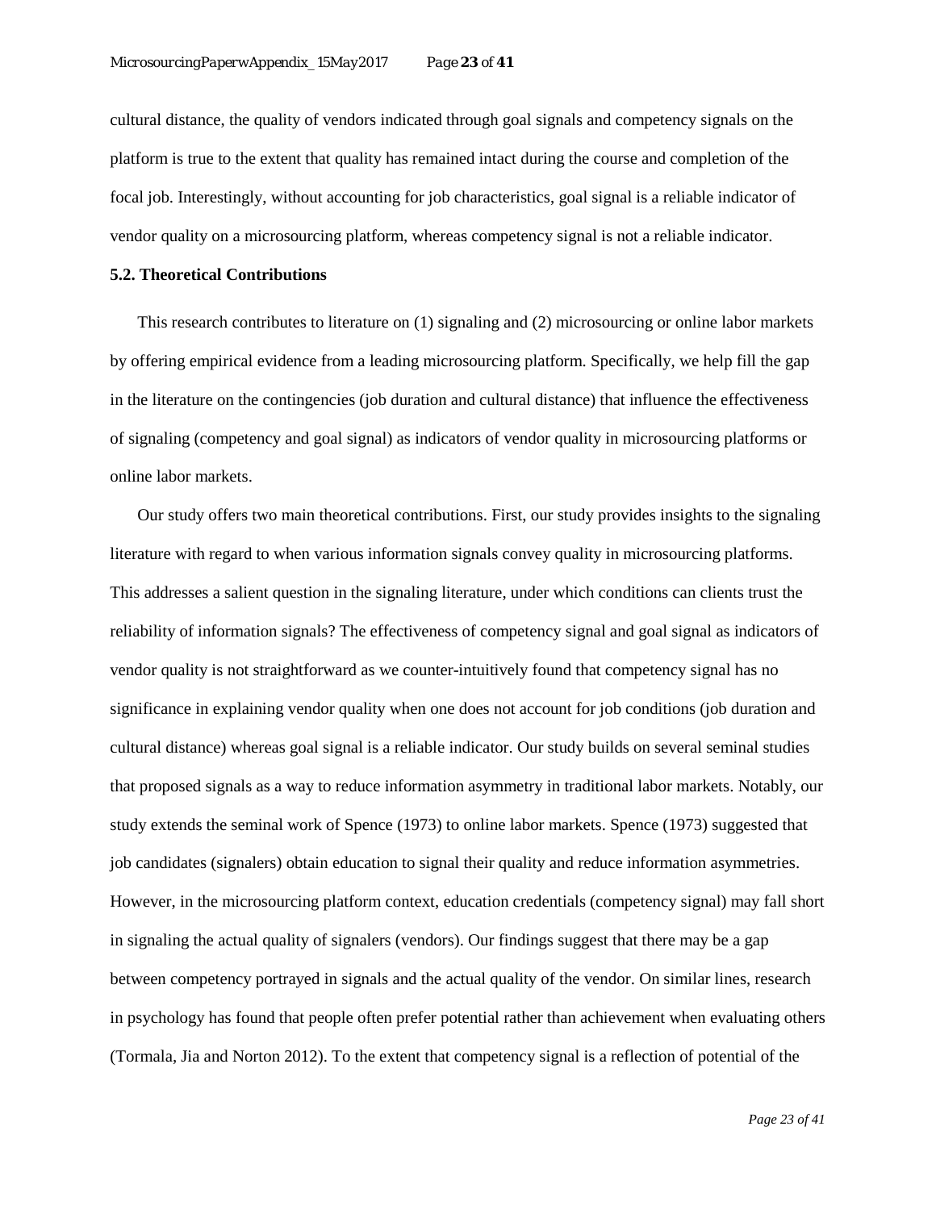cultural distance, the quality of vendors indicated through goal signals and competency signals on the platform is true to the extent that quality has remained intact during the course and completion of the focal job. Interestingly, without accounting for job characteristics, goal signal is a reliable indicator of vendor quality on a microsourcing platform, whereas competency signal is not a reliable indicator.

### 5.2. Theoretical Contributions

This research contributes to literature on (1) signaling and (2) microsourcing or online labor markets by offering empirical evidence from a leading microsourcing platform. Specifically, we help fill the gap in the literature on the contingencies (job duration and cultural distance) that influence the effectiveness of signaling (competency and goal signal) as indicators of vendor quality in microsourcing platforms or online labor markets.

Our study offers two main theoretical contributions. First, our study provides insights to the signaling literature with regard to when various information signals convey quality in microsourcing platforms. This addresses a salient question in the signaling literature, under which conditions can clients trust the reliability of information signals? The effectiveness of competency signal and goal signal as indicators of vendor quality is not straightforward as we counter-intuitively found that competency signal has no significance in explaining vendor quality when one does not account for job conditions (job duration and cultural distance) whereas goal signal is a reliable indicator. Our study builds on several seminal studies that proposed signals as a way to reduce information asymmetry in traditional labor markets. Notably, our study extends the seminal work of Spence (1973) to online labor markets. Spence (1973) suggested that job candidates (signalers) obtain education to signal their quality and reduce information asymmetries. However, in the microsourcing platform context, education credentials (competency signal) may fall short in signaling the actual quality of signalers (vendors). Our findings suggest that there may be a gap between competency portrayed in signals and the actual quality of the vendor. On similar lines, research in psychology has found that people often prefer potential rather than achievement when evaluating others (Tormala, Jia and Norton 2012). To the extent that competency signal is a reflection of potential of the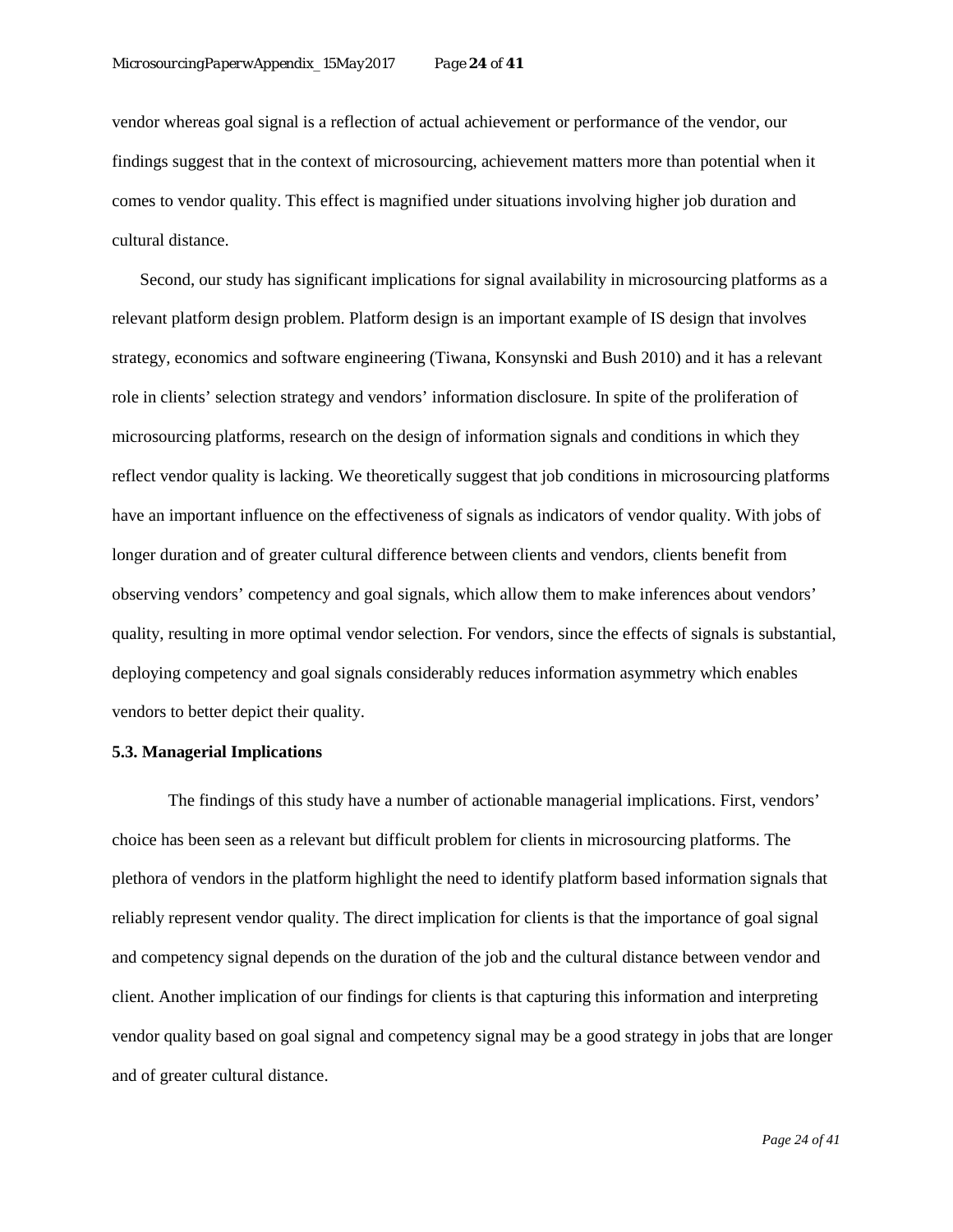vendor whereas goal signal is a reflection of actual achievement or performance of the vendor, our findings suggest that in the context of microsourcing, achievement matters more than potential when it comes to vendor quality. This effect is magnified under situations involving higher job duration and cultural distance.

Second, our study has significant implications for signal availability in microsourcing platforms as a relevant platform design problem. Platform design is an important example of IS design that involves strategy, economics and software engineering (Tiwana, Konsynski and Bush 2010) and it has a relevant role in clients' selection strategy and vendors' information disclosure. In spite of the proliferation of microsourcing platforms, research on the design of information signals and conditions in which they reflect vendor quality is lacking. We theoretically suggest that job conditions in microsourcing platforms have an important influence on the effectiveness of signals as indicators of vendor quality. With jobs of longer duration and of greater cultural difference between clients and vendors, clients benefit from observing vendors' competency and goal signals, which allow them to make inferences about vendors' quality, resulting in more optimal vendor selection. For vendors, since the effects of signals is substantial, deploying competency and goal signals considerably reduces information asymmetry which enables vendors to better depict their quality.

### 5.3. Managerial Implications

The findings of this study have a number of actionable managerial implications. First, vendors' choice has been seen as a relevant but difficult problem for clients in microsourcing platforms. The plethora of vendors in the platform highlight the need to identify platform based information signals that reliably represent vendor quality. The direct implication for clients is that the importance of goal signal and competency signal depends on the duration of the job and the cultural distance between vendor and client. Another implication of our findings for clients is that capturing this information and interpreting vendor quality based on goal signal and competency signal may be a good strategy in jobs that are longer and of greater cultural distance.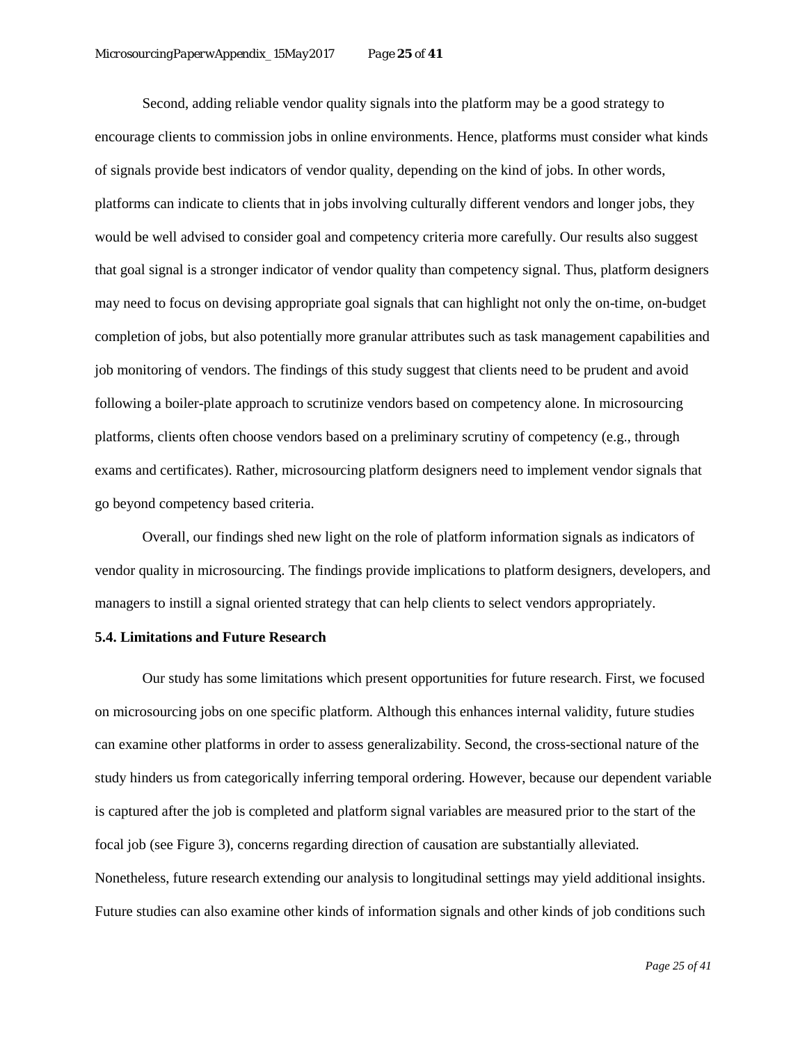Second, adding reliable vendor quality signals into the platform may be a good strategy to encourage clients to commission jobs in online environments. Hence, platforms must consider what kinds of signals provide best indicators of vendor quality, depending on the kind of jobs. In other words, platforms can indicate to clients that in jobs involving culturally different vendors and longer jobs, they would be well advised to consider goal and competency criteria more carefully. Our results also suggest that goal signal is a stronger indicator of vendor quality than competency signal. Thus, platform designers may need to focus on devising appropriate goal signals that can highlight not only the on-time, on-budget completion of jobs, but also potentially more granular attributes such as task management capabilities and job monitoring of vendors. The findings of this study suggest that clients need to be prudent and avoid following a boiler-plate approach to scrutinize vendors based on competency alone. In microsourcing platforms, clients often choose vendors based on a preliminary scrutiny of competency (e.g., through exams and certificates). Rather, microsourcing platform designers need to implement vendor signals that go beyond competency based criteria.

Overall, our findings shed new light on the role of platform information signals as indicators of vendor quality in microsourcing. The findings provide implications to platform designers, developers, and managers to instill a signal oriented strategy that can help clients to select vendors appropriately.

### 5.4. Limitations and Future Research

Our study has some limitations which present opportunities for future research. First, we focused on microsourcing jobs on one specific platform. Although this enhances internal validity, future studies can examine other platforms in order to assess generalizability. Second, the cross-sectional nature of the study hinders us from categorically inferring temporal ordering. However, because our dependent variable is captured after the job is completed and platform signal variables are measured prior to the start of the focal job (see Figure 3), concerns regarding direction of causation are substantially alleviated. Nonetheless, future research extending our analysis to longitudinal settings may yield additional insights. Future studies can also examine other kinds of information signals and other kinds of job conditions such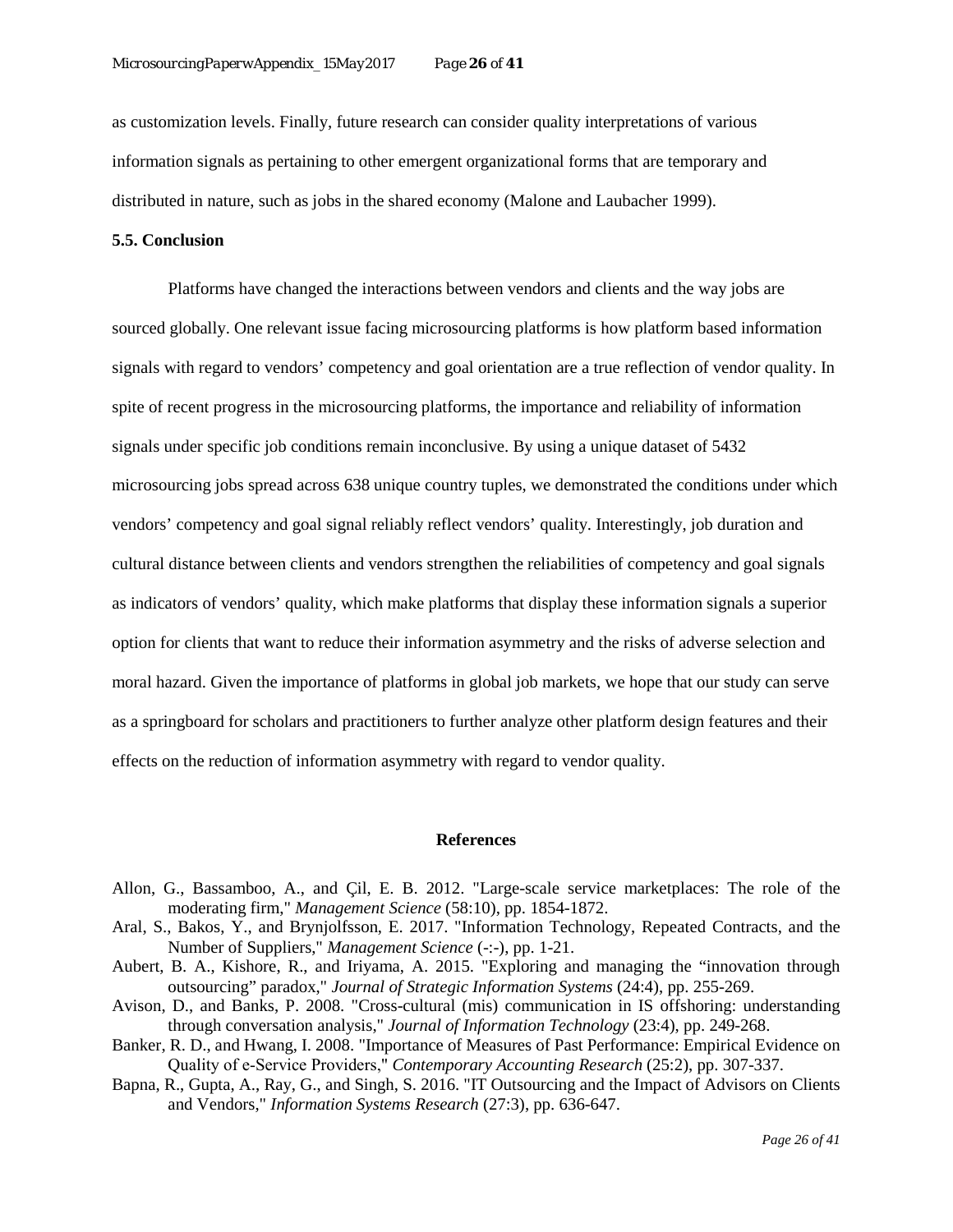as customization levels. Finally, future research can consider quality interpretations of various information signals as pertaining to other emergent organizational forms that are temporary and distributed in nature, such as jobs in the shared economy (Malone and Laubacher 1999).

### 5.5. Conclusion

Platforms have changed the interactions between vendors and clients and the way jobs are sourced globally. One relevant issue facing microsourcing platforms is how platform based information signals with regard to vendors' competency and goal orientation are a true reflection of vendor quality. In spite of recent progress in the microsourcing platforms, the importance and reliability of information signals under specific job conditions remain inconclusive. By using a unique dataset of 5432 microsourcing jobs spread across 638 unique country tuples, we demonstrated the conditions under which vendors' competency and goal signal reliably reflect vendors' quality. Interestingly, job duration and cultural distance between clients and vendors strengthen the reliabilities of competency and goal signals as indicators of vendors' quality, which make platforms that display these information signals a superior option for clients that want to reduce their information asymmetry and the risks of adverse selection and moral hazard. Given the importance of platforms in global job markets, we hope that our study can serve as a springboard for scholars and practitioners to further analyze other platform design features and their effects on the reduction of information asymmetry with regard to vendor quality.

## References

Allon, G., Bassamboo, A., and Çil, E. B. 2012. "Large-scale service marketplaces: The role of the moderating firm," *Management Science* (58:10), pp. 1854-1872.

Aral, S., Bakos, Y., and Brynjolfsson, E. 2017. "Information Technology, Repeated Contracts, and the Number of Suppliers," *Management Science* (-:-), pp. 1-21.

Aubert, B. A., Kishore, R., and Iriyama, A. 2015. "Exploring and managing the "innovation through outsourcing" paradox," *Journal of Strategic Information Systems* (24:4), pp. 255-269.

Avison, D., and Banks, P. 2008. "Cross-cultural (mis) communication in IS offshoring: understanding through conversation analysis," *Journal of Information Technology* (23:4), pp. 249-268.

Banker, R. D., and Hwang, I. 2008. "Importance of Measures of Past Performance: Empirical Evidence on Quality of e-Service Providers," *Contemporary Accounting Research* (25:2), pp. 307-337.

Bapna, R., Gupta, A., Ray, G., and Singh, S. 2016. "IT Outsourcing and the Impact of Advisors on Clients and Vendors," *Information Systems Research* (27:3), pp. 636-647.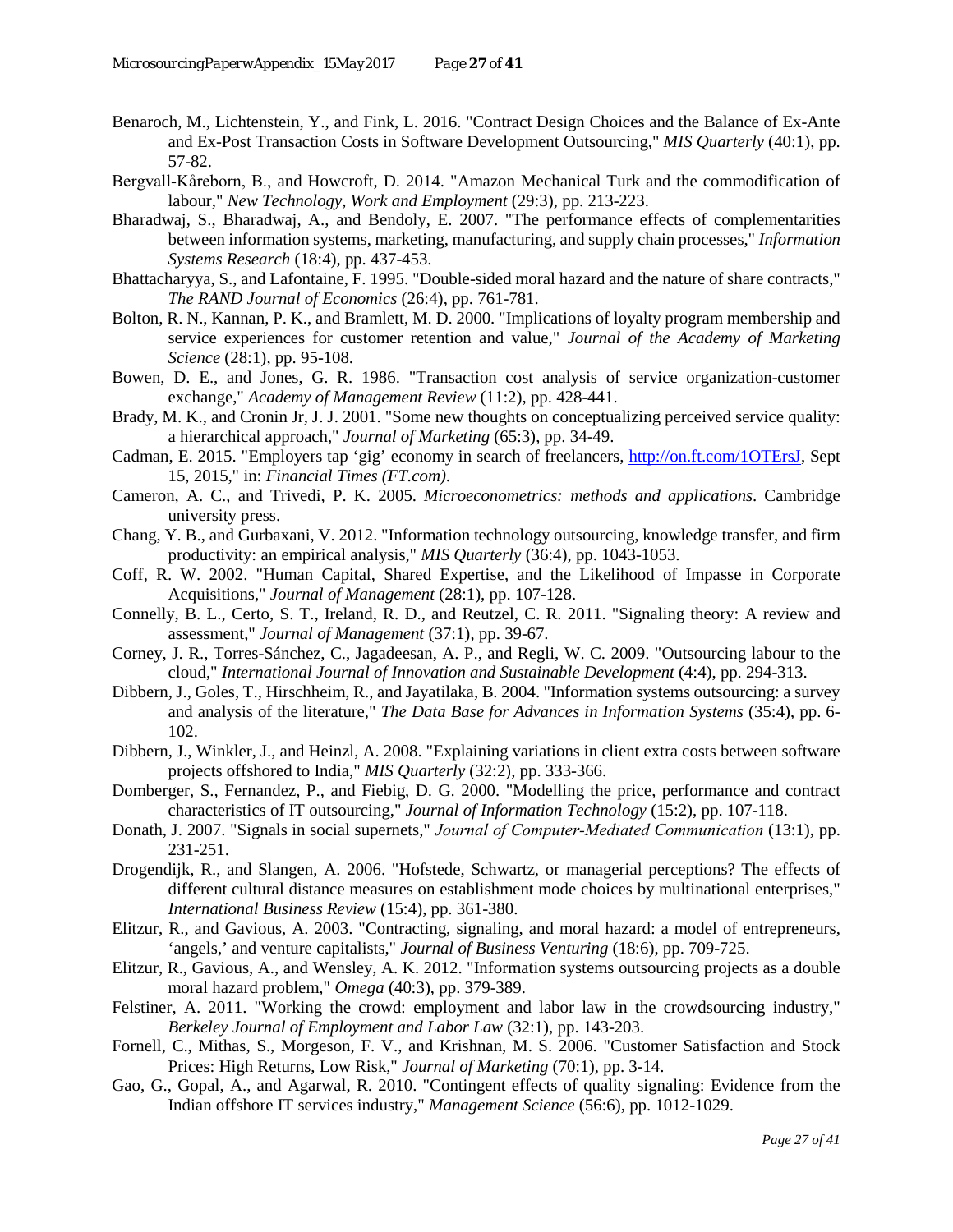Benaroch, M., Lichtenstein, Y., and Fink, L. 2016. "Contract Design Choices and the Balance of Ex-Ante and Ex-Post Transaction Costs in Software Development Outsourcing," *MIS Quarterly* (40:1), pp. 57-82.

Bergvall-Kåreborn, B., and Howcroft, D. 2014. "Amazon Mechanical Turk and the commodification of labour," *New Technology, Work and Employment* (29:3), pp. 213-223.

Bharadwaj, S., Bharadwaj, A., and Bendoly, E. 2007. "The performance effects of complementarities between information systems, marketing, manufacturing, and supply chain processes," *Information Systems Research* (18:4), pp. 437-453.

Bhattacharyya, S., and Lafontaine, F. 1995. "Double-sided moral hazard and the nature of share contracts," *The RAND Journal of Economics* (26:4), pp. 761-781.

Bolton, R. N., Kannan, P. K., and Bramlett, M. D. 2000. "Implications of loyalty program membership and service experiences for customer retention and value," *Journal of the Academy of Marketing Science* (28:1), pp. 95-108.

Bowen, D. E., and Jones, G. R. 1986. "Transaction cost analysis of service organization-customer exchange," *Academy of Management Review* (11:2), pp. 428-441.

Brady, M. K., and Cronin Jr, J. J. 2001. "Some new thoughts on conceptualizing perceived service quality: a hierarchical approach," *Journal of Marketing* (65:3), pp. 34-49.

Cadman, E. 2015. "Employers tap 'gig' economy in search of freelancers, http://on.ft.com/1OTErsJ, Sept 15, 2015," in: *Financial Times (FT.com)*.

Cameron, A. C., and Trivedi, P. K. 2005. *Microeconometrics: methods and applications*. Cambridge university press.

Chang, Y. B., and Gurbaxani, V. 2012. "Information technology outsourcing, knowledge transfer, and firm productivity: an empirical analysis," *MIS Quarterly* (36:4), pp. 1043-1053.

Coff, R. W. 2002. "Human Capital, Shared Expertise, and the Likelihood of Impasse in Corporate Acquisitions," *Journal of Management* (28:1), pp. 107-128.

Connelly, B. L., Certo, S. T., Ireland, R. D., and Reutzel, C. R. 2011. "Signaling theory: A review and assessment," *Journal of Management* (37:1), pp. 39-67.

Corney, J. R., Torres-Sánchez, C., Jagadeesan, A. P., and Regli, W. C. 2009. "Outsourcing labour to the cloud," *International Journal of Innovation and Sustainable Development* (4:4), pp. 294-313.

Dibbern, J., Goles, T., Hirschheim, R., and Jayatilaka, B. 2004. "Information systems outsourcing: a survey and analysis of the literature," *The Data Base for Advances in Information Systems* (35:4), pp. 6-102.

Dibbern, J., Winkler, J., and Heinzl, A. 2008. "Explaining variations in client extra costs between software projects offshored to India," *MIS Quarterly* (32:2), pp. 333-366.

Domberger, S., Fernandez, P., and Fiebig, D. G. 2000. "Modelling the price, performance and contract characteristics of IT outsourcing," *Journal of Information Technology* (15:2), pp. 107-118.

Donath, J. 2007. "Signals in social supernets," *Journal of Computer-Mediated Communication* (13:1), pp. 231-251.

Drogendijk, R., and Slangen, A. 2006. "Hofstede, Schwartz, or managerial perceptions? The effects of different cultural distance measures on establishment mode choices by multinational enterprises," *International Business Review* (15:4), pp. 361-380.

Elitzur, R., and Gavious, A. 2003. "Contracting, signaling, and moral hazard: a model of entrepreneurs, 'angels,' and venture capitalists," *Journal of Business Venturing* (18:6), pp. 709-725.

Elitzur, R., Gavious, A., and Wensley, A. K. 2012. "Information systems outsourcing projects as a double moral hazard problem," *Omega* (40:3), pp. 379-389.

Felstiner, A. 2011. "Working the crowd: employment and labor law in the crowdsourcing industry," *Berkeley Journal of Employment and Labor Law* (32:1), pp. 143-203.

Fornell, C., Mithas, S., Morgeson, F. V., and Krishnan, M. S. 2006. "Customer Satisfaction and Stock Prices: High Returns, Low Risk," *Journal of Marketing* (70:1), pp. 3-14.

Gao, G., Gopal, A., and Agarwal, R. 2010. "Contingent effects of quality signaling: Evidence from the Indian offshore IT services industry," *Management Science* (56:6), pp. 1012-1029.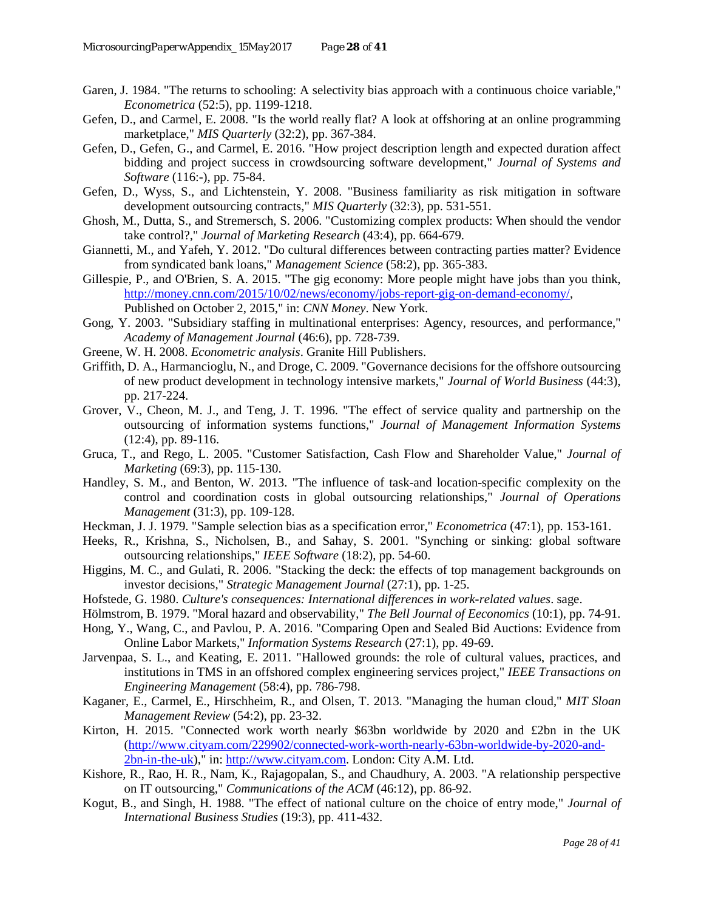Garen, J. 1984. "The returns to schooling: A selectivity bias approach with a continuous choice variable," *Econometrica* (52:5), pp. 1199-1218.

Gefen, D., and Carmel, E. 2008. "Is the world really flat? A look at offshoring at an online programming marketplace," *MIS Quarterly* (32:2), pp. 367-384.

Gefen, D., Gefen, G., and Carmel, E. 2016. "How project description length and expected duration affect bidding and project success in crowdsourcing software development," *Journal of Systems and Software* (116:-), pp. 75-84.

Gefen, D., Wyss, S., and Lichtenstein, Y. 2008. "Business familiarity as risk mitigation in software development outsourcing contracts," *MIS Quarterly* (32:3), pp. 531-551.

Ghosh, M., Dutta, S., and Stremersch, S. 2006. "Customizing complex products: When should the vendor take control?," *Journal of Marketing Research* (43:4), pp. 664-679.

Giannetti, M., and Yafeh, Y. 2012. "Do cultural differences between contracting parties matter? Evidence from syndicated bank loans," *Management Science* (58:2), pp. 365-383.

Gillespie, P., and O'Brien, S. A. 2015. "The gig economy: More people might have jobs than you think, http://money.cnn.com/2015/10/02/news/economy/jobs-report-gig-on-demand-economy/, Published on October 2, 2015," in: *CNN Money*. New York.

Gong, Y. 2003. "Subsidiary staffing in multinational enterprises: Agency, resources, and performance," *Academy of Management Journal* (46:6), pp. 728-739.

Greene, W. H. 2008. *Econometric analysis*. Granite Hill Publishers.

Griffith, D. A., Harmancioglu, N., and Droge, C. 2009. "Governance decisions for the offshore outsourcing of new product development in technology intensive markets," *Journal of World Business* (44:3), pp. 217-224.

Grover, V., Cheon, M. J., and Teng, J. T. 1996. "The effect of service quality and partnership on the outsourcing of information systems functions," *Journal of Management Information Systems* (12:4), pp. 89-116.

Gruca, T., and Rego, L. 2005. "Customer Satisfaction, Cash Flow and Shareholder Value," *Journal of Marketing* (69:3), pp. 115-130.

Handley, S. M., and Benton, W. 2013. "The influence of task-and location-specific complexity on the control and coordination costs in global outsourcing relationships," *Journal of Operations Management* (31:3), pp. 109-128.

Heckman, J. J. 1979. "Sample selection bias as a specification error," *Econometrica* (47:1), pp. 153-161.

Heeks, R., Krishna, S., Nicholsen, B., and Sahay, S. 2001. "Synching or sinking: global software outsourcing relationships," *IEEE Software* (18:2), pp. 54-60.

Higgins, M. C., and Gulati, R. 2006. "Stacking the deck: the effects of top management backgrounds on investor decisions," *Strategic Management Journal* (27:1), pp. 1-25.

Hofstede, G. 1980. *Culture's consequences: International differences in work-related values*. sage.

Hölmstrom, B. 1979. "Moral hazard and observability," *The Bell Journal of Eeconomics* (10:1), pp. 74-91.

Hong, Y., Wang, C., and Pavlou, P. A. 2016. "Comparing Open and Sealed Bid Auctions: Evidence from Online Labor Markets," *Information Systems Research* (27:1), pp. 49-69.

Jarvenpaa, S. L., and Keating, E. 2011. "Hallowed grounds: the role of cultural values, practices, and institutions in TMS in an offshored complex engineering services project," *IEEE Transactions on Engineering Management* (58:4), pp. 786-798.

Kaganer, E., Carmel, E., Hirschheim, R., and Olsen, T. 2013. "Managing the human cloud," *MIT Sloan Management Review* (54:2), pp. 23-32.

Kirton, H. 2015. "Connected work worth nearly $63bn worldwide by 2020 and £2bn in the UK (http://www.cityam.com/229902/connected-work-worth-nearly-63bn-worldwide-by-2020-and-2bn-in-the-uk)," in: http://www.cityam.com. London: City A.M. Ltd.

Kishore, R., Rao, H. R., Nam, K., Rajagopalan, S., and Chaudhury, A. 2003. "A relationship perspective on IT outsourcing," *Communications of the ACM* (46:12), pp. 86-92.

Kogut, B., and Singh, H. 1988. "The effect of national culture on the choice of entry mode," *Journal of International Business Studies* (19:3), pp. 411-432.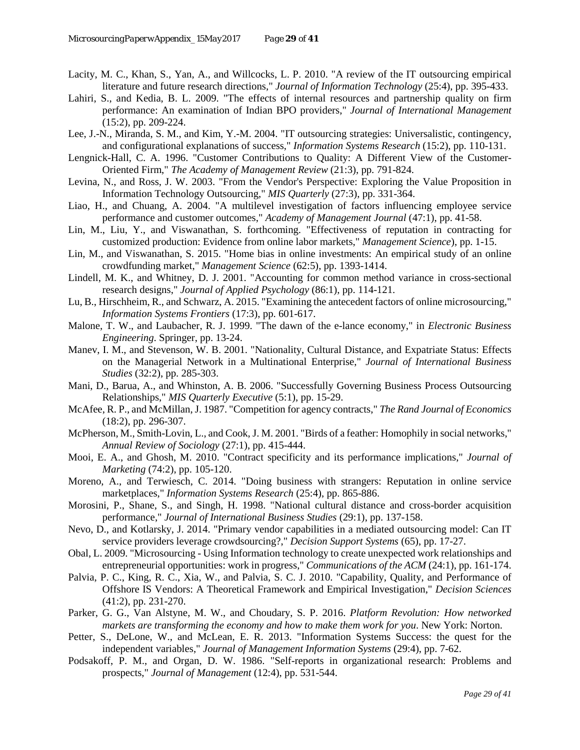Lacity, M. C., Khan, S., Yan, A., and Willcocks, L. P. 2010. "A review of the IT outsourcing empirical literature and future research directions," *Journal of Information Technology* (25:4), pp. 395-433.

Lahiri, S., and Kedia, B. L. 2009. "The effects of internal resources and partnership quality on firm performance: An examination of Indian BPO providers," *Journal of International Management* (15:2), pp. 209-224.

Lee, J.-N., Miranda, S. M., and Kim, Y.-M. 2004. "IT outsourcing strategies: Universalistic, contingency, and configurational explanations of success," *Information Systems Research* (15:2), pp. 110-131.

Lengnick-Hall, C. A. 1996. "Customer Contributions to Quality: A Different View of the Customer-Oriented Firm," *The Academy of Management Review* (21:3), pp. 791-824.

Levina, N., and Ross, J. W. 2003. "From the Vendor's Perspective: Exploring the Value Proposition in Information Technology Outsourcing," *MIS Quarterly* (27:3), pp. 331-364.

Liao, H., and Chuang, A. 2004. "A multilevel investigation of factors influencing employee service performance and customer outcomes," *Academy of Management Journal* (47:1), pp. 41-58.

Lin, M., Liu, Y., and Viswanathan, S. forthcoming. "Effectiveness of reputation in contracting for customized production: Evidence from online labor markets," *Management Science*), pp. 1-15.

Lin, M., and Viswanathan, S. 2015. "Home bias in online investments: An empirical study of an online crowdfunding market," *Management Science* (62:5), pp. 1393-1414.

Lindell, M. K., and Whitney, D. J. 2001. "Accounting for common method variance in cross-sectional research designs," *Journal of Applied Psychology* (86:1), pp. 114-121.

Lu, B., Hirschheim, R., and Schwarz, A. 2015. "Examining the antecedent factors of online microsourcing," *Information Systems Frontiers* (17:3), pp. 601-617.

Malone, T. W., and Laubacher, R. J. 1999. "The dawn of the e-lance economy," in *Electronic Business Engineering*. Springer, pp. 13-24.

Manev, I. M., and Stevenson, W. B. 2001. "Nationality, Cultural Distance, and Expatriate Status: Effects on the Managerial Network in a Multinational Enterprise," *Journal of International Business Studies* (32:2), pp. 285-303.

Mani, D., Barua, A., and Whinston, A. B. 2006. "Successfully Governing Business Process Outsourcing Relationships," *MIS Quarterly Executive* (5:1), pp. 15-29.

McAfee, R. P., and McMillan, J. 1987. "Competition for agency contracts," *The Rand Journal of Economics* (18:2), pp. 296-307.

McPherson, M., Smith-Lovin, L., and Cook, J. M. 2001. "Birds of a feather: Homophily in social networks," *Annual Review of Sociology* (27:1), pp. 415-444.

Mooi, E. A., and Ghosh, M. 2010. "Contract specificity and its performance implications," *Journal of Marketing* (74:2), pp. 105-120.

Moreno, A., and Terwiesch, C. 2014. "Doing business with strangers: Reputation in online service marketplaces," *Information Systems Research* (25:4), pp. 865-886.

Morosini, P., Shane, S., and Singh, H. 1998. "National cultural distance and cross-border acquisition performance," *Journal of International Business Studies* (29:1), pp. 137-158.

Nevo, D., and Kotlarsky, J. 2014. "Primary vendor capabilities in a mediated outsourcing model: Can IT service providers leverage crowdsourcing?," *Decision Support Systems* (65), pp. 17-27.

Obal, L. 2009. "Microsourcing - Using Information technology to create unexpected work relationships and entrepreneurial opportunities: work in progress," *Communications of the ACM* (24:1), pp. 161-174.

Palvia, P. C., King, R. C., Xia, W., and Palvia, S. C. J. 2010. "Capability, Quality, and Performance of Offshore IS Vendors: A Theoretical Framework and Empirical Investigation," *Decision Sciences* (41:2), pp. 231-270.

Parker, G. G., Van Alstyne, M. W., and Choudary, S. P. 2016. *Platform Revolution: How networked markets are transforming the economy and how to make them work for you*. New York: Norton.

Petter, S., DeLone, W., and McLean, E. R. 2013. "Information Systems Success: the quest for the independent variables," *Journal of Management Information Systems* (29:4), pp. 7-62.

Podsakoff, P. M., and Organ, D. W. 1986. "Self-reports in organizational research: Problems and prospects," *Journal of Management* (12:4), pp. 531-544.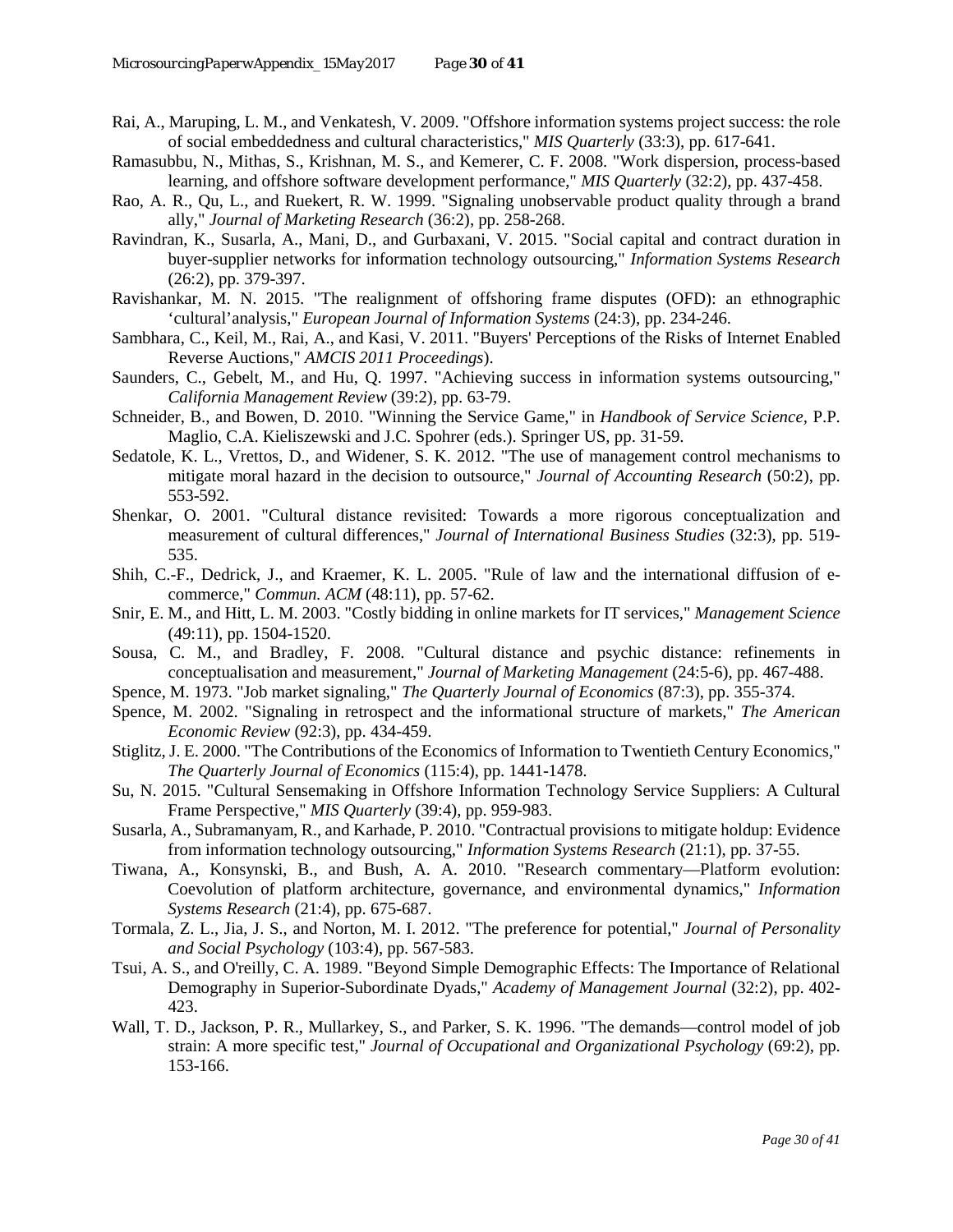Rai, A., Maruping, L. M., and Venkatesh, V. 2009. "Offshore information systems project success: the role of social embeddedness and cultural characteristics," *MIS Quarterly* (33:3), pp. 617-641.

Ramasubbu, N., Mithas, S., Krishnan, M. S., and Kemerer, C. F. 2008. "Work dispersion, process-based learning, and offshore software development performance," *MIS Quarterly* (32:2), pp. 437-458.

Rao, A. R., Qu, L., and Ruekert, R. W. 1999. "Signaling unobservable product quality through a brand ally," *Journal of Marketing Research* (36:2), pp. 258-268.

Ravindran, K., Susarla, A., Mani, D., and Gurbaxani, V. 2015. "Social capital and contract duration in buyer-supplier networks for information technology outsourcing," *Information Systems Research* (26:2), pp. 379-397.

Ravishankar, M. N. 2015. "The realignment of offshoring frame disputes (OFD): an ethnographic 'cultural' analysis," *European Journal of Information Systems* (24:3), pp. 234-246.

Sambhara, C., Keil, M., Rai, A., and Kasi, V. 2011. "Buyers' Perceptions of the Risks of Internet Enabled Reverse Auctions," *AMCIS 2011 Proceedings*).

Saunders, C., Gebelt, M., and Hu, Q. 1997. "Achieving success in information systems outsourcing," *California Management Review* (39:2), pp. 63-79.

Schneider, B., and Bowen, D. 2010. "Winning the Service Game," in *Handbook of Service Science*, P.P. Maglio, C.A. Kieliszewski and J.C. Spohrer (eds.). Springer US, pp. 31-59.

Sedatole, K. L., Vrettos, D., and Widener, S. K. 2012. "The use of management control mechanisms to mitigate moral hazard in the decision to outsource," *Journal of Accounting Research* (50:2), pp. 553-592.

Shenkar, O. 2001. "Cultural distance revisited: Towards a more rigorous conceptualization and measurement of cultural differences," *Journal of International Business Studies* (32:3), pp. 519-535.

Shih, C.-F., Dedrick, J., and Kraemer, K. L. 2005. "Rule of law and the international diffusion of e-commerce," *Commun. ACM* (48:11), pp. 57-62.

Snir, E. M., and Hitt, L. M. 2003. "Costly bidding in online markets for IT services," *Management Science* (49:11), pp. 1504-1520.

Sousa, C. M., and Bradley, F. 2008. "Cultural distance and psychic distance: refinements in conceptualisation and measurement," *Journal of Marketing Management* (24:5-6), pp. 467-488.

Spence, M. 1973. "Job market signaling," *The Quarterly Journal of Economics* (87:3), pp. 355-374.

Spence, M. 2002. "Signaling in retrospect and the informational structure of markets," *The American Economic Review* (92:3), pp. 434-459.

Stiglitz, J. E. 2000. "The Contributions of the Economics of Information to Twentieth Century Economics," *The Quarterly Journal of Economics* (115:4), pp. 1441-1478.

Su, N. 2015. "Cultural Sensemaking in Offshore Information Technology Service Suppliers: A Cultural Frame Perspective," *MIS Quarterly* (39:4), pp. 959-983.

Susarla, A., Subramanyam, R., and Karhade, P. 2010. "Contractual provisions to mitigate holdup: Evidence from information technology outsourcing," *Information Systems Research* (21:1), pp. 37-55.

Tiwana, A., Konsynski, B., and Bush, A. A. 2010. "Research commentary—Platform evolution: Coevolution of platform architecture, governance, and environmental dynamics," *Information Systems Research* (21:4), pp. 675-687.

Tormala, Z. L., Jia, J. S., and Norton, M. I. 2012. "The preference for potential," *Journal of Personality and Social Psychology* (103:4), pp. 567-583.

Tsui, A. S., and O'reilly, C. A. 1989. "Beyond Simple Demographic Effects: The Importance of Relational Demography in Superior-Subordinate Dyads," *Academy of Management Journal* (32:2), pp. 402-423.

Wall, T. D., Jackson, P. R., Mullarkey, S., and Parker, S. K. 1996. "The demands—control model of job strain: A more specific test," *Journal of Occupational and Organizational Psychology* (69:2), pp. 153-166.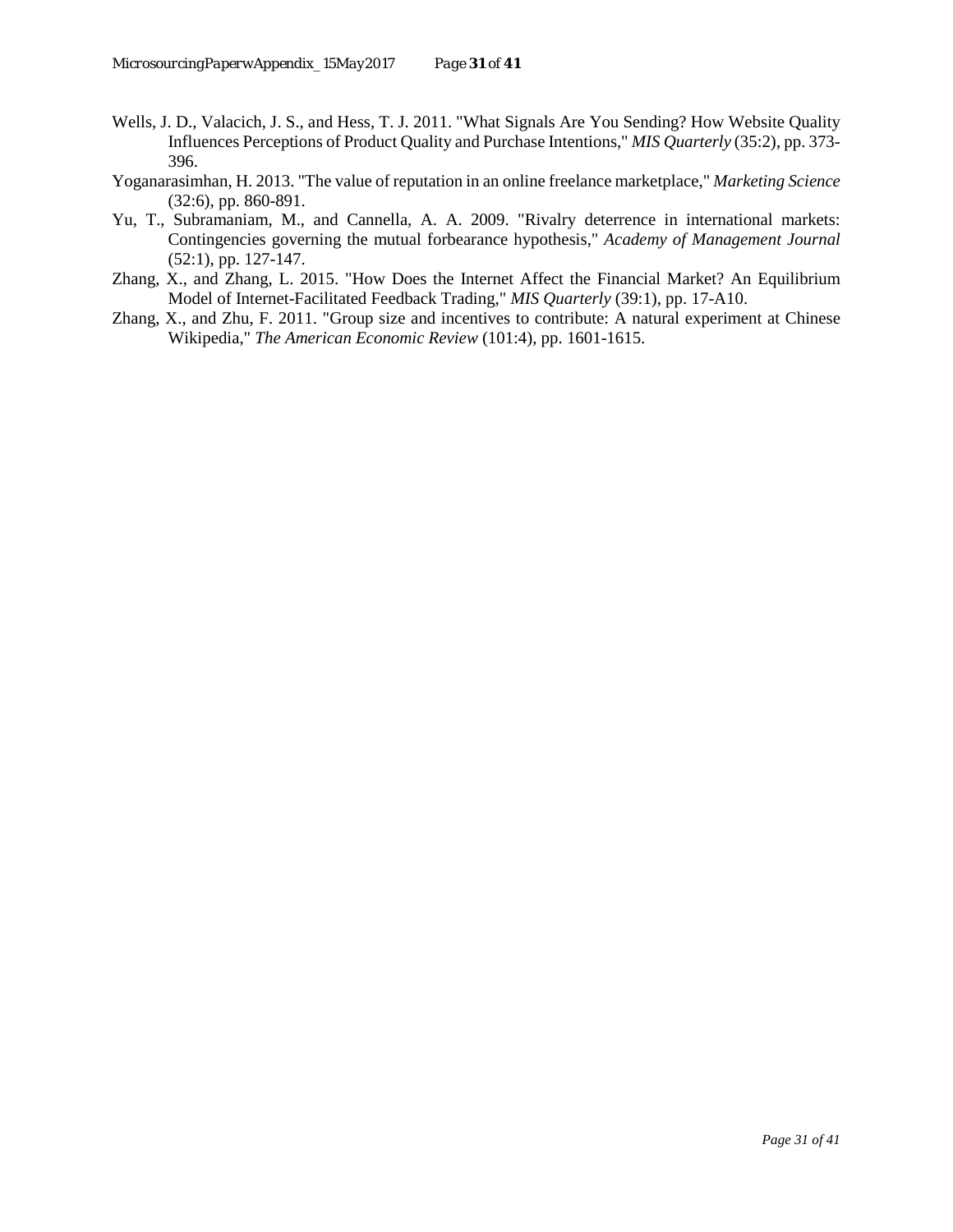Wells, J. D., Valacich, J. S., and Hess, T. J. 2011. "What Signals Are You Sending? How Website Quality Influences Perceptions of Product Quality and Purchase Intentions," *MIS Quarterly* (35:2), pp. 373-396.

Yoganarasimhan, H. 2013. "The value of reputation in an online freelance marketplace," *Marketing Science* (32:6), pp. 860-891.

Yu, T., Subramaniam, M., and Cannella, A. A. 2009. "Rivalry deterrence in international markets: Contingencies governing the mutual forbearance hypothesis," *Academy of Management Journal* (52:1), pp. 127-147.

Zhang, X., and Zhang, L. 2015. "How Does the Internet Affect the Financial Market? An Equilibrium Model of Internet-Facilitated Feedback Trading," *MIS Quarterly* (39:1), pp. 17-A10.

Zhang, X., and Zhu, F. 2011. "Group size and incentives to contribute: A natural experiment at Chinese Wikipedia," *The American Economic Review* (101:4), pp. 1601-1615.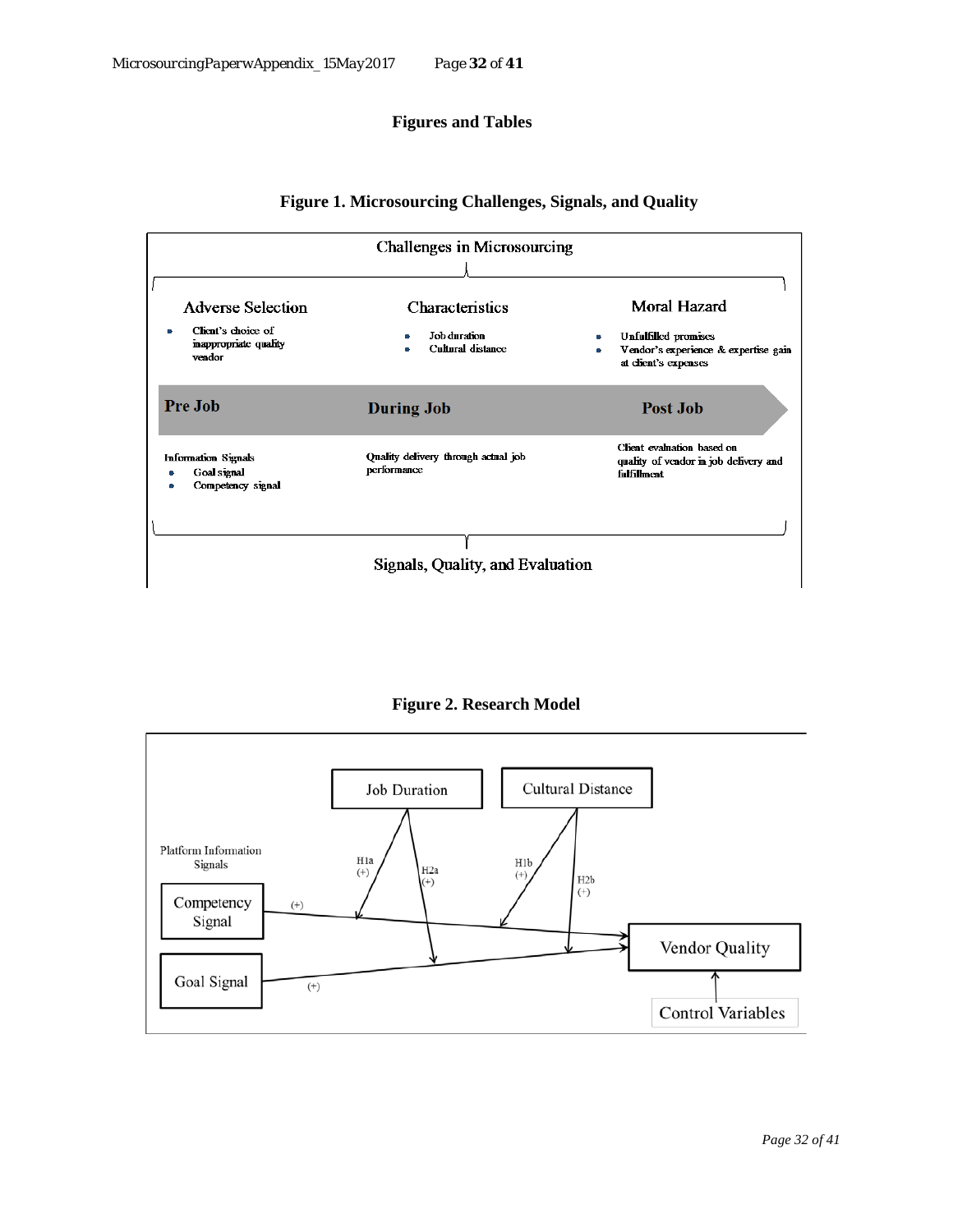# Figures and Tables

**Figure 1. Microsourcing Challenges, Signals, and Quality**

Challenges in Microsourcing

| Adverse Selection | Characteristics | Moral Hazard |
|---|---|---|
| • Client's choice of inappropriate quality vendor | • Job duration<br>• Cultural distance | • Unfulfilled promises<br>• Vendor's experience & expertise gain at client's expenses |
| **Pre Job** | **During Job** | **Post Job** |
| Information Signals<br>• Goal signal<br>• Competency signal | Quality delivery through actual job performance | Client evaluation based on quality of vendor in job delivery and fulfillment |

Signals, Quality, and Evaluation

**Figure 2. Research Model**

Platform Information Signals: Competency Signal (+) → Vendor Quality; Goal Signal (+) → Vendor Quality

Job Duration: H1a (+) moderates Competency Signal → Vendor Quality; H2a (+) moderates Goal Signal → Vendor Quality

Cultural Distance: H1b (+) moderates Competency Signal → Vendor Quality; H2b (+) moderates Goal Signal → Vendor Quality

Control Variables → Vendor Quality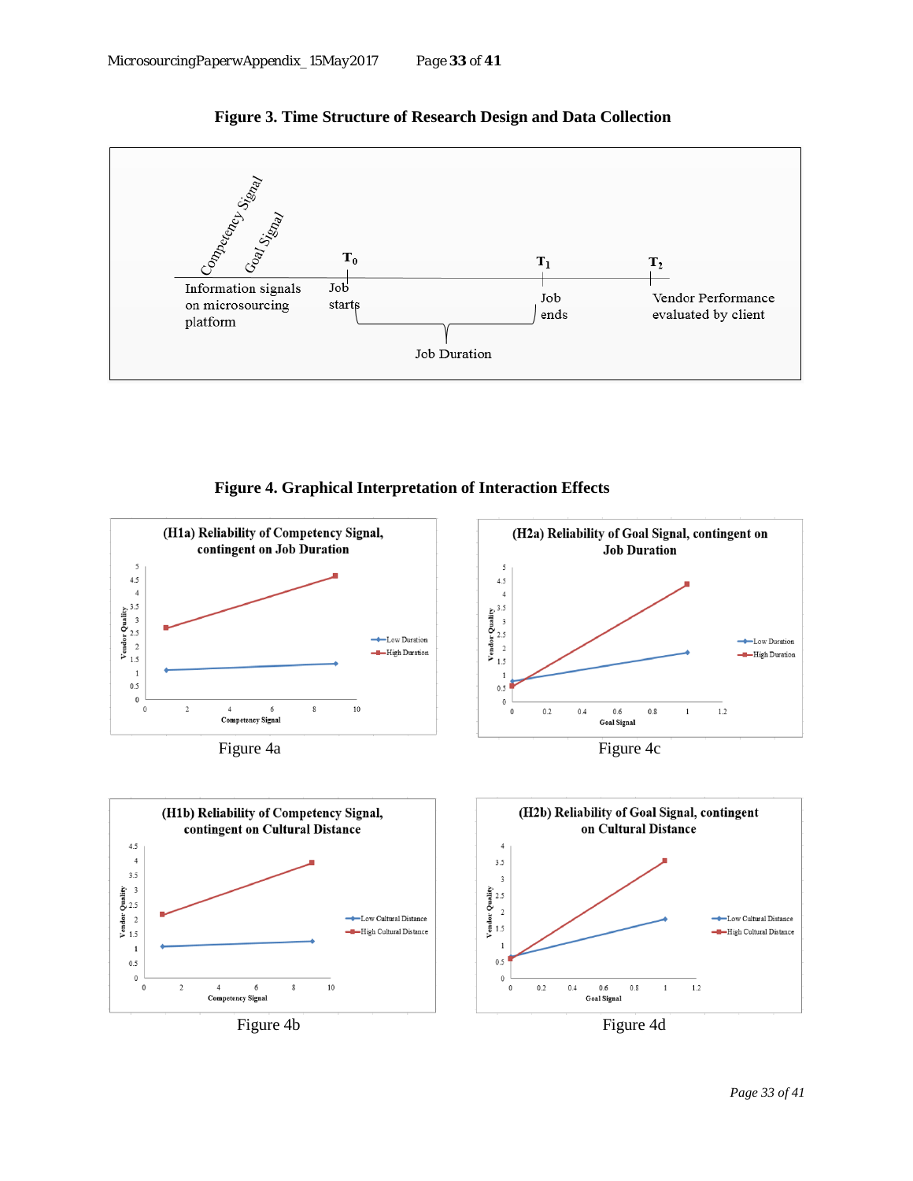**Figure 3. Time Structure of Research Design and Data Collection**

Competency Signal

Goal Signal

Information signals on microsourcing platform

$T_0$

Job starts

$T_1$

Job ends

$T_2$

Vendor Performance evaluated by client

Job Duration

**Figure 4. Graphical Interpretation of Interaction Effects**

**(H1a) Reliability of Competency Signal, contingent on Job Duration**

Figure 4a

**(H2a) Reliability of Goal Signal, contingent on Job Duration**

Figure 4c

**(H1b) Reliability of Competency Signal, contingent on Cultural Distance**

Figure 4b

**(H2b) Reliability of Goal Signal, contingent on Cultural Distance**

Figure 4d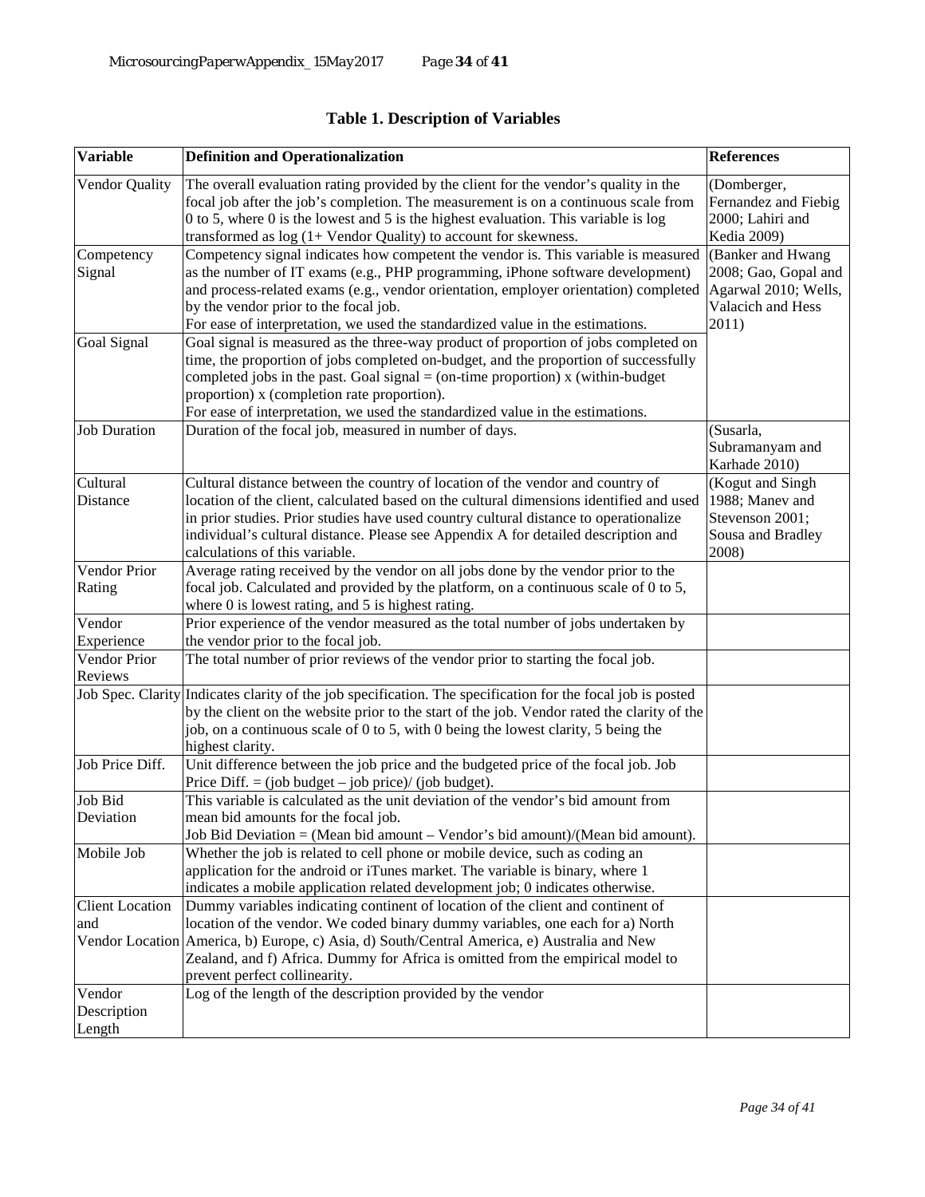**Table 1. Description of Variables**

| Variable | Definition and Operationalization | References |
| --- | --- | --- |
| Vendor Quality | The overall evaluation rating provided by the client for the vendor's quality in the focal job after the job's completion. The measurement is on a continuous scale from 0 to 5, where 0 is the lowest and 5 is the highest evaluation. This variable is log transformed as log (1+ Vendor Quality) to account for skewness. | (Domberger, Fernandez and Fiebig 2000; Lahiri and Kedia 2009) |
| Competency Signal | Competency signal indicates how competent the vendor is. This variable is measured as the number of IT exams (e.g., PHP programming, iPhone software development) and process-related exams (e.g., vendor orientation, employer orientation) completed by the vendor prior to the focal job. For ease of interpretation, we used the standardized value in the estimations. | (Banker and Hwang 2008; Gao, Gopal and Agarwal 2010; Wells, Valacich and Hess 2011) |
| Goal Signal | Goal signal is measured as the three-way product of proportion of jobs completed on time, the proportion of jobs completed on-budget, and the proportion of successfully completed jobs in the past. Goal signal = (on-time proportion) x (within-budget proportion) x (completion rate proportion). For ease of interpretation, we used the standardized value in the estimations. | |
| Job Duration | Duration of the focal job, measured in number of days. | (Susarla, Subramanyam and Karhade 2010) |
| Cultural Distance | Cultural distance between the country of location of the vendor and country of location of the client, calculated based on the cultural dimensions identified and used in prior studies. Prior studies have used country cultural distance to operationalize individual's cultural distance. Please see Appendix A for detailed description and calculations of this variable. | (Kogut and Singh 1988; Manev and Stevenson 2001; Sousa and Bradley 2008) |
| Vendor Prior Rating | Average rating received by the vendor on all jobs done by the vendor prior to the focal job. Calculated and provided by the platform, on a continuous scale of 0 to 5, where 0 is lowest rating, and 5 is highest rating. | |
| Vendor Experience | Prior experience of the vendor measured as the total number of jobs undertaken by the vendor prior to the focal job. | |
| Vendor Prior Reviews | The total number of prior reviews of the vendor prior to starting the focal job. | |
| Job Spec. Clarity | Indicates clarity of the job specification. The specification for the focal job is posted by the client on the website prior to the start of the job. Vendor rated the clarity of the job, on a continuous scale of 0 to 5, with 0 being the lowest clarity, 5 being the highest clarity. | |
| Job Price Diff. | Unit difference between the job price and the budgeted price of the focal job. Job Price Diff. = (job budget – job price)/ (job budget). | |
| Job Bid Deviation | This variable is calculated as the unit deviation of the vendor's bid amount from mean bid amounts for the focal job. Job Bid Deviation = (Mean bid amount – Vendor's bid amount)/(Mean bid amount). | |
| Mobile Job | Whether the job is related to cell phone or mobile device, such as coding an application for the android or iTunes market. The variable is binary, where 1 indicates a mobile application related development job; 0 indicates otherwise. | |
| Client Location and Vendor Location | Dummy variables indicating continent of location of the client and continent of location of the vendor. We coded binary dummy variables, one each for a) North America, b) Europe, c) Asia, d) South/Central America, e) Australia and New Zealand, and f) Africa. Dummy for Africa is omitted from the empirical model to prevent perfect collinearity. | |
| Vendor Description Length | Log of the length of the description provided by the vendor | |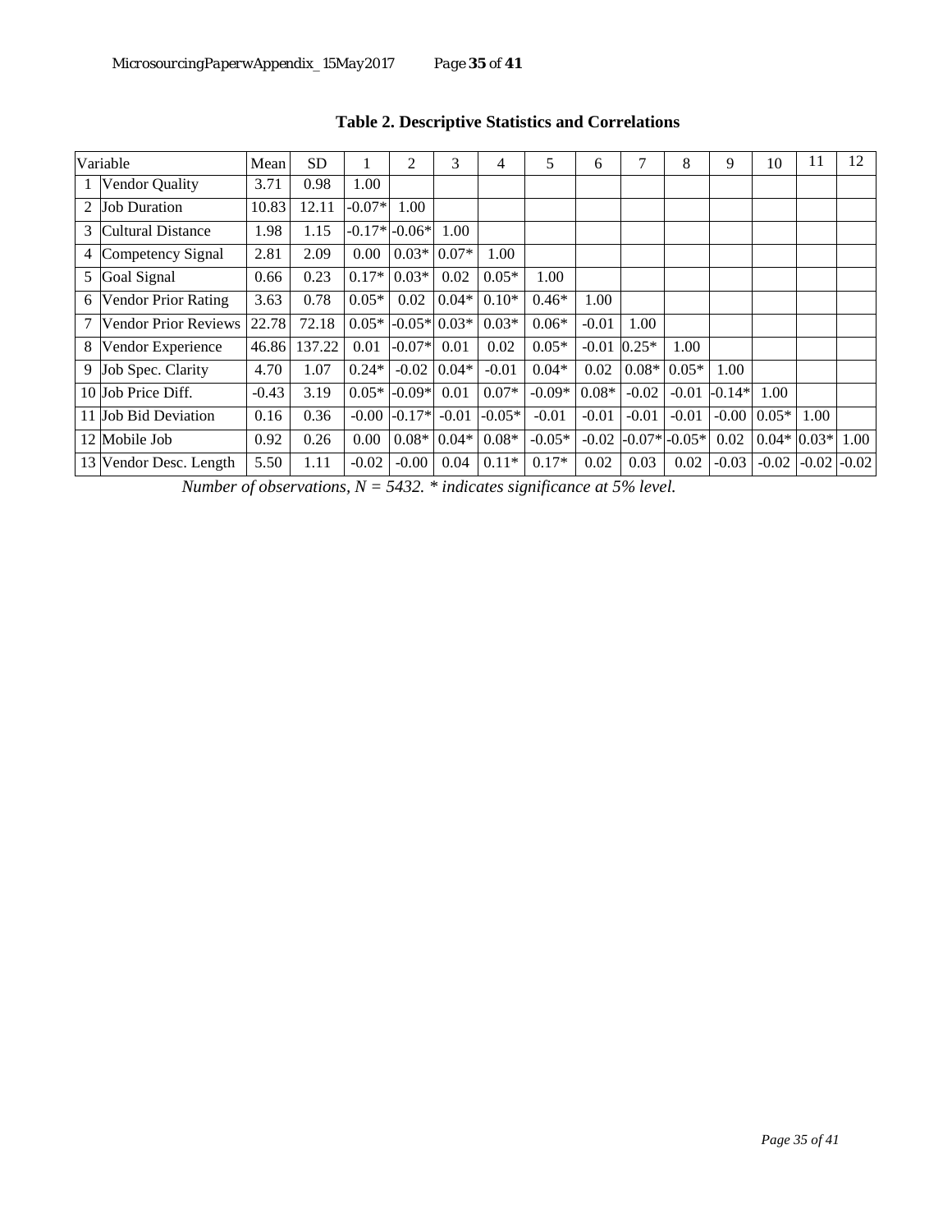**Table 2. Descriptive Statistics and Correlations**

| | Variable | Mean | SD | 1 | 2 | 3 | 4 | 5 | 6 | 7 | 8 | 9 | 10 | 11 | 12 |
|---|---|---|---|---|---|---|---|---|---|---|---|---|---|---|---|
| 1 | Vendor Quality | 3.71 | 0.98 | 1.00 | | | | | | | | | | | |
| 2 | Job Duration | 10.83 | 12.11 | -0.07* | 1.00 | | | | | | | | | | |
| 3 | Cultural Distance | 1.98 | 1.15 | -0.17* | -0.06* | 1.00 | | | | | | | | | |
| 4 | Competency Signal | 2.81 | 2.09 | 0.00 | 0.03* | 0.07* | 1.00 | | | | | | | | |
| 5 | Goal Signal | 0.66 | 0.23 | 0.17* | 0.03* | 0.02 | 0.05* | 1.00 | | | | | | | |
| 6 | Vendor Prior Rating | 3.63 | 0.78 | 0.05* | 0.02 | 0.04* | 0.10* | 0.46* | 1.00 | | | | | | |
| 7 | Vendor Prior Reviews | 22.78 | 72.18 | 0.05* | -0.05* | 0.03* | 0.03* | 0.06* | -0.01 | 1.00 | | | | | |
| 8 | Vendor Experience | 46.86 | 137.22 | 0.01 | -0.07* | 0.01 | 0.02 | 0.05* | -0.01 | 0.25* | 1.00 | | | | |
| 9 | Job Spec. Clarity | 4.70 | 1.07 | 0.24* | -0.02 | 0.04* | -0.01 | 0.04* | 0.02 | 0.08* | 0.05* | 1.00 | | | |
| 10 | Job Price Diff. | -0.43 | 3.19 | 0.05* | -0.09* | 0.01 | 0.07* | -0.09* | 0.08* | -0.02 | -0.01 | -0.14* | 1.00 | | |
| 11 | Job Bid Deviation | 0.16 | 0.36 | -0.00 | -0.17* | -0.01 | -0.05* | -0.01 | -0.01 | -0.01 | -0.01 | -0.00 | 0.05* | 1.00 | |
| 12 | Mobile Job | 0.92 | 0.26 | 0.00 | 0.08* | 0.04* | 0.08* | -0.05* | -0.02 | -0.07* | -0.05* | 0.02 | 0.04* | 0.03* | 1.00 |
| 13 | Vendor Desc. Length | 5.50 | 1.11 | -0.02 | -0.00 | 0.04 | 0.11* | 0.17* | 0.02 | 0.03 | 0.02 | -0.03 | -0.02 | -0.02 | -0.02 |

*Number of observations, N = 5432. * indicates significance at 5% level.*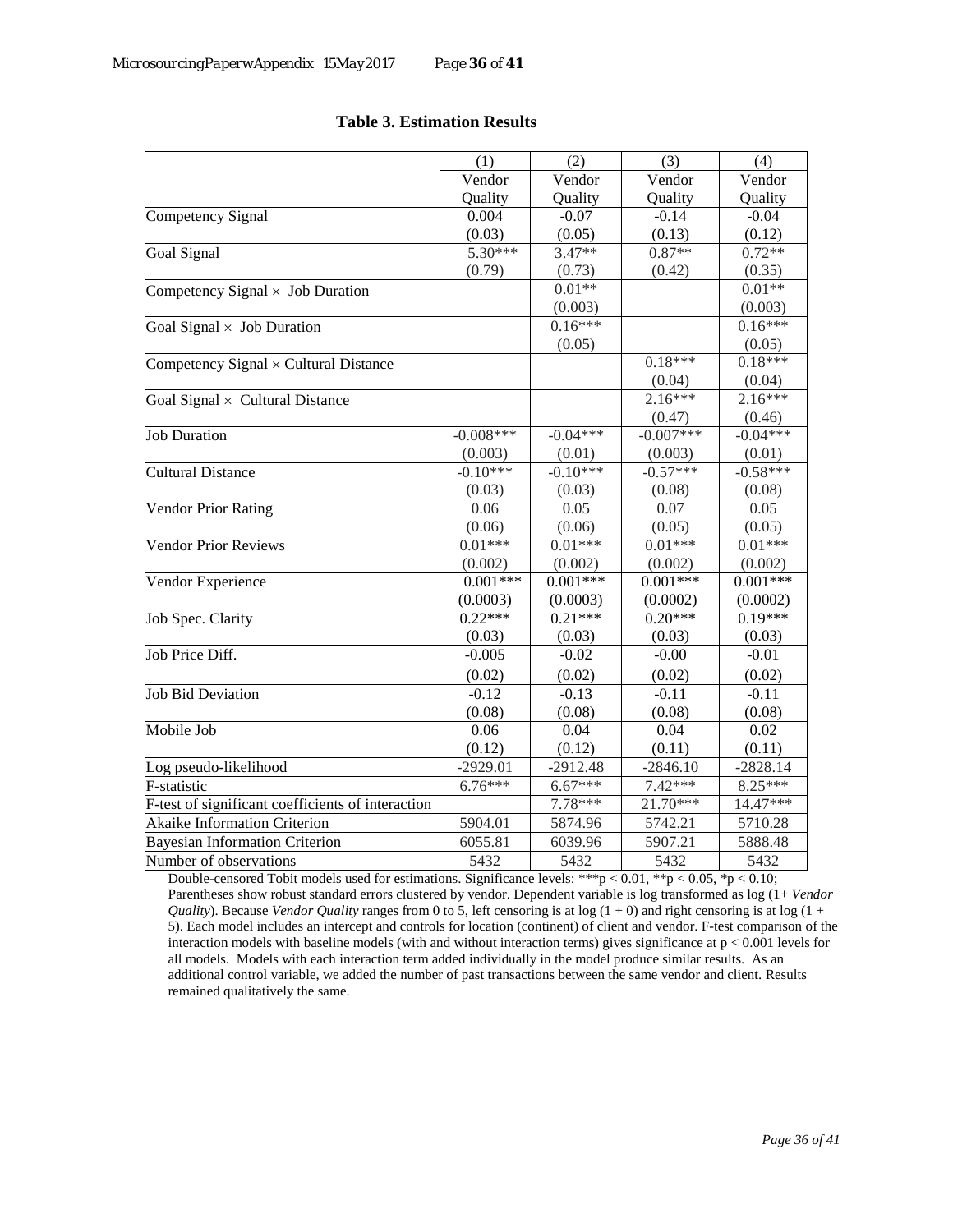**Table 3. Estimation Results**

| | (1) | (2) | (3) | (4) |
|---|---|---|---|---|
| | Vendor Quality | Vendor Quality | Vendor Quality | Vendor Quality |
| Competency Signal | 0.004 | -0.07 | -0.14 | -0.04 |
| | (0.03) | (0.05) | (0.13) | (0.12) |
| Goal Signal | 5.30*** | 3.47** | 0.87** | 0.72** |
| | (0.79) | (0.73) | (0.42) | (0.35) |
| Competency Signal × Job Duration | | 0.01** | | 0.01** |
| | | (0.003) | | (0.003) |
| Goal Signal × Job Duration | | 0.16*** | | 0.16*** |
| | | (0.05) | | (0.05) |
| Competency Signal × Cultural Distance | | | 0.18*** | 0.18*** |
| | | | (0.04) | (0.04) |
| Goal Signal × Cultural Distance | | | 2.16*** | 2.16*** |
| | | | (0.47) | (0.46) |
| Job Duration | -0.008*** | -0.04*** | -0.007*** | -0.04*** |
| | (0.003) | (0.01) | (0.003) | (0.01) |
| Cultural Distance | -0.10*** | -0.10*** | -0.57*** | -0.58*** |
| | (0.03) | (0.03) | (0.08) | (0.08) |
| Vendor Prior Rating | 0.06 | 0.05 | 0.07 | 0.05 |
| | (0.06) | (0.06) | (0.05) | (0.05) |
| Vendor Prior Reviews | 0.01*** | 0.01*** | 0.01*** | 0.01*** |
| | (0.002) | (0.002) | (0.002) | (0.002) |
| Vendor Experience | 0.001*** | 0.001*** | 0.001*** | 0.001*** |
| | (0.0003) | (0.0003) | (0.0002) | (0.0002) |
| Job Spec. Clarity | 0.22*** | 0.21*** | 0.20*** | 0.19*** |
| | (0.03) | (0.03) | (0.03) | (0.03) |
| Job Price Diff. | -0.005 | -0.02 | -0.00 | -0.01 |
| | (0.02) | (0.02) | (0.02) | (0.02) |
| Job Bid Deviation | -0.12 | -0.13 | -0.11 | -0.11 |
| | (0.08) | (0.08) | (0.08) | (0.08) |
| Mobile Job | 0.06 | 0.04 | 0.04 | 0.02 |
| | (0.12) | (0.12) | (0.11) | (0.11) |
| Log pseudo-likelihood | -2929.01 | -2912.48 | -2846.10 | -2828.14 |
| F-statistic | 6.76*** | 6.67*** | 7.42*** | 8.25*** |
| F-test of significant coefficients of interaction | | 7.78*** | 21.70*** | 14.47*** |
| Akaike Information Criterion | 5904.01 | 5874.96 | 5742.21 | 5710.28 |
| Bayesian Information Criterion | 6055.81 | 6039.96 | 5907.21 | 5888.48 |
| Number of observations | 5432 | 5432 | 5432 | 5432 |

Double-censored Tobit models used for estimations. Significance levels: ***$p < 0.01$, **$p < 0.05$, *$p < 0.10$; Parentheses show robust standard errors clustered by vendor. Dependent variable is log transformed as log (1+ *Vendor Quality*). Because *Vendor Quality* ranges from 0 to 5, left censoring is at log (1 + 0) and right censoring is at log (1 + 5). Each model includes an intercept and controls for location (continent) of client and vendor. F-test comparison of the interaction models with baseline models (with and without interaction terms) gives significance at $p < 0.001$ levels for all models. Models with each interaction term added individually in the model produce similar results. As an additional control variable, we added the number of past transactions between the same vendor and client. Results remained qualitatively the same.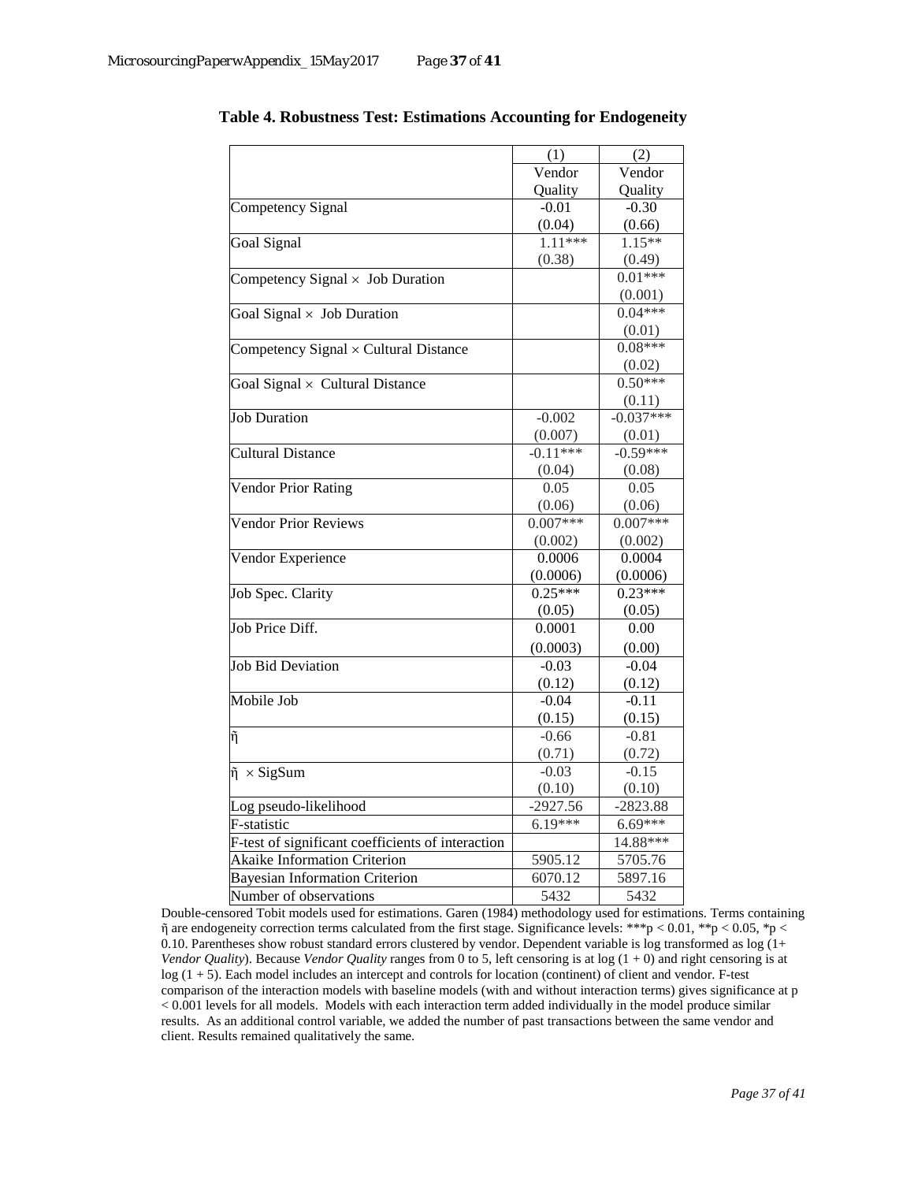**Table 4. Robustness Test: Estimations Accounting for Endogeneity**

| | (1) | (2) |
|---|---|---|
| | Vendor Quality | Vendor Quality |
| Competency Signal | -0.01 | -0.30 |
| | (0.04) | (0.66) |
| Goal Signal | 1.11*** | 1.15** |
| | (0.38) | (0.49) |
| Competency Signal × Job Duration | | 0.01*** |
| | | (0.001) |
| Goal Signal × Job Duration | | 0.04*** |
| | | (0.01) |
| Competency Signal × Cultural Distance | | 0.08*** |
| | | (0.02) |
| Goal Signal × Cultural Distance | | 0.50*** |
| | | (0.11) |
| Job Duration | -0.002 | -0.037*** |
| | (0.007) | (0.01) |
| Cultural Distance | -0.11*** | -0.59*** |
| | (0.04) | (0.08) |
| Vendor Prior Rating | 0.05 | 0.05 |
| | (0.06) | (0.06) |
| Vendor Prior Reviews | 0.007*** | 0.007*** |
| | (0.002) | (0.002) |
| Vendor Experience | 0.0006 | 0.0004 |
| | (0.0006) | (0.0006) |
| Job Spec. Clarity | 0.25*** | 0.23*** |
| | (0.05) | (0.05) |
| Job Price Diff. | 0.0001 | 0.00 |
| | (0.0003) | (0.00) |
| Job Bid Deviation | -0.03 | -0.04 |
| | (0.12) | (0.12) |
| Mobile Job | -0.04 | -0.11 |
| | (0.15) | (0.15) |
| $\tilde{\eta}$ | -0.66 | -0.81 |
| | (0.71) | (0.72) |
| $\tilde{\eta}$ × SigSum | -0.03 | -0.15 |
| | (0.10) | (0.10) |
| Log pseudo-likelihood | -2927.56 | -2823.88 |
| F-statistic | 6.19*** | 6.69*** |
| F-test of significant coefficients of interaction | | 14.88*** |
| Akaike Information Criterion | 5905.12 | 5705.76 |
| Bayesian Information Criterion | 6070.12 | 5897.16 |
| Number of observations | 5432 | 5432 |

Double-censored Tobit models used for estimations. Garen (1984) methodology used for estimations. Terms containing $\tilde{\eta}$ are endogeneity correction terms calculated from the first stage. Significance levels: ***$p < 0.01$, **$p < 0.05$, *$p < 0.10$. Parentheses show robust standard errors clustered by vendor. Dependent variable is log transformed as log (1+ *Vendor Quality*). Because *Vendor Quality* ranges from 0 to 5, left censoring is at log (1 + 0) and right censoring is at log (1 + 5). Each model includes an intercept and controls for location (continent) of client and vendor. F-test comparison of the interaction models with baseline models (with and without interaction terms) gives significance at $p < 0.001$ levels for all models. Models with each interaction term added individually in the model produce similar results. As an additional control variable, we added the number of past transactions between the same vendor and client. Results remained qualitatively the same.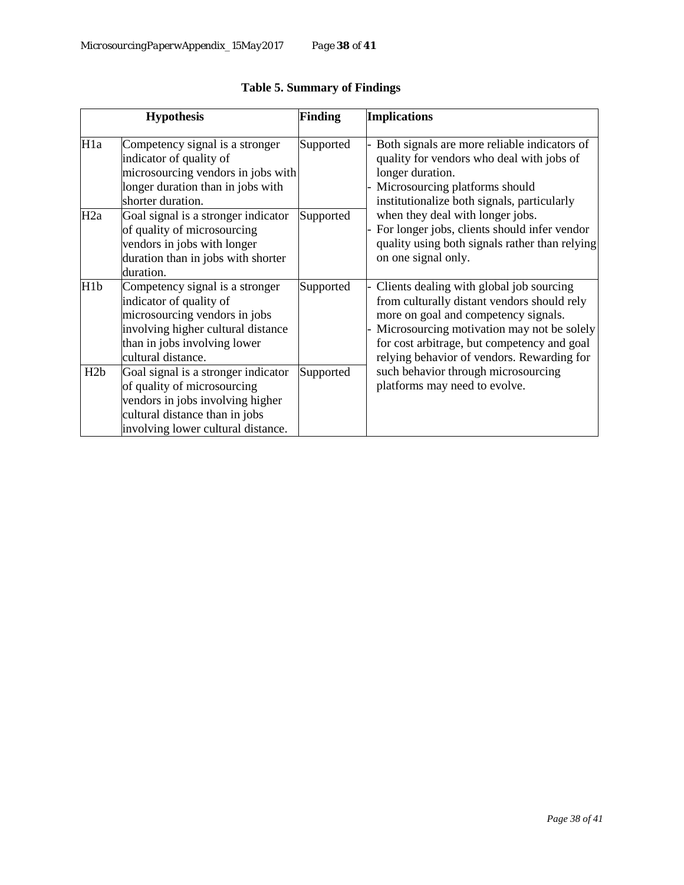**Table 5. Summary of Findings**

| Hypothesis | | Finding | Implications |
|---|---|---|---|
| H1a | Competency signal is a stronger indicator of quality of microsourcing vendors in jobs with longer duration than in jobs with shorter duration. | Supported | - Both signals are more reliable indicators of quality for vendors who deal with jobs of longer duration.<br>- Microsourcing platforms should institutionalize both signals, particularly when they deal with longer jobs.<br>- For longer jobs, clients should infer vendor quality using both signals rather than relying on one signal only. |
| H2a | Goal signal is a stronger indicator of quality of microsourcing vendors in jobs with longer duration than in jobs with shorter duration. | Supported | |
| H1b | Competency signal is a stronger indicator of quality of microsourcing vendors in jobs involving higher cultural distance than in jobs involving lower cultural distance. | Supported | - Clients dealing with global job sourcing from culturally distant vendors should rely more on goal and competency signals.<br>- Microsourcing motivation may not be solely for cost arbitrage, but competency and goal relying behavior of vendors. Rewarding for such behavior through microsourcing platforms may need to evolve. |
| H2b | Goal signal is a stronger indicator of quality of microsourcing vendors in jobs involving higher cultural distance than in jobs involving lower cultural distance. | Supported | |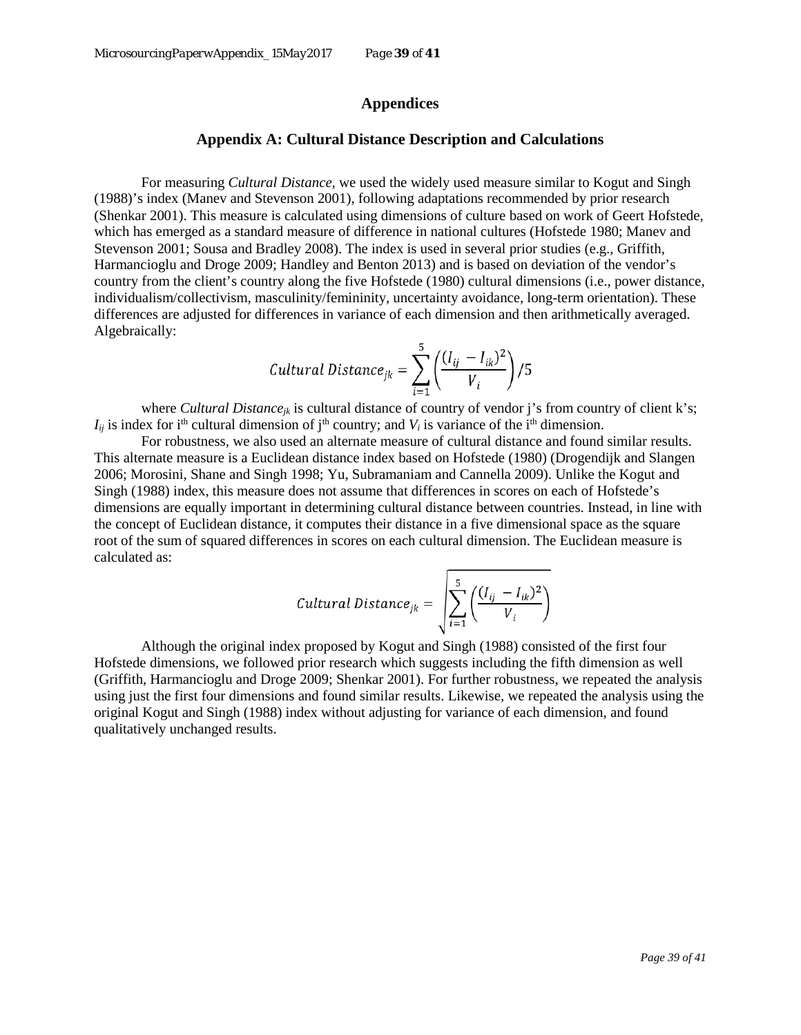# Appendices

## Appendix A: Cultural Distance Description and Calculations

For measuring *Cultural Distance,* we used the widely used measure similar to Kogut and Singh (1988)'s index (Manev and Stevenson 2001), following adaptations recommended by prior research (Shenkar 2001). This measure is calculated using dimensions of culture based on work of Geert Hofstede, which has emerged as a standard measure of difference in national cultures (Hofstede 1980; Manev and Stevenson 2001; Sousa and Bradley 2008). The index is used in several prior studies (e.g., Griffith, Harmancioglu and Droge 2009; Handley and Benton 2013) and is based on deviation of the vendor's country from the client's country along the five Hofstede (1980) cultural dimensions (i.e., power distance, individualism/collectivism, masculinity/femininity, uncertainty avoidance, long-term orientation). These differences are adjusted for differences in variance of each dimension and then arithmetically averaged. Algebraically:

$$Cultural\ Distance_{jk} = \sum_{i=1}^{5} \left( \frac{(I_{ij} - I_{ik})^2}{V_i} \right) / 5$$

where $Cultural\ Distance_{jk}$ is cultural distance of country of vendor j's from country of client k's; $I_{ij}$ is index for $i^{th}$ cultural dimension of $j^{th}$ country; and $V_i$ is variance of the $i^{th}$ dimension.

For robustness, we also used an alternate measure of cultural distance and found similar results. This alternate measure is a Euclidean distance index based on Hofstede (1980) (Drogendijk and Slangen 2006; Morosini, Shane and Singh 1998; Yu, Subramaniam and Cannella 2009). Unlike the Kogut and Singh (1988) index, this measure does not assume that differences in scores on each of Hofstede's dimensions are equally important in determining cultural distance between countries. Instead, in line with the concept of Euclidean distance, it computes their distance in a five dimensional space as the square root of the sum of squared differences in scores on each cultural dimension. The Euclidean measure is calculated as:

$$Cultural\ Distance_{jk} = \sqrt{\sum_{i=1}^{5} \left( \frac{(I_{ij} - I_{ik})^2}{V_i} \right)}$$

Although the original index proposed by Kogut and Singh (1988) consisted of the first four Hofstede dimensions, we followed prior research which suggests including the fifth dimension as well (Griffith, Harmancioglu and Droge 2009; Shenkar 2001). For further robustness, we repeated the analysis using just the first four dimensions and found similar results. Likewise, we repeated the analysis using the original Kogut and Singh (1988) index without adjusting for variance of each dimension, and found qualitatively unchanged results.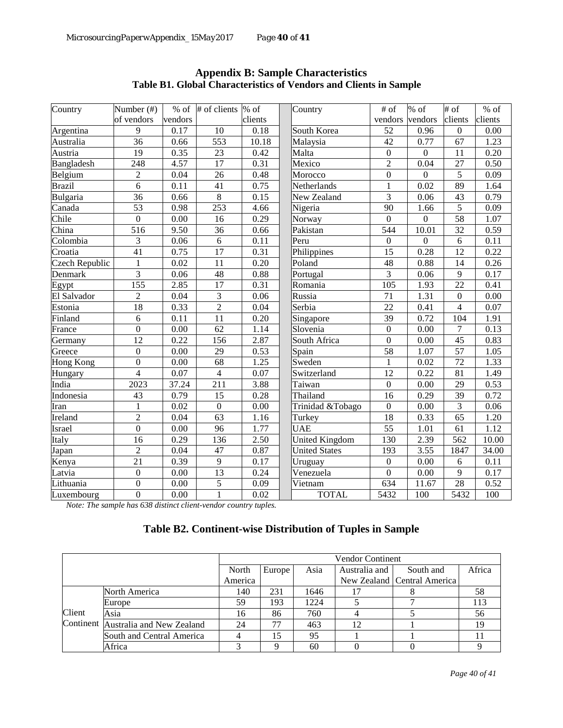## Appendix B: Sample Characteristics

### Table B1. Global Characteristics of Vendors and Clients in Sample

| Country | Number (#) of vendors | % of vendors | # of clients | % of clients | Country | # of vendors | % of vendors | # of clients | % of clients |
|---|---|---|---|---|---|---|---|---|---|
| Argentina | 9 | 0.17 | 10 | 0.18 | South Korea | 52 | 0.96 | 0 | 0.00 |
| Australia | 36 | 0.66 | 553 | 10.18 | Malaysia | 42 | 0.77 | 67 | 1.23 |
| Austria | 19 | 0.35 | 23 | 0.42 | Malta | 0 | 0 | 11 | 0.20 |
| Bangladesh | 248 | 4.57 | 17 | 0.31 | Mexico | 2 | 0.04 | 27 | 0.50 |
| Belgium | 2 | 0.04 | 26 | 0.48 | Morocco | 0 | 0 | 5 | 0.09 |
| Brazil | 6 | 0.11 | 41 | 0.75 | Netherlands | 1 | 0.02 | 89 | 1.64 |
| Bulgaria | 36 | 0.66 | 8 | 0.15 | New Zealand | 3 | 0.06 | 43 | 0.79 |
| Canada | 53 | 0.98 | 253 | 4.66 | Nigeria | 90 | 1.66 | 5 | 0.09 |
| Chile | 0 | 0.00 | 16 | 0.29 | Norway | 0 | 0 | 58 | 1.07 |
| China | 516 | 9.50 | 36 | 0.66 | Pakistan | 544 | 10.01 | 32 | 0.59 |
| Colombia | 3 | 0.06 | 6 | 0.11 | Peru | 0 | 0 | 6 | 0.11 |
| Croatia | 41 | 0.75 | 17 | 0.31 | Philippines | 15 | 0.28 | 12 | 0.22 |
| Czech Republic | 1 | 0.02 | 11 | 0.20 | Poland | 48 | 0.88 | 14 | 0.26 |
| Denmark | 3 | 0.06 | 48 | 0.88 | Portugal | 3 | 0.06 | 9 | 0.17 |
| Egypt | 155 | 2.85 | 17 | 0.31 | Romania | 105 | 1.93 | 22 | 0.41 |
| El Salvador | 2 | 0.04 | 3 | 0.06 | Russia | 71 | 1.31 | 0 | 0.00 |
| Estonia | 18 | 0.33 | 2 | 0.04 | Serbia | 22 | 0.41 | 4 | 0.07 |
| Finland | 6 | 0.11 | 11 | 0.20 | Singapore | 39 | 0.72 | 104 | 1.91 |
| France | 0 | 0.00 | 62 | 1.14 | Slovenia | 0 | 0.00 | 7 | 0.13 |
| Germany | 12 | 0.22 | 156 | 2.87 | South Africa | 0 | 0.00 | 45 | 0.83 |
| Greece | 0 | 0.00 | 29 | 0.53 | Spain | 58 | 1.07 | 57 | 1.05 |
| Hong Kong | 0 | 0.00 | 68 | 1.25 | Sweden | 1 | 0.02 | 72 | 1.33 |
| Hungary | 4 | 0.07 | 4 | 0.07 | Switzerland | 12 | 0.22 | 81 | 1.49 |
| India | 2023 | 37.24 | 211 | 3.88 | Taiwan | 0 | 0.00 | 29 | 0.53 |
| Indonesia | 43 | 0.79 | 15 | 0.28 | Thailand | 16 | 0.29 | 39 | 0.72 |
| Iran | 1 | 0.02 | 0 | 0.00 | Trinidad &Tobago | 0 | 0.00 | 3 | 0.06 |
| Ireland | 2 | 0.04 | 63 | 1.16 | Turkey | 18 | 0.33 | 65 | 1.20 |
| Israel | 0 | 0.00 | 96 | 1.77 | UAE | 55 | 1.01 | 61 | 1.12 |
| Italy | 16 | 0.29 | 136 | 2.50 | United Kingdom | 130 | 2.39 | 562 | 10.00 |
| Japan | 2 | 0.04 | 47 | 0.87 | United States | 193 | 3.55 | 1847 | 34.00 |
| Kenya | 21 | 0.39 | 9 | 0.17 | Uruguay | 0 | 0.00 | 6 | 0.11 |
| Latvia | 0 | 0.00 | 13 | 0.24 | Venezuela | 0 | 0.00 | 9 | 0.17 |
| Lithuania | 0 | 0.00 | 5 | 0.09 | Vietnam | 634 | 11.67 | 28 | 0.52 |
| Luxembourg | 0 | 0.00 | 1 | 0.02 | TOTAL | 5432 | 100 | 5432 | 100 |

*Note: The sample has 638 distinct client-vendor country tuples.*

### Table B2. Continent-wise Distribution of Tuples in Sample

| | | Vendor Continent | | | | | |
|---|---|---|---|---|---|---|---|
| | | North America | Europe | Asia | Australia and New Zealand | South and Central America | Africa |
| Client Continent | North America | 140 | 231 | 1646 | 17 | 8 | 58 |
| | Europe | 59 | 193 | 1224 | 5 | 7 | 113 |
| | Asia | 16 | 86 | 760 | 4 | 5 | 56 |
| | Australia and New Zealand | 24 | 77 | 463 | 12 | 1 | 19 |
| | South and Central America | 4 | 15 | 95 | 1 | 1 | 11 |
| | Africa | 3 | 9 | 60 | 0 | 0 | 9 |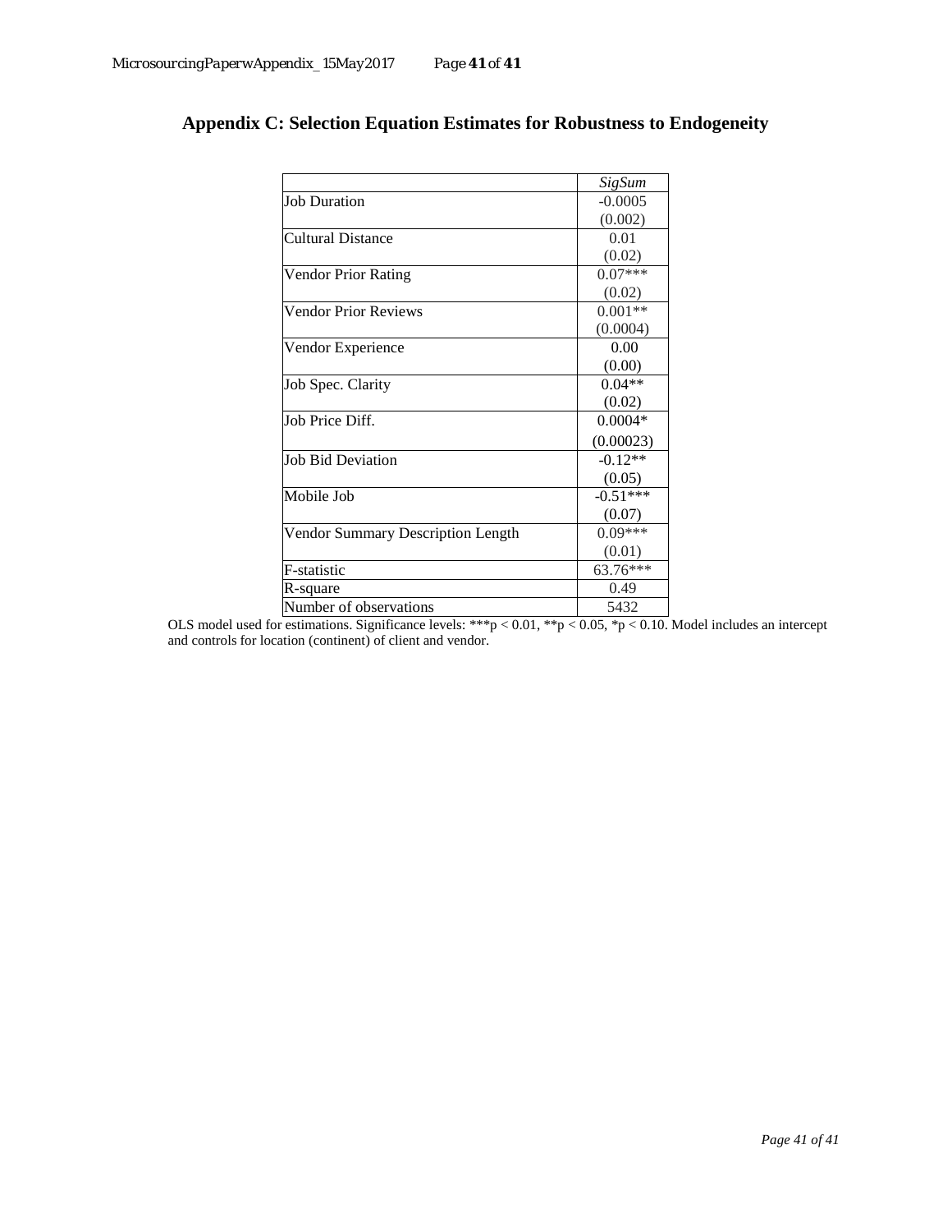## Appendix C: Selection Equation Estimates for Robustness to Endogeneity

| | *SigSum* |
|---|---|
| Job Duration | -0.0005 |
| | (0.002) |
| Cultural Distance | 0.01 |
| | (0.02) |
| Vendor Prior Rating | 0.07*** |
| | (0.02) |
| Vendor Prior Reviews | 0.001** |
| | (0.0004) |
| Vendor Experience | 0.00 |
| | (0.00) |
| Job Spec. Clarity | 0.04** |
| | (0.02) |
| Job Price Diff. | 0.0004* |
| | (0.00023) |
| Job Bid Deviation | -0.12** |
| | (0.05) |
| Mobile Job | -0.51*** |
| | (0.07) |
| Vendor Summary Description Length | 0.09*** |
| | (0.01) |
| F-statistic | 63.76*** |
| R-square | 0.49 |
| Number of observations | 5432 |

OLS model used for estimations. Significance levels: ***$p < 0.01$, **$p < 0.05$, *$p < 0.10$. Model includes an intercept and controls for location (continent) of client and vendor.